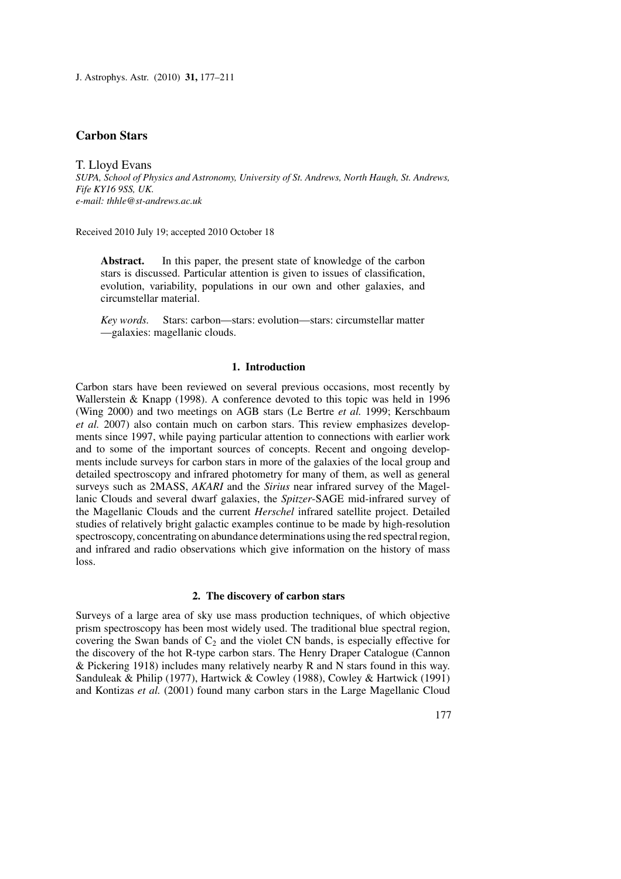# Carbon Stars

T. Lloyd Evans

*SUPA, School of Physics and Astronomy, University of St. Andrews, North Haugh, St. Andrews, Fife KY16 9SS, UK.*
*e-mail: thhle@st-andrews.ac.uk*

Received 2010 July 19; accepted 2010 October 18

**Abstract.** In this paper, the present state of knowledge of the carbon stars is discussed. Particular attention is given to issues of classification, evolution, variability, populations in our own and other galaxies, and circumstellar material.

*Key words.* Stars: carbon—stars: evolution—stars: circumstellar matter—galaxies: magellanic clouds.

## 1. Introduction

Carbon stars have been reviewed on several previous occasions, most recently by Wallerstein & Knapp (1998). A conference devoted to this topic was held in 1996 (Wing 2000) and two meetings on AGB stars (Le Bertre *et al.* 1999; Kerschbaum *et al.* 2007) also contain much on carbon stars. This review emphasizes developments since 1997, while paying particular attention to connections with earlier work and to some of the important sources of concepts. Recent and ongoing developments include surveys for carbon stars in more of the galaxies of the local group and detailed spectroscopy and infrared photometry for many of them, as well as general surveys such as 2MASS, *AKARI* and the *Sirius* near infrared survey of the Magellanic Clouds and several dwarf galaxies, the *Spitzer*-SAGE mid-infrared survey of the Magellanic Clouds and the current *Herschel* infrared satellite project. Detailed studies of relatively bright galactic examples continue to be made by high-resolution spectroscopy, concentrating on abundance determinations using the red spectral region, and infrared and radio observations which give information on the history of mass loss.

## 2. The discovery of carbon stars

Surveys of a large area of sky use mass production techniques, of which objective prism spectroscopy has been most widely used. The traditional blue spectral region, covering the Swan bands of $C_2$ and the violet CN bands, is especially effective for the discovery of the hot R-type carbon stars. The Henry Draper Catalogue (Cannon & Pickering 1918) includes many relatively nearby R and N stars found in this way. Sanduleak & Philip (1977), Hartwick & Cowley (1988), Cowley & Hartwick (1991) and Kontizas *et al.* (2001) found many carbon stars in the Large Magellanic Cloud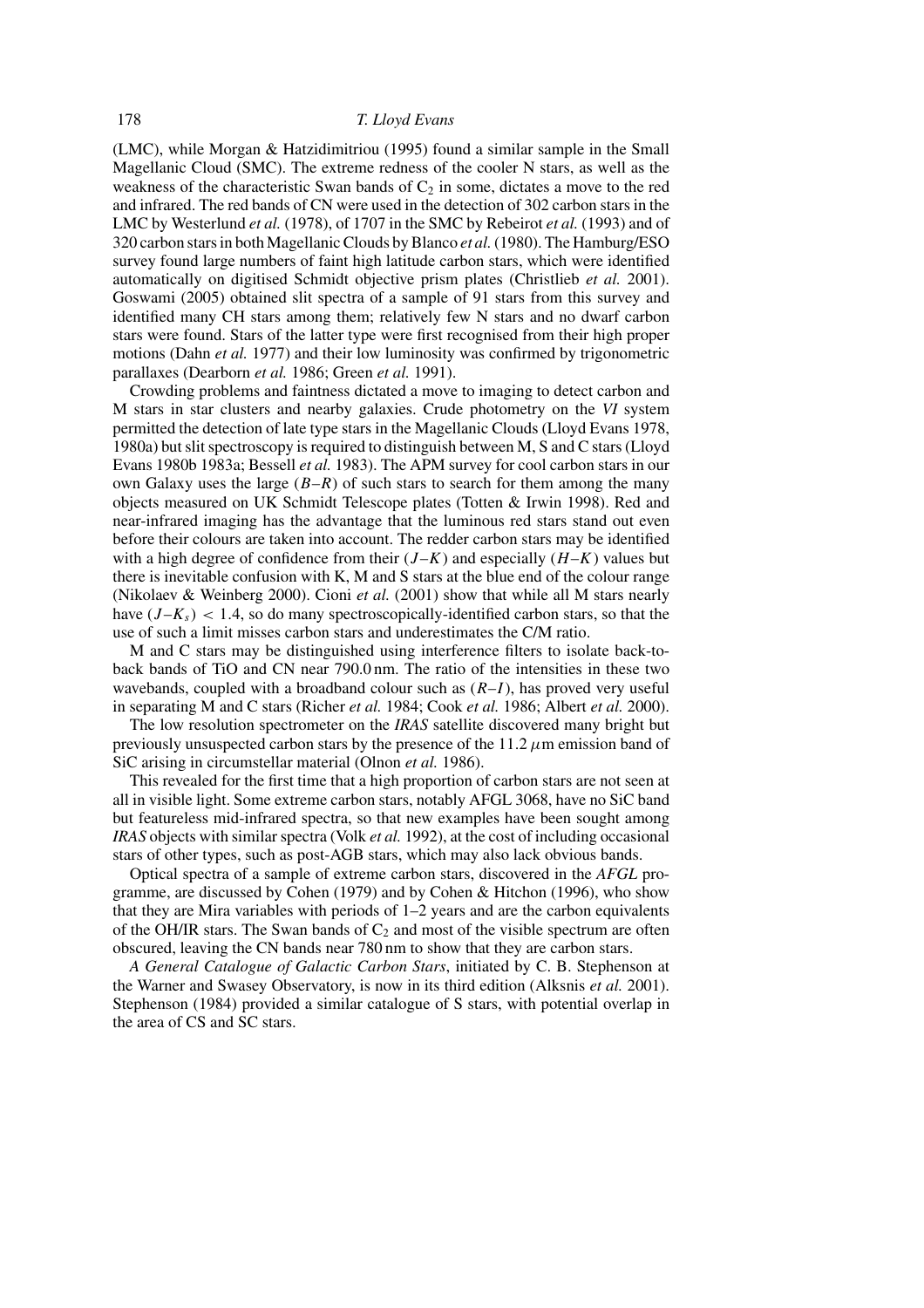(LMC), while Morgan & Hatzidimitriou (1995) found a similar sample in the Small Magellanic Cloud (SMC). The extreme redness of the cooler N stars, as well as the weakness of the characteristic Swan bands of $C_2$ in some, dictates a move to the red and infrared. The red bands of CN were used in the detection of 302 carbon stars in the LMC by Westerlund *et al.* (1978), of 1707 in the SMC by Rebeirot *et al.* (1993) and of 320 carbon stars in both Magellanic Clouds by Blanco *et al.* (1980). The Hamburg/ESO survey found large numbers of faint high latitude carbon stars, which were identified automatically on digitised Schmidt objective prism plates (Christlieb *et al.* 2001). Goswami (2005) obtained slit spectra of a sample of 91 stars from this survey and identified many CH stars among them; relatively few N stars and no dwarf carbon stars were found. Stars of the latter type were first recognised from their high proper motions (Dahn *et al.* 1977) and their low luminosity was confirmed by trigonometric parallaxes (Dearborn *et al.* 1986; Green *et al.* 1991).

Crowding problems and faintness dictated a move to imaging to detect carbon and M stars in star clusters and nearby galaxies. Crude photometry on the *VI* system permitted the detection of late type stars in the Magellanic Clouds (Lloyd Evans 1978, 1980a) but slit spectroscopy is required to distinguish between M, S and C stars (Lloyd Evans 1980b 1983a; Bessell *et al.* 1983). The APM survey for cool carbon stars in our own Galaxy uses the large $(B–R)$ of such stars to search for them among the many objects measured on UK Schmidt Telescope plates (Totten & Irwin 1998). Red and near-infrared imaging has the advantage that the luminous red stars stand out even before their colours are taken into account. The redder carbon stars may be identified with a high degree of confidence from their $(J–K)$ and especially $(H–K)$ values but there is inevitable confusion with K, M and S stars at the blue end of the colour range (Nikolaev & Weinberg 2000). Cioni *et al.* (2001) show that while all M stars nearly have $(J–K_s) < 1.4$, so do many spectroscopically-identified carbon stars, so that the use of such a limit misses carbon stars and underestimates the C/M ratio.

M and C stars may be distinguished using interference filters to isolate back-to-back bands of TiO and CN near 790.0 nm. The ratio of the intensities in these two wavebands, coupled with a broadband colour such as $(R–I)$, has proved very useful in separating M and C stars (Richer *et al.* 1984; Cook *et al.* 1986; Albert *et al.* 2000).

The low resolution spectrometer on the *IRAS* satellite discovered many bright but previously unsuspected carbon stars by the presence of the 11.2 $\mu$m emission band of SiC arising in circumstellar material (Olnon *et al.* 1986).

This revealed for the first time that a high proportion of carbon stars are not seen at all in visible light. Some extreme carbon stars, notably AFGL 3068, have no SiC band but featureless mid-infrared spectra, so that new examples have been sought among *IRAS* objects with similar spectra (Volk *et al.* 1992), at the cost of including occasional stars of other types, such as post-AGB stars, which may also lack obvious bands.

Optical spectra of a sample of extreme carbon stars, discovered in the *AFGL* programme, are discussed by Cohen (1979) and by Cohen & Hitchon (1996), who show that they are Mira variables with periods of 1–2 years and are the carbon equivalents of the OH/IR stars. The Swan bands of $C_2$ and most of the visible spectrum are often obscured, leaving the CN bands near 780 nm to show that they are carbon stars.

*A General Catalogue of Galactic Carbon Stars*, initiated by C. B. Stephenson at the Warner and Swasey Observatory, is now in its third edition (Alksnis *et al.* 2001). Stephenson (1984) provided a similar catalogue of S stars, with potential overlap in the area of CS and SC stars.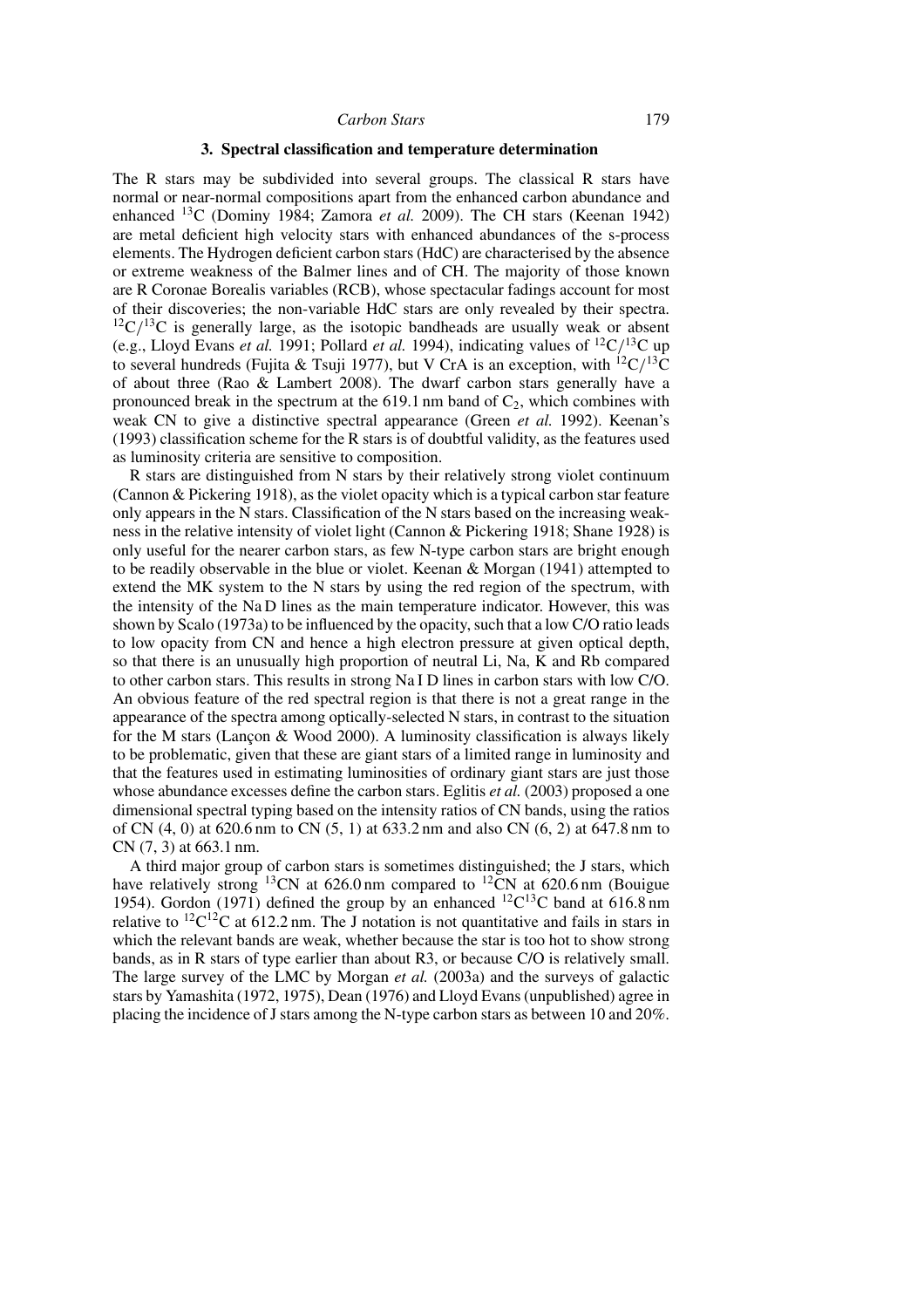## 3. Spectral classification and temperature determination

The R stars may be subdivided into several groups. The classical R stars have normal or near-normal compositions apart from the enhanced carbon abundance and enhanced $^{13}$C (Dominy 1984; Zamora *et al.* 2009). The CH stars (Keenan 1942) are metal deficient high velocity stars with enhanced abundances of the s-process elements. The Hydrogen deficient carbon stars (HdC) are characterised by the absence or extreme weakness of the Balmer lines and of CH. The majority of those known are R Coronae Borealis variables (RCB), whose spectacular fadings account for most of their discoveries; the non-variable HdC stars are only revealed by their spectra. $^{12}$C/$^{13}$C is generally large, as the isotopic bandheads are usually weak or absent (e.g., Lloyd Evans *et al.* 1991; Pollard *et al.* 1994), indicating values of $^{12}$C/$^{13}$C up to several hundreds (Fujita & Tsuji 1977), but V CrA is an exception, with $^{12}$C/$^{13}$C of about three (Rao & Lambert 2008). The dwarf carbon stars generally have a pronounced break in the spectrum at the 619.1 nm band of $C_2$, which combines with weak CN to give a distinctive spectral appearance (Green *et al.* 1992). Keenan's (1993) classification scheme for the R stars is of doubtful validity, as the features used as luminosity criteria are sensitive to composition.

R stars are distinguished from N stars by their relatively strong violet continuum (Cannon & Pickering 1918), as the violet opacity which is a typical carbon star feature only appears in the N stars. Classification of the N stars based on the increasing weakness in the relative intensity of violet light (Cannon & Pickering 1918; Shane 1928) is only useful for the nearer carbon stars, as few N-type carbon stars are bright enough to be readily observable in the blue or violet. Keenan & Morgan (1941) attempted to extend the MK system to the N stars by using the red region of the spectrum, with the intensity of the Na D lines as the main temperature indicator. However, this was shown by Scalo (1973a) to be influenced by the opacity, such that a low C/O ratio leads to low opacity from CN and hence a high electron pressure at given optical depth, so that there is an unusually high proportion of neutral Li, Na, K and Rb compared to other carbon stars. This results in strong Na I D lines in carbon stars with low C/O. An obvious feature of the red spectral region is that there is not a great range in the appearance of the spectra among optically-selected N stars, in contrast to the situation for the M stars (Lançon & Wood 2000). A luminosity classification is always likely to be problematic, given that these are giant stars of a limited range in luminosity and that the features used in estimating luminosities of ordinary giant stars are just those whose abundance excesses define the carbon stars. Eglitis *et al.* (2003) proposed a one dimensional spectral typing based on the intensity ratios of CN bands, using the ratios of CN (4, 0) at 620.6 nm to CN (5, 1) at 633.2 nm and also CN (6, 2) at 647.8 nm to CN (7, 3) at 663.1 nm.

A third major group of carbon stars is sometimes distinguished; the J stars, which have relatively strong $^{13}$CN at 626.0 nm compared to $^{12}$CN at 620.6 nm (Bouigue 1954). Gordon (1971) defined the group by an enhanced $^{12}$C$^{13}$C band at 616.8 nm relative to $^{12}$C$^{12}$C at 612.2 nm. The J notation is not quantitative and fails in stars in which the relevant bands are weak, whether because the star is too hot to show strong bands, as in R stars of type earlier than about R3, or because C/O is relatively small. The large survey of the LMC by Morgan *et al.* (2003a) and the surveys of galactic stars by Yamashita (1972, 1975), Dean (1976) and Lloyd Evans (unpublished) agree in placing the incidence of J stars among the N-type carbon stars as between 10 and 20%.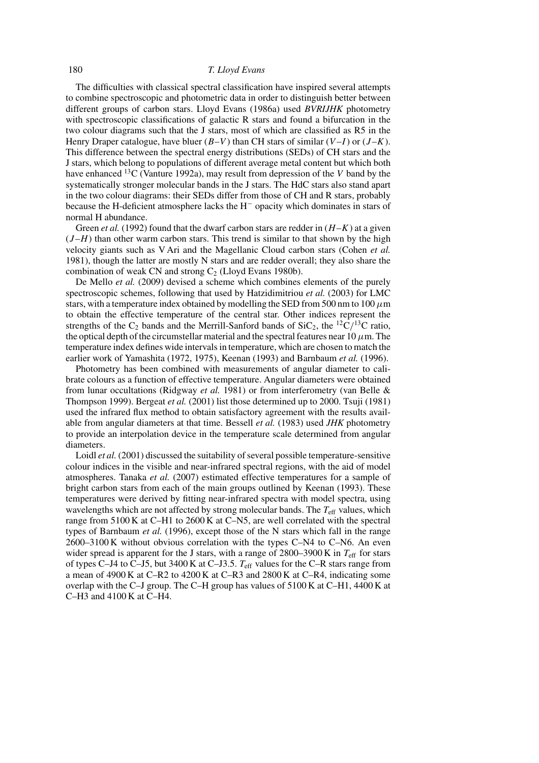The difficulties with classical spectral classification have inspired several attempts to combine spectroscopic and photometric data in order to distinguish better between different groups of carbon stars. Lloyd Evans (1986a) used *BVRIJHK* photometry with spectroscopic classifications of galactic R stars and found a bifurcation in the two colour diagrams such that the J stars, most of which are classified as R5 in the Henry Draper catalogue, have bluer $(B-V)$ than CH stars of similar $(V-I)$ or $(J-K)$. This difference between the spectral energy distributions (SEDs) of CH stars and the J stars, which belong to populations of different average metal content but which both have enhanced $^{13}C$ (Vanture 1992a), may result from depression of the *V* band by the systematically stronger molecular bands in the J stars. The HdC stars also stand apart in the two colour diagrams: their SEDs differ from those of CH and R stars, probably because the H-deficient atmosphere lacks the $H^-$ opacity which dominates in stars of normal H abundance.

Green *et al.* (1992) found that the dwarf carbon stars are redder in $(H-K)$ at a given $(J-H)$ than other warm carbon stars. This trend is similar to that shown by the high velocity giants such as V Ari and the Magellanic Cloud carbon stars (Cohen *et al.* 1981), though the latter are mostly N stars and are redder overall; they also share the combination of weak CN and strong $C_2$ (Lloyd Evans 1980b).

De Mello *et al.* (2009) devised a scheme which combines elements of the purely spectroscopic schemes, following that used by Hatzidimitriou *et al.* (2003) for LMC stars, with a temperature index obtained by modelling the SED from 500 nm to 100 $\mu$m to obtain the effective temperature of the central star. Other indices represent the strengths of the $C_2$ bands and the Merrill-Sanford bands of $SiC_2$, the $^{12}C/^{13}C$ ratio, the optical depth of the circumstellar material and the spectral features near 10 $\mu$m. The temperature index defines wide intervals in temperature, which are chosen to match the earlier work of Yamashita (1972, 1975), Keenan (1993) and Barnbaum *et al.* (1996).

Photometry has been combined with measurements of angular diameter to calibrate colours as a function of effective temperature. Angular diameters were obtained from lunar occultations (Ridgway *et al.* 1981) or from interferometry (van Belle & Thompson 1999). Bergeat *et al.* (2001) list those determined up to 2000. Tsuji (1981) used the infrared flux method to obtain satisfactory agreement with the results available from angular diameters at that time. Bessell *et al.* (1983) used *JHK* photometry to provide an interpolation device in the temperature scale determined from angular diameters.

Loidl *et al.* (2001) discussed the suitability of several possible temperature-sensitive colour indices in the visible and near-infrared spectral regions, with the aid of model atmospheres. Tanaka *et al.* (2007) estimated effective temperatures for a sample of bright carbon stars from each of the main groups outlined by Keenan (1993). These temperatures were derived by fitting near-infrared spectra with model spectra, using wavelengths which are not affected by strong molecular bands. The $T_{\rm eff}$ values, which range from 5100 K at C–H1 to 2600 K at C–N5, are well correlated with the spectral types of Barnbaum *et al.* (1996), except those of the N stars which fall in the range 2600–3100 K without obvious correlation with the types C–N4 to C–N6. An even wider spread is apparent for the J stars, with a range of 2800–3900 K in $T_{\rm eff}$ for stars of types C–J4 to C–J5, but 3400 K at C–J3.5. $T_{\rm eff}$ values for the C–R stars range from a mean of 4900 K at C–R2 to 4200 K at C–R3 and 2800 K at C–R4, indicating some overlap with the C–J group. The C–H group has values of 5100 K at C–H1, 4400 K at C–H3 and 4100 K at C–H4.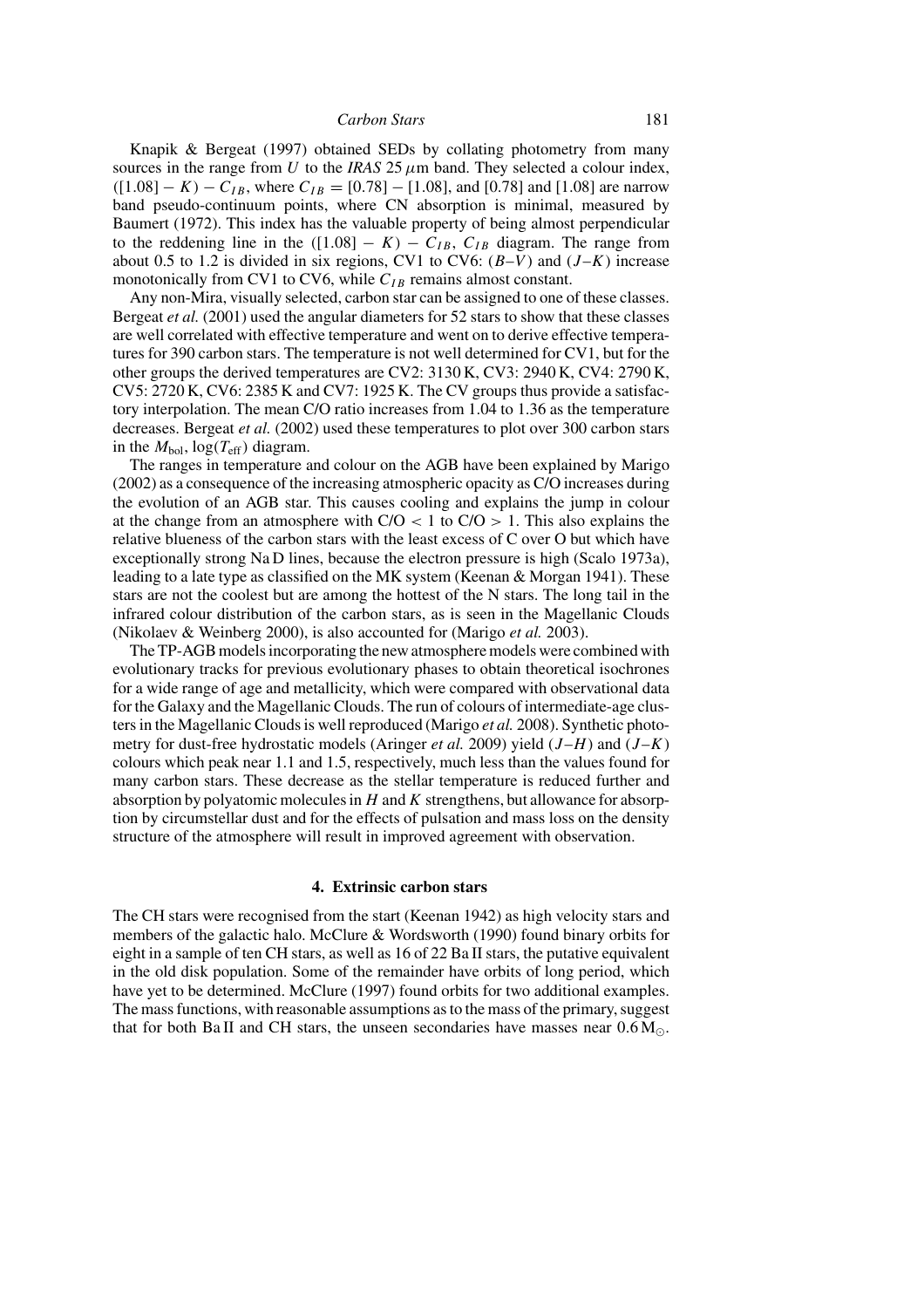Knapik & Bergeat (1997) obtained SEDs by collating photometry from many sources in the range from $U$ to the *IRAS* 25 $\mu$m band. They selected a colour index, $([1.08] - K) - C_{IB}$, where $C_{IB} = [0.78] - [1.08]$, and [0.78] and [1.08] are narrow band pseudo-continuum points, where CN absorption is minimal, measured by Baumert (1972). This index has the valuable property of being almost perpendicular to the reddening line in the $([1.08] - K) - C_{IB}$, $C_{IB}$ diagram. The range from about 0.5 to 1.2 is divided in six regions, CV1 to CV6: $(B–V)$ and $(J–K)$ increase monotonically from CV1 to CV6, while $C_{IB}$ remains almost constant.

Any non-Mira, visually selected, carbon star can be assigned to one of these classes. Bergeat *et al.* (2001) used the angular diameters for 52 stars to show that these classes are well correlated with effective temperature and went on to derive effective temperatures for 390 carbon stars. The temperature is not well determined for CV1, but for the other groups the derived temperatures are CV2: 3130 K, CV3: 2940 K, CV4: 2790 K, CV5: 2720 K, CV6: 2385 K and CV7: 1925 K. The CV groups thus provide a satisfactory interpolation. The mean C/O ratio increases from 1.04 to 1.36 as the temperature decreases. Bergeat *et al.* (2002) used these temperatures to plot over 300 carbon stars in the $M_{\rm bol}$, $\log(T_{\rm eff})$ diagram.

The ranges in temperature and colour on the AGB have been explained by Marigo (2002) as a consequence of the increasing atmospheric opacity as C/O increases during the evolution of an AGB star. This causes cooling and explains the jump in colour at the change from an atmosphere with C/O $< 1$ to C/O $> 1$. This also explains the relative blueness of the carbon stars with the least excess of C over O but which have exceptionally strong Na D lines, because the electron pressure is high (Scalo 1973a), leading to a late type as classified on the MK system (Keenan & Morgan 1941). These stars are not the coolest but are among the hottest of the N stars. The long tail in the infrared colour distribution of the carbon stars, as is seen in the Magellanic Clouds (Nikolaev & Weinberg 2000), is also accounted for (Marigo *et al.* 2003).

The TP-AGB models incorporating the new atmosphere models were combined with evolutionary tracks for previous evolutionary phases to obtain theoretical isochrones for a wide range of age and metallicity, which were compared with observational data for the Galaxy and the Magellanic Clouds. The run of colours of intermediate-age clusters in the Magellanic Clouds is well reproduced (Marigo *et al.* 2008). Synthetic photometry for dust-free hydrostatic models (Aringer *et al.* 2009) yield $(J–H)$ and $(J–K)$ colours which peak near 1.1 and 1.5, respectively, much less than the values found for many carbon stars. These decrease as the stellar temperature is reduced further and absorption by polyatomic molecules in $H$ and $K$ strengthens, but allowance for absorption by circumstellar dust and for the effects of pulsation and mass loss on the density structure of the atmosphere will result in improved agreement with observation.

## 4. Extrinsic carbon stars

The CH stars were recognised from the start (Keenan 1942) as high velocity stars and members of the galactic halo. McClure & Wordsworth (1990) found binary orbits for eight in a sample of ten CH stars, as well as 16 of 22 Ba II stars, the putative equivalent in the old disk population. Some of the remainder have orbits of long period, which have yet to be determined. McClure (1997) found orbits for two additional examples. The mass functions, with reasonable assumptions as to the mass of the primary, suggest that for both Ba II and CH stars, the unseen secondaries have masses near 0.6 $M_{\odot}$.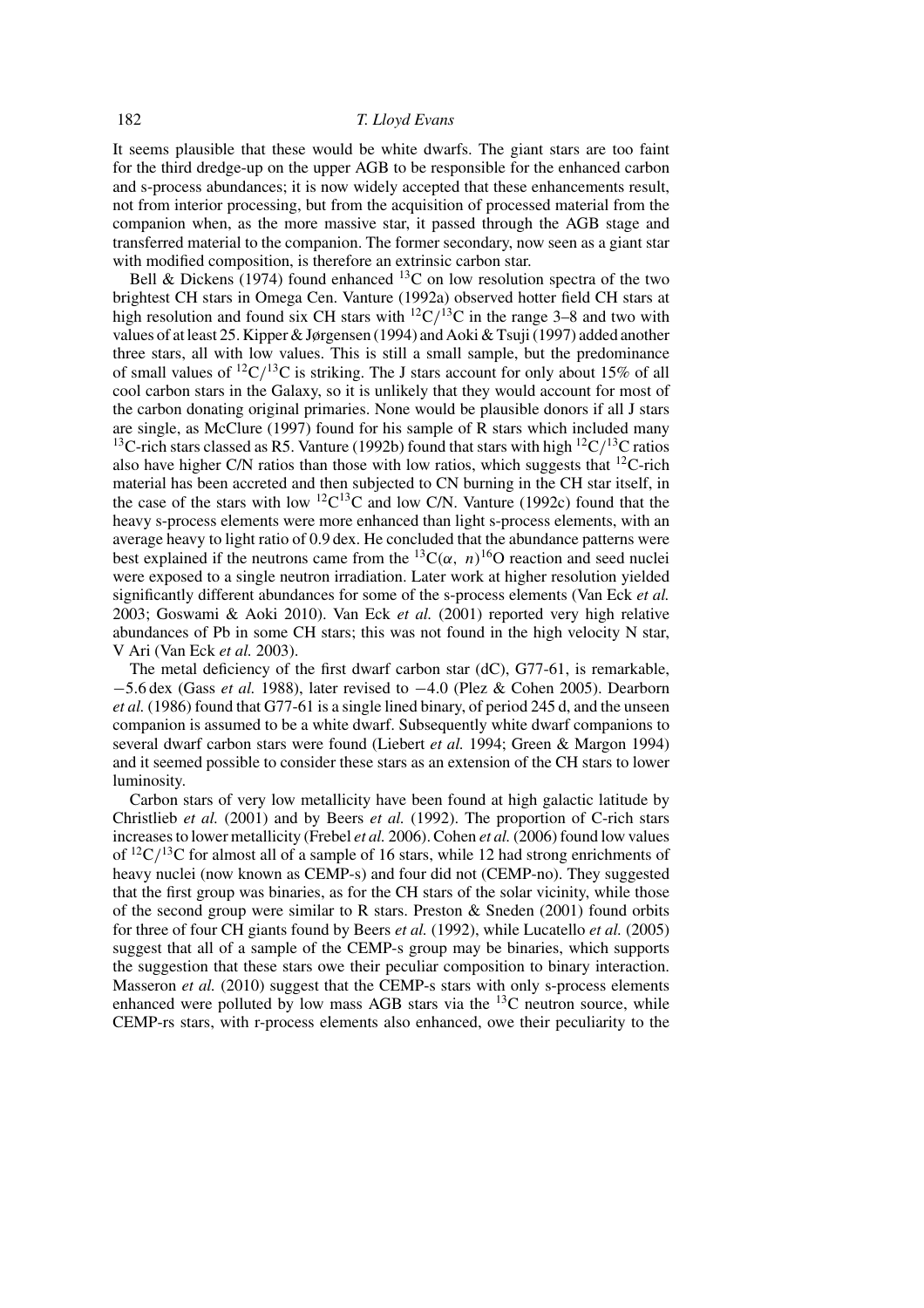It seems plausible that these would be white dwarfs. The giant stars are too faint for the third dredge-up on the upper AGB to be responsible for the enhanced carbon and s-process abundances; it is now widely accepted that these enhancements result, not from interior processing, but from the acquisition of processed material from the companion when, as the more massive star, it passed through the AGB stage and transferred material to the companion. The former secondary, now seen as a giant star with modified composition, is therefore an extrinsic carbon star.

Bell & Dickens (1974) found enhanced $^{13}$C on low resolution spectra of the two brightest CH stars in Omega Cen. Vanture (1992a) observed hotter field CH stars at high resolution and found six CH stars with $^{12}$C/$^{13}$C in the range 3–8 and two with values of at least 25. Kipper & Jørgensen (1994) and Aoki & Tsuji (1997) added another three stars, all with low values. This is still a small sample, but the predominance of small values of $^{12}$C/$^{13}$C is striking. The J stars account for only about 15% of all cool carbon stars in the Galaxy, so it is unlikely that they would account for most of the carbon donating original primaries. None would be plausible donors if all J stars are single, as McClure (1997) found for his sample of R stars which included many $^{13}$C-rich stars classed as R5. Vanture (1992b) found that stars with high $^{12}$C/$^{13}$C ratios also have higher C/N ratios than those with low ratios, which suggests that $^{12}$C-rich material has been accreted and then subjected to CN burning in the CH star itself, in the case of the stars with low $^{12}$C$^{13}$C and low C/N. Vanture (1992c) found that the heavy s-process elements were more enhanced than light s-process elements, with an average heavy to light ratio of 0.9 dex. He concluded that the abundance patterns were best explained if the neutrons came from the $^{13}$C($\alpha$, $n$)$^{16}$O reaction and seed nuclei were exposed to a single neutron irradiation. Later work at higher resolution yielded significantly different abundances for some of the s-process elements (Van Eck *et al.* 2003; Goswami & Aoki 2010). Van Eck *et al.* (2001) reported very high relative abundances of Pb in some CH stars; this was not found in the high velocity N star, V Ari (Van Eck *et al.* 2003).

The metal deficiency of the first dwarf carbon star (dC), G77-61, is remarkable, −5.6 dex (Gass *et al.* 1988), later revised to −4.0 (Plez & Cohen 2005). Dearborn *et al.* (1986) found that G77-61 is a single lined binary, of period 245 d, and the unseen companion is assumed to be a white dwarf. Subsequently white dwarf companions to several dwarf carbon stars were found (Liebert *et al.* 1994; Green & Margon 1994) and it seemed possible to consider these stars as an extension of the CH stars to lower luminosity.

Carbon stars of very low metallicity have been found at high galactic latitude by Christlieb *et al.* (2001) and by Beers *et al.* (1992). The proportion of C-rich stars increases to lower metallicity (Frebel *et al.* 2006). Cohen *et al.* (2006) found low values of $^{12}$C/$^{13}$C for almost all of a sample of 16 stars, while 12 had strong enrichments of heavy nuclei (now known as CEMP-s) and four did not (CEMP-no). They suggested that the first group was binaries, as for the CH stars of the solar vicinity, while those of the second group were similar to R stars. Preston & Sneden (2001) found orbits for three of four CH giants found by Beers *et al.* (1992), while Lucatello *et al.* (2005) suggest that all of a sample of the CEMP-s group may be binaries, which supports the suggestion that these stars owe their peculiar composition to binary interaction. Masseron *et al.* (2010) suggest that the CEMP-s stars with only s-process elements enhanced were polluted by low mass AGB stars via the $^{13}$C neutron source, while CEMP-rs stars, with r-process elements also enhanced, owe their peculiarity to the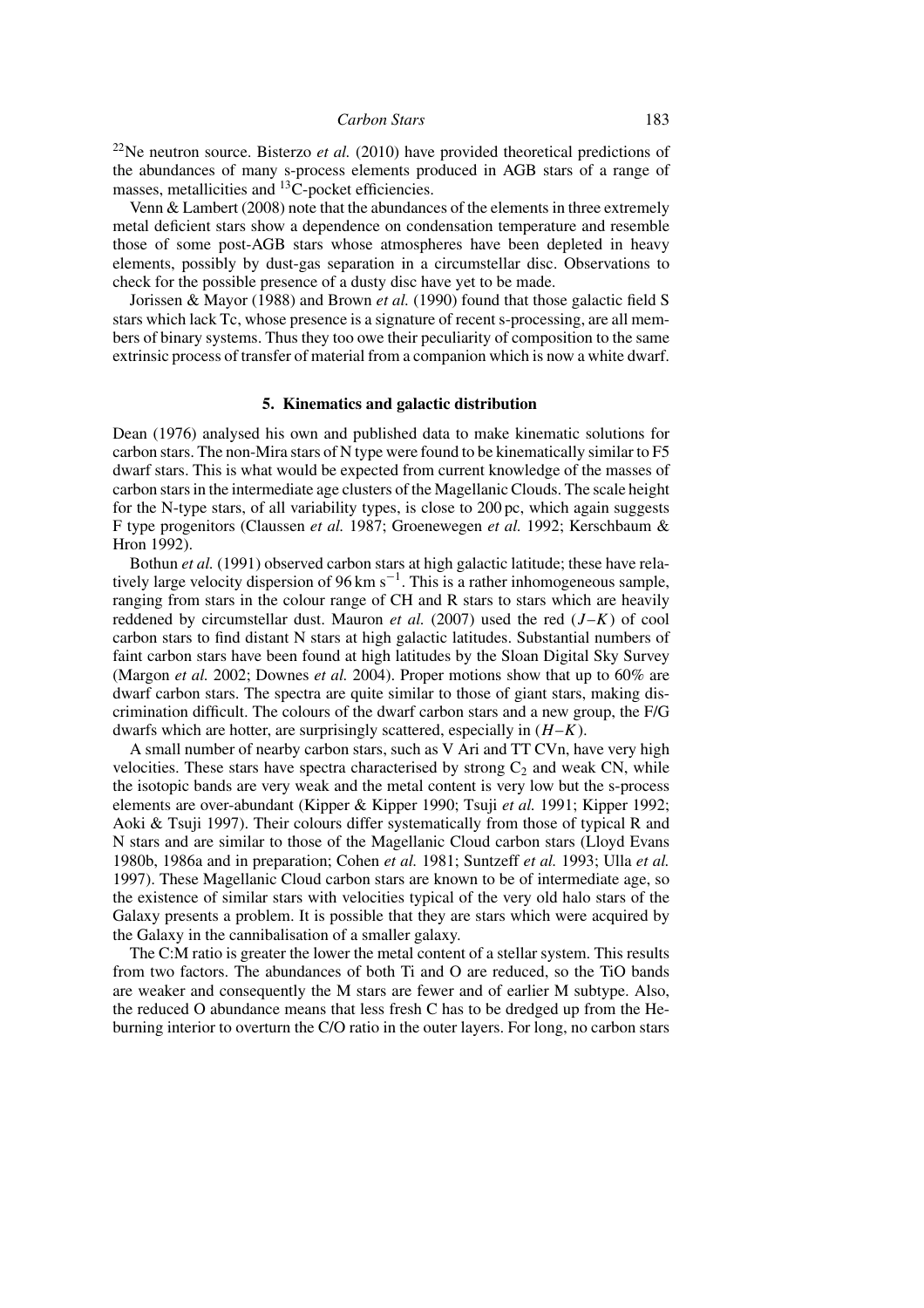$^{22}$Ne neutron source. Bisterzo *et al.* (2010) have provided theoretical predictions of the abundances of many s-process elements produced in AGB stars of a range of masses, metallicities and $^{13}$C-pocket efficiencies.

Venn & Lambert (2008) note that the abundances of the elements in three extremely metal deficient stars show a dependence on condensation temperature and resemble those of some post-AGB stars whose atmospheres have been depleted in heavy elements, possibly by dust-gas separation in a circumstellar disc. Observations to check for the possible presence of a dusty disc have yet to be made.

Jorissen & Mayor (1988) and Brown *et al.* (1990) found that those galactic field S stars which lack Tc, whose presence is a signature of recent s-processing, are all members of binary systems. Thus they too owe their peculiarity of composition to the same extrinsic process of transfer of material from a companion which is now a white dwarf.

## 5. Kinematics and galactic distribution

Dean (1976) analysed his own and published data to make kinematic solutions for carbon stars. The non-Mira stars of N type were found to be kinematically similar to F5 dwarf stars. This is what would be expected from current knowledge of the masses of carbon stars in the intermediate age clusters of the Magellanic Clouds. The scale height for the N-type stars, of all variability types, is close to 200 pc, which again suggests F type progenitors (Claussen *et al.* 1987; Groenewegen *et al.* 1992; Kerschbaum & Hron 1992).

Bothun *et al.* (1991) observed carbon stars at high galactic latitude; these have relatively large velocity dispersion of 96 km s$^{-1}$. This is a rather inhomogeneous sample, ranging from stars in the colour range of CH and R stars to stars which are heavily reddened by circumstellar dust. Mauron *et al.* (2007) used the red $(J–K)$ of cool carbon stars to find distant N stars at high galactic latitudes. Substantial numbers of faint carbon stars have been found at high latitudes by the Sloan Digital Sky Survey (Margon *et al.* 2002; Downes *et al.* 2004). Proper motions show that up to 60% are dwarf carbon stars. The spectra are quite similar to those of giant stars, making discrimination difficult. The colours of the dwarf carbon stars and a new group, the F/G dwarfs which are hotter, are surprisingly scattered, especially in $(H–K)$.

A small number of nearby carbon stars, such as V Ari and TT CVn, have very high velocities. These stars have spectra characterised by strong $C_2$ and weak CN, while the isotopic bands are very weak and the metal content is very low but the s-process elements are over-abundant (Kipper & Kipper 1990; Tsuji *et al.* 1991; Kipper 1992; Aoki & Tsuji 1997). Their colours differ systematically from those of typical R and N stars and are similar to those of the Magellanic Cloud carbon stars (Lloyd Evans 1980b, 1986a and in preparation; Cohen *et al.* 1981; Suntzeff *et al.* 1993; Ulla *et al.* 1997). These Magellanic Cloud carbon stars are known to be of intermediate age, so the existence of similar stars with velocities typical of the very old halo stars of the Galaxy presents a problem. It is possible that they are stars which were acquired by the Galaxy in the cannibalisation of a smaller galaxy.

The C:M ratio is greater the lower the metal content of a stellar system. This results from two factors. The abundances of both Ti and O are reduced, so the TiO bands are weaker and consequently the M stars are fewer and of earlier M subtype. Also, the reduced O abundance means that less fresh C has to be dredged up from the He-burning interior to overturn the C/O ratio in the outer layers. For long, no carbon stars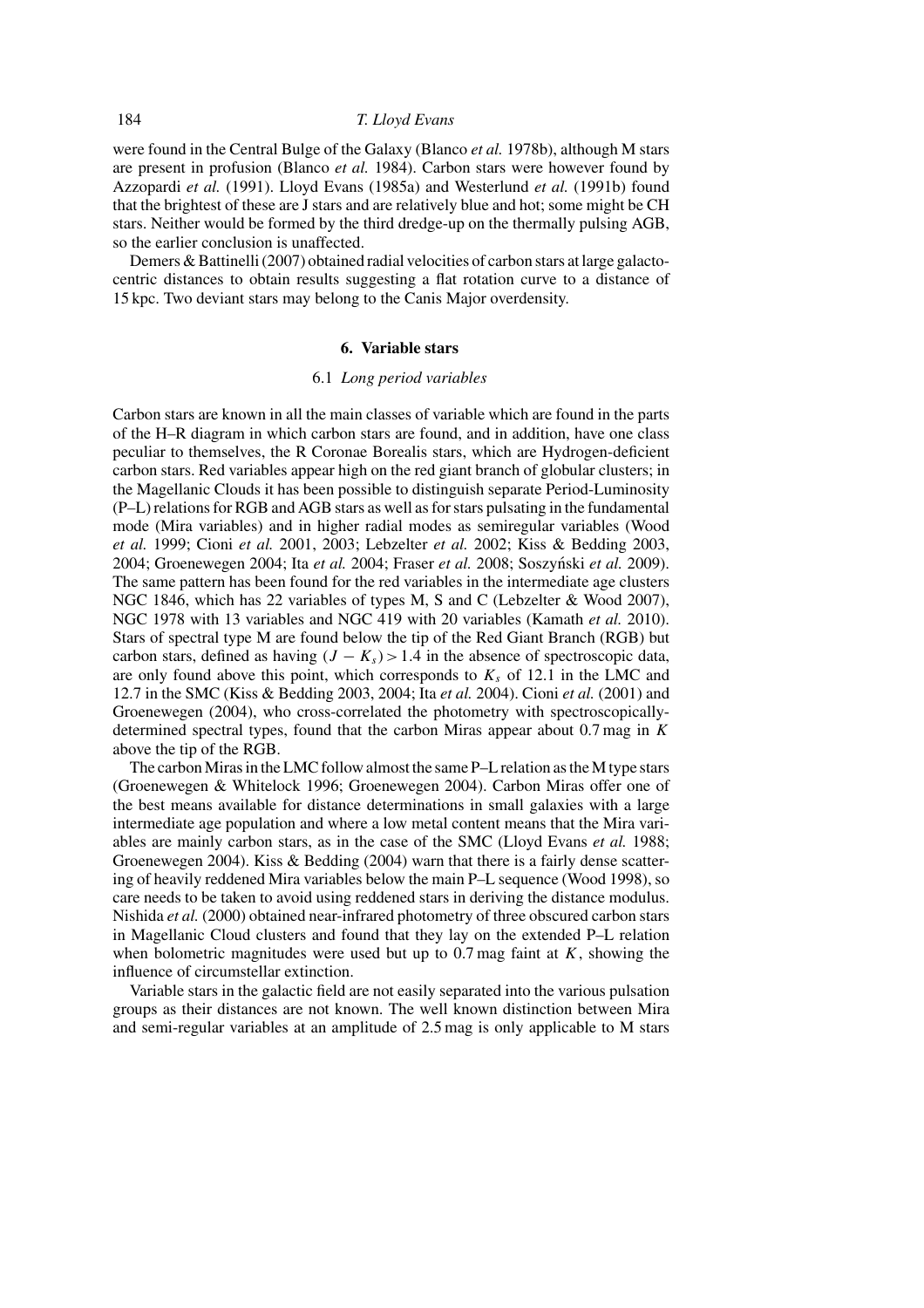were found in the Central Bulge of the Galaxy (Blanco *et al.* 1978b), although M stars are present in profusion (Blanco *et al.* 1984). Carbon stars were however found by Azzopardi *et al.* (1991). Lloyd Evans (1985a) and Westerlund *et al.* (1991b) found that the brightest of these are J stars and are relatively blue and hot; some might be CH stars. Neither would be formed by the third dredge-up on the thermally pulsing AGB, so the earlier conclusion is unaffected.

Demers & Battinelli (2007) obtained radial velocities of carbon stars at large galactocentric distances to obtain results suggesting a flat rotation curve to a distance of 15 kpc. Two deviant stars may belong to the Canis Major overdensity.

## 6. Variable stars

### 6.1 *Long period variables*

Carbon stars are known in all the main classes of variable which are found in the parts of the H–R diagram in which carbon stars are found, and in addition, have one class peculiar to themselves, the R Coronae Borealis stars, which are Hydrogen-deficient carbon stars. Red variables appear high on the red giant branch of globular clusters; in the Magellanic Clouds it has been possible to distinguish separate Period-Luminosity (P–L) relations for RGB and AGB stars as well as for stars pulsating in the fundamental mode (Mira variables) and in higher radial modes as semiregular variables (Wood *et al.* 1999; Cioni *et al.* 2001, 2003; Lebzelter *et al.* 2002; Kiss & Bedding 2003, 2004; Groenewegen 2004; Ita *et al.* 2004; Fraser *et al.* 2008; Soszyński *et al.* 2009). The same pattern has been found for the red variables in the intermediate age clusters NGC 1846, which has 22 variables of types M, S and C (Lebzelter & Wood 2007), NGC 1978 with 13 variables and NGC 419 with 20 variables (Kamath *et al.* 2010). Stars of spectral type M are found below the tip of the Red Giant Branch (RGB) but carbon stars, defined as having $(J - K_s) > 1.4$ in the absence of spectroscopic data, are only found above this point, which corresponds to $K_s$ of 12.1 in the LMC and 12.7 in the SMC (Kiss & Bedding 2003, 2004; Ita *et al.* 2004). Cioni *et al.* (2001) and Groenewegen (2004), who cross-correlated the photometry with spectroscopically-determined spectral types, found that the carbon Miras appear about 0.7 mag in $K$ above the tip of the RGB.

The carbon Miras in the LMC follow almost the same P–L relation as the M type stars (Groenewegen & Whitelock 1996; Groenewegen 2004). Carbon Miras offer one of the best means available for distance determinations in small galaxies with a large intermediate age population and where a low metal content means that the Mira variables are mainly carbon stars, as in the case of the SMC (Lloyd Evans *et al.* 1988; Groenewegen 2004). Kiss & Bedding (2004) warn that there is a fairly dense scattering of heavily reddened Mira variables below the main P–L sequence (Wood 1998), so care needs to be taken to avoid using reddened stars in deriving the distance modulus. Nishida *et al.* (2000) obtained near-infrared photometry of three obscured carbon stars in Magellanic Cloud clusters and found that they lay on the extended P–L relation when bolometric magnitudes were used but up to 0.7 mag faint at $K$, showing the influence of circumstellar extinction.

Variable stars in the galactic field are not easily separated into the various pulsation groups as their distances are not known. The well known distinction between Mira and semi-regular variables at an amplitude of 2.5 mag is only applicable to M stars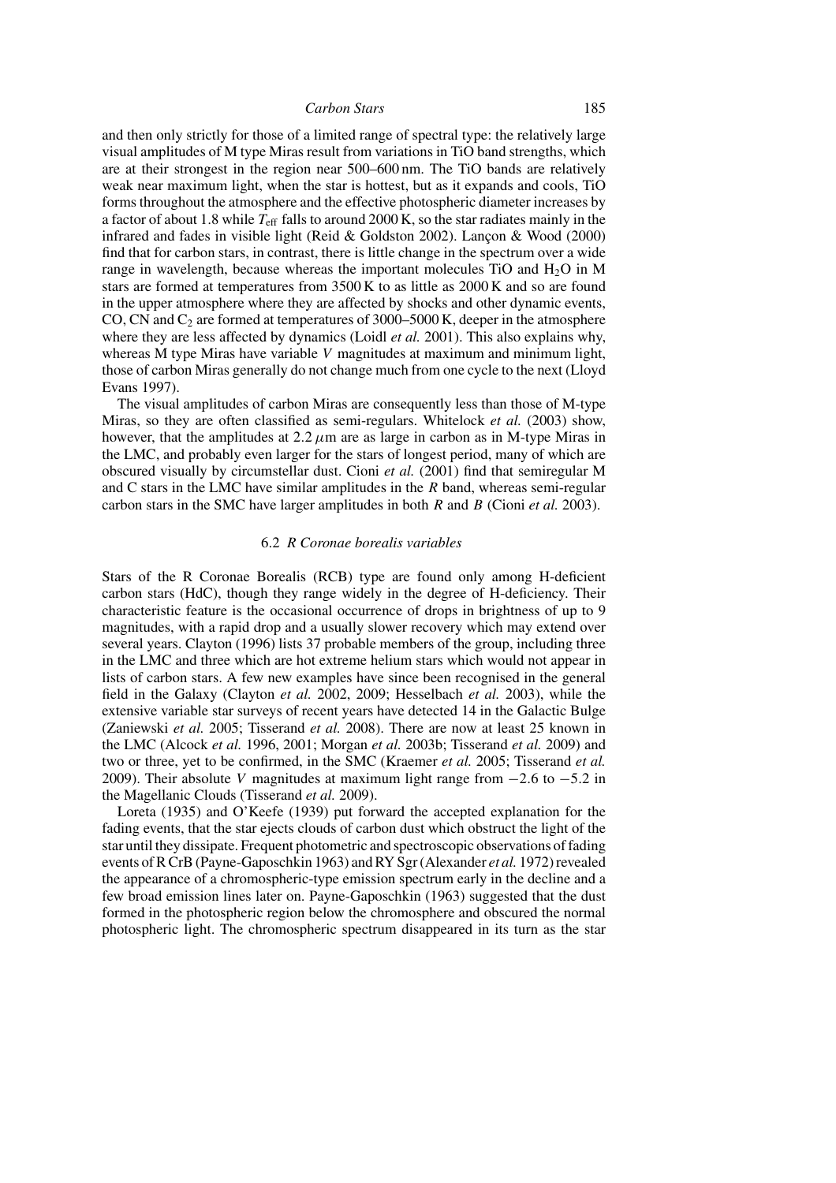and then only strictly for those of a limited range of spectral type: the relatively large visual amplitudes of M type Miras result from variations in TiO band strengths, which are at their strongest in the region near 500–600 nm. The TiO bands are relatively weak near maximum light, when the star is hottest, but as it expands and cools, TiO forms throughout the atmosphere and the effective photospheric diameter increases by a factor of about 1.8 while $T_{\rm eff}$ falls to around 2000 K, so the star radiates mainly in the infrared and fades in visible light (Reid & Goldston 2002). Lançon & Wood (2000) find that for carbon stars, in contrast, there is little change in the spectrum over a wide range in wavelength, because whereas the important molecules TiO and $H_2O$ in M stars are formed at temperatures from 3500 K to as little as 2000 K and so are found in the upper atmosphere where they are affected by shocks and other dynamic events, CO, CN and $C_2$ are formed at temperatures of 3000–5000 K, deeper in the atmosphere where they are less affected by dynamics (Loidl *et al.* 2001). This also explains why, whereas M type Miras have variable $V$ magnitudes at maximum and minimum light, those of carbon Miras generally do not change much from one cycle to the next (Lloyd Evans 1997).

The visual amplitudes of carbon Miras are consequently less than those of M-type Miras, so they are often classified as semi-regulars. Whitelock *et al.* (2003) show, however, that the amplitudes at 2.2 $\mu$m are as large in carbon as in M-type Miras in the LMC, and probably even larger for the stars of longest period, many of which are obscured visually by circumstellar dust. Cioni *et al.* (2001) find that semiregular M and C stars in the LMC have similar amplitudes in the $R$ band, whereas semi-regular carbon stars in the SMC have larger amplitudes in both $R$ and $B$ (Cioni *et al.* 2003).

### 6.2 *R Coronae borealis variables*

Stars of the R Coronae Borealis (RCB) type are found only among H-deficient carbon stars (HdC), though they range widely in the degree of H-deficiency. Their characteristic feature is the occasional occurrence of drops in brightness of up to 9 magnitudes, with a rapid drop and a usually slower recovery which may extend over several years. Clayton (1996) lists 37 probable members of the group, including three in the LMC and three which are hot extreme helium stars which would not appear in lists of carbon stars. A few new examples have since been recognised in the general field in the Galaxy (Clayton *et al.* 2002, 2009; Hesselbach *et al.* 2003), while the extensive variable star surveys of recent years have detected 14 in the Galactic Bulge (Zaniewski *et al.* 2005; Tisserand *et al.* 2008). There are now at least 25 known in the LMC (Alcock *et al.* 1996, 2001; Morgan *et al.* 2003b; Tisserand *et al.* 2009) and two or three, yet to be confirmed, in the SMC (Kraemer *et al.* 2005; Tisserand *et al.* 2009). Their absolute $V$ magnitudes at maximum light range from $-2.6$ to $-5.2$ in the Magellanic Clouds (Tisserand *et al.* 2009).

Loreta (1935) and O'Keefe (1939) put forward the accepted explanation for the fading events, that the star ejects clouds of carbon dust which obstruct the light of the star until they dissipate. Frequent photometric and spectroscopic observations of fading events of R CrB (Payne-Gaposchkin 1963) and RY Sgr (Alexander *et al.* 1972) revealed the appearance of a chromospheric-type emission spectrum early in the decline and a few broad emission lines later on. Payne-Gaposchkin (1963) suggested that the dust formed in the photospheric region below the chromosphere and obscured the normal photospheric light. The chromospheric spectrum disappeared in its turn as the star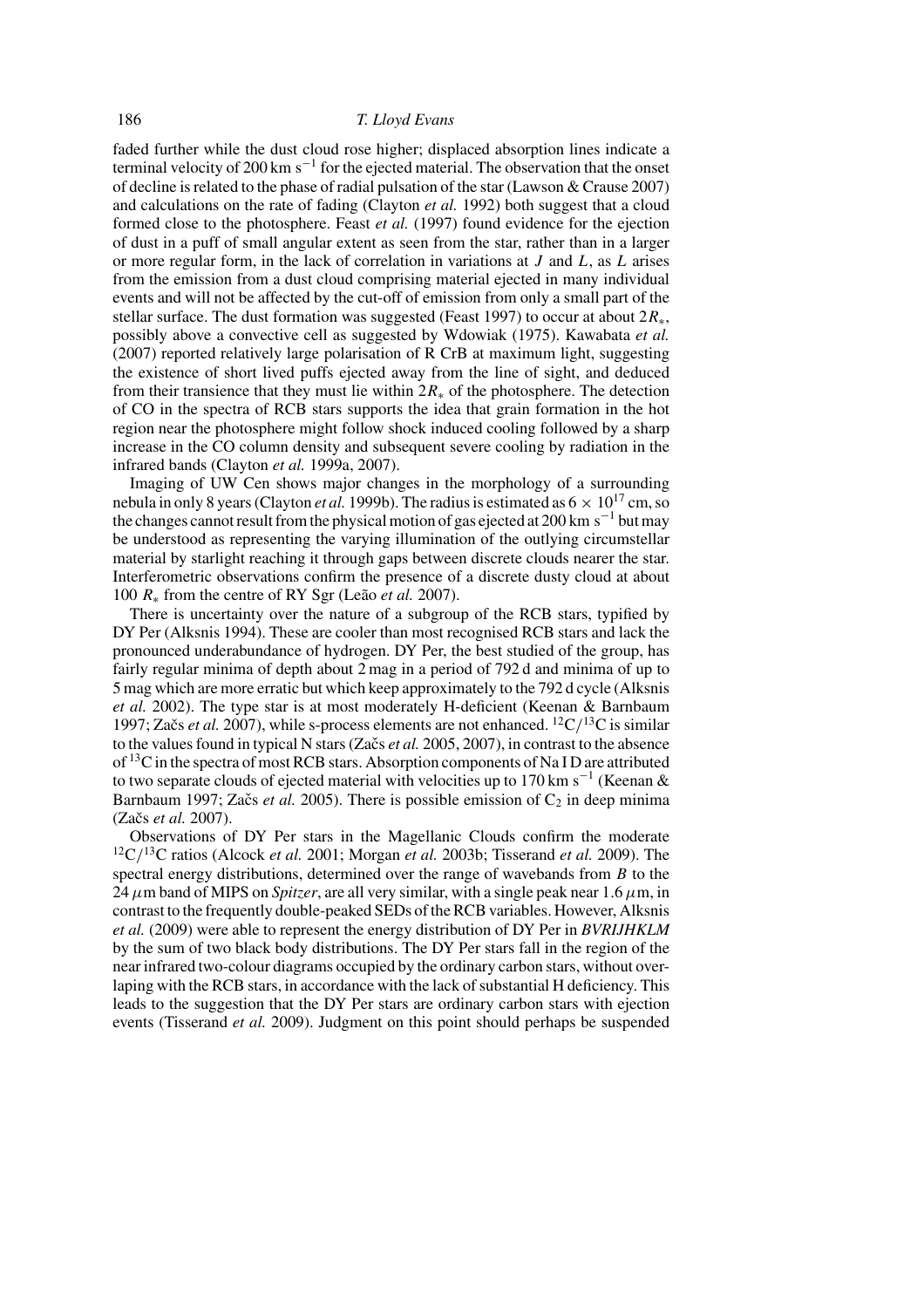faded further while the dust cloud rose higher; displaced absorption lines indicate a terminal velocity of 200 km $s^{-1}$ for the ejected material. The observation that the onset of decline is related to the phase of radial pulsation of the star (Lawson & Crause 2007) and calculations on the rate of fading (Clayton *et al.* 1992) both suggest that a cloud formed close to the photosphere. Feast *et al.* (1997) found evidence for the ejection of dust in a puff of small angular extent as seen from the star, rather than in a larger or more regular form, in the lack of correlation in variations at $J$ and $L$, as $L$ arises from the emission from a dust cloud comprising material ejected in many individual events and will not be affected by the cut-off of emission from only a small part of the stellar surface. The dust formation was suggested (Feast 1997) to occur at about $2R_*$, possibly above a convective cell as suggested by Wdowiak (1975). Kawabata *et al.* (2007) reported relatively large polarisation of R CrB at maximum light, suggesting the existence of short lived puffs ejected away from the line of sight, and deduced from their transience that they must lie within $2R_*$ of the photosphere. The detection of CO in the spectra of RCB stars supports the idea that grain formation in the hot region near the photosphere might follow shock induced cooling followed by a sharp increase in the CO column density and subsequent severe cooling by radiation in the infrared bands (Clayton *et al.* 1999a, 2007).

Imaging of UW Cen shows major changes in the morphology of a surrounding nebula in only 8 years (Clayton *et al.* 1999b). The radius is estimated as $6 \times 10^{17}$ cm, so the changes cannot result from the physical motion of gas ejected at 200 km $s^{-1}$ but may be understood as representing the varying illumination of the outlying circumstellar material by starlight reaching it through gaps between discrete clouds nearer the star. Interferometric observations confirm the presence of a discrete dusty cloud at about 100 $R_*$ from the centre of RY Sgr (Leão *et al.* 2007).

There is uncertainty over the nature of a subgroup of the RCB stars, typified by DY Per (Alksnis 1994). These are cooler than most recognised RCB stars and lack the pronounced underabundance of hydrogen. DY Per, the best studied of the group, has fairly regular minima of depth about 2 mag in a period of 792 d and minima of up to 5 mag which are more erratic but which keep approximately to the 792 d cycle (Alksnis *et al.* 2002). The type star is at most moderately H-deficient (Keenan & Barnbaum 1997; Začs *et al.* 2007), while s-process elements are not enhanced. $^{12}C/^{13}C$ is similar to the values found in typical N stars (Začs *et al.* 2005, 2007), in contrast to the absence of $^{13}C$ in the spectra of most RCB stars. Absorption components of Na I D are attributed to two separate clouds of ejected material with velocities up to 170 km $s^{-1}$ (Keenan & Barnbaum 1997; Začs *et al.* 2005). There is possible emission of $C_2$ in deep minima (Začs *et al.* 2007).

Observations of DY Per stars in the Magellanic Clouds confirm the moderate $^{12}C/^{13}C$ ratios (Alcock *et al.* 2001; Morgan *et al.* 2003b; Tisserand *et al.* 2009). The spectral energy distributions, determined over the range of wavebands from $B$ to the 24 $\mu$m band of MIPS on *Spitzer*, are all very similar, with a single peak near 1.6 $\mu$m, in contrast to the frequently double-peaked SEDs of the RCB variables. However, Alksnis *et al.* (2009) were able to represent the energy distribution of DY Per in *BVRIJHKLM* by the sum of two black body distributions. The DY Per stars fall in the region of the near infrared two-colour diagrams occupied by the ordinary carbon stars, without overlapping with the RCB stars, in accordance with the lack of substantial H deficiency. This leads to the suggestion that the DY Per stars are ordinary carbon stars with ejection events (Tisserand *et al.* 2009). Judgment on this point should perhaps be suspended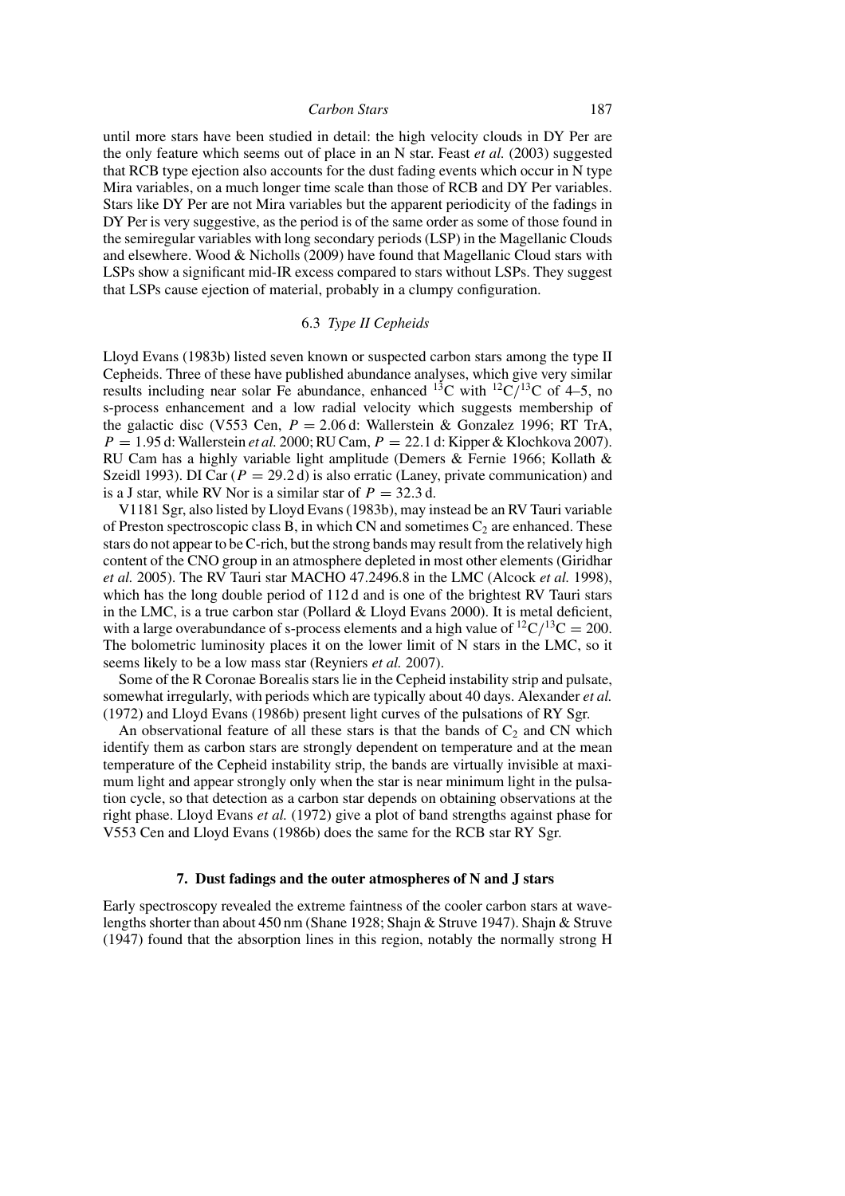until more stars have been studied in detail: the high velocity clouds in DY Per are the only feature which seems out of place in an N star. Feast *et al.* (2003) suggested that RCB type ejection also accounts for the dust fading events which occur in N type Mira variables, on a much longer time scale than those of RCB and DY Per variables. Stars like DY Per are not Mira variables but the apparent periodicity of the fadings in DY Per is very suggestive, as the period is of the same order as some of those found in the semiregular variables with long secondary periods (LSP) in the Magellanic Clouds and elsewhere. Wood & Nicholls (2009) have found that Magellanic Cloud stars with LSPs show a significant mid-IR excess compared to stars without LSPs. They suggest that LSPs cause ejection of material, probably in a clumpy configuration.

### 6.3 *Type II Cepheids*

Lloyd Evans (1983b) listed seven known or suspected carbon stars among the type II Cepheids. Three of these have published abundance analyses, which give very similar results including near solar Fe abundance, enhanced $^{13}C$ with $^{12}C/^{13}C$ of 4–5, no s-process enhancement and a low radial velocity which suggests membership of the galactic disc (V553 Cen, $P = 2.06$ d: Wallerstein & Gonzalez 1996; RT TrA, $P = 1.95$ d: Wallerstein *et al.* 2000; RU Cam, $P = 22.1$ d: Kipper & Klochkova 2007). RU Cam has a highly variable light amplitude (Demers & Fernie 1966; Kollath & Szeidl 1993). DI Car ($P = 29.2$ d) is also erratic (Laney, private communication) and is a J star, while RV Nor is a similar star of $P = 32.3$ d.

V1181 Sgr, also listed by Lloyd Evans (1983b), may instead be an RV Tauri variable of Preston spectroscopic class B, in which CN and sometimes $C_2$ are enhanced. These stars do not appear to be C-rich, but the strong bands may result from the relatively high content of the CNO group in an atmosphere depleted in most other elements (Giridhar *et al.* 2005). The RV Tauri star MACHO 47.2496.8 in the LMC (Alcock *et al.* 1998), which has the long double period of 112 d and is one of the brightest RV Tauri stars in the LMC, is a true carbon star (Pollard & Lloyd Evans 2000). It is metal deficient, with a large overabundance of s-process elements and a high value of $^{12}C/^{13}C = 200$. The bolometric luminosity places it on the lower limit of N stars in the LMC, so it seems likely to be a low mass star (Reyniers *et al.* 2007).

Some of the R Coronae Borealis stars lie in the Cepheid instability strip and pulsate, somewhat irregularly, with periods which are typically about 40 days. Alexander *et al.* (1972) and Lloyd Evans (1986b) present light curves of the pulsations of RY Sgr.

An observational feature of all these stars is that the bands of $C_2$ and CN which identify them as carbon stars are strongly dependent on temperature and at the mean temperature of the Cepheid instability strip, the bands are virtually invisible at maximum light and appear strongly only when the star is near minimum light in the pulsation cycle, so that detection as a carbon star depends on obtaining observations at the right phase. Lloyd Evans *et al.* (1972) give a plot of band strengths against phase for V553 Cen and Lloyd Evans (1986b) does the same for the RCB star RY Sgr.

## 7. Dust fadings and the outer atmospheres of N and J stars

Early spectroscopy revealed the extreme faintness of the cooler carbon stars at wavelengths shorter than about 450 nm (Shane 1928; Shajn & Struve 1947). Shajn & Struve (1947) found that the absorption lines in this region, notably the normally strong H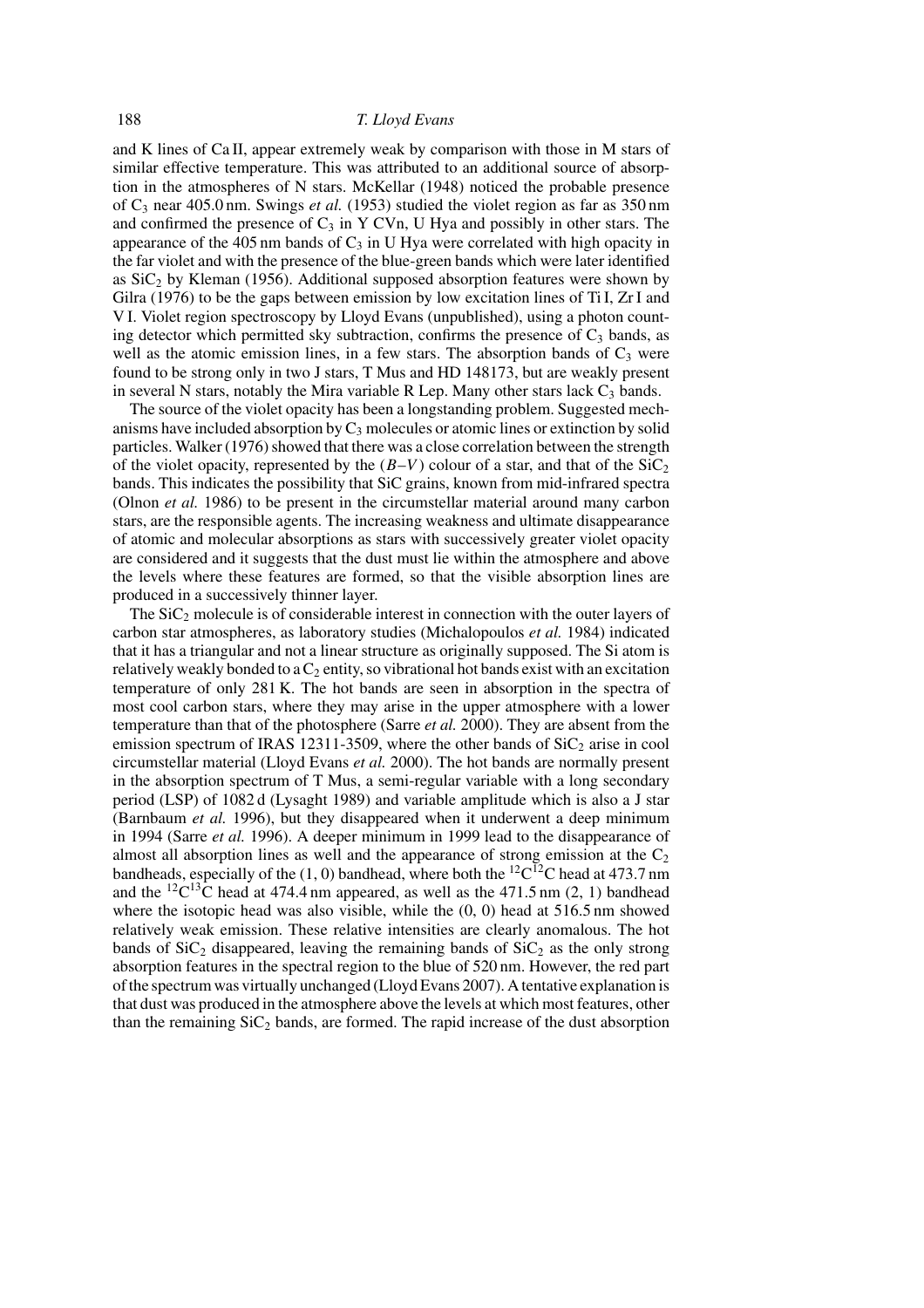and K lines of Ca II, appear extremely weak by comparison with those in M stars of similar effective temperature. This was attributed to an additional source of absorption in the atmospheres of N stars. McKellar (1948) noticed the probable presence of $C_3$ near 405.0 nm. Swings *et al.* (1953) studied the violet region as far as 350 nm and confirmed the presence of $C_3$ in Y CVn, U Hya and possibly in other stars. The appearance of the 405 nm bands of $C_3$ in U Hya were correlated with high opacity in the far violet and with the presence of the blue-green bands which were later identified as $SiC_2$ by Kleman (1956). Additional supposed absorption features were shown by Gilra (1976) to be the gaps between emission by low excitation lines of Ti I, Zr I and V I. Violet region spectroscopy by Lloyd Evans (unpublished), using a photon counting detector which permitted sky subtraction, confirms the presence of $C_3$ bands, as well as the atomic emission lines, in a few stars. The absorption bands of $C_3$ were found to be strong only in two J stars, T Mus and HD 148173, but are weakly present in several N stars, notably the Mira variable R Lep. Many other stars lack $C_3$ bands.

The source of the violet opacity has been a longstanding problem. Suggested mechanisms have included absorption by $C_3$ molecules or atomic lines or extinction by solid particles. Walker (1976) showed that there was a close correlation between the strength of the violet opacity, represented by the $(B–V)$ colour of a star, and that of the $SiC_2$ bands. This indicates the possibility that SiC grains, known from mid-infrared spectra (Olnon *et al.* 1986) to be present in the circumstellar material around many carbon stars, are the responsible agents. The increasing weakness and ultimate disappearance of atomic and molecular absorptions as stars with successively greater violet opacity are considered and it suggests that the dust must lie within the atmosphere and above the levels where these features are formed, so that the visible absorption lines are produced in a successively thinner layer.

The $SiC_2$ molecule is of considerable interest in connection with the outer layers of carbon star atmospheres, as laboratory studies (Michalopoulos *et al.* 1984) indicated that it has a triangular and not a linear structure as originally supposed. The Si atom is relatively weakly bonded to a $C_2$ entity, so vibrational hot bands exist with an excitation temperature of only 281 K. The hot bands are seen in absorption in the spectra of most cool carbon stars, where they may arise in the upper atmosphere with a lower temperature than that of the photosphere (Sarre *et al.* 2000). They are absent from the emission spectrum of IRAS 12311-3509, where the other bands of $SiC_2$ arise in cool circumstellar material (Lloyd Evans *et al.* 2000). The hot bands are normally present in the absorption spectrum of T Mus, a semi-regular variable with a long secondary period (LSP) of 1082 d (Lysaght 1989) and variable amplitude which is also a J star (Barnbaum *et al.* 1996), but they disappeared when it underwent a deep minimum in 1994 (Sarre *et al.* 1996). A deeper minimum in 1999 lead to the disappearance of almost all absorption lines as well and the appearance of strong emission at the $C_2$ bandheads, especially of the (1, 0) bandhead, where both the $^{12}C^{12}C$ head at 473.7 nm and the $^{12}C^{13}C$ head at 474.4 nm appeared, as well as the 471.5 nm (2, 1) bandhead where the isotopic head was also visible, while the (0, 0) head at 516.5 nm showed relatively weak emission. These relative intensities are clearly anomalous. The hot bands of $SiC_2$ disappeared, leaving the remaining bands of $SiC_2$ as the only strong absorption features in the spectral region to the blue of 520 nm. However, the red part of the spectrum was virtually unchanged (Lloyd Evans 2007). A tentative explanation is that dust was produced in the atmosphere above the levels at which most features, other than the remaining $SiC_2$ bands, are formed. The rapid increase of the dust absorption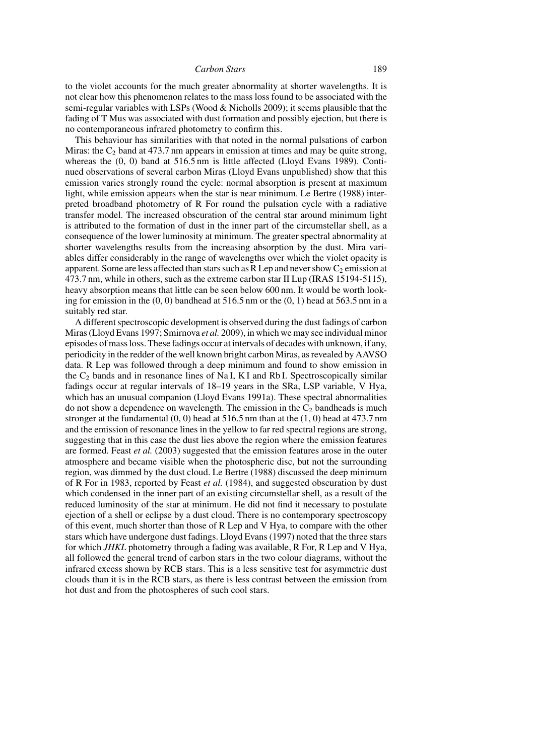to the violet accounts for the much greater abnormality at shorter wavelengths. It is not clear how this phenomenon relates to the mass loss found to be associated with the semi-regular variables with LSPs (Wood & Nicholls 2009); it seems plausible that the fading of T Mus was associated with dust formation and possibly ejection, but there is no contemporaneous infrared photometry to confirm this.

This behaviour has similarities with that noted in the normal pulsations of carbon Miras: the $C_2$ band at 473.7 nm appears in emission at times and may be quite strong, whereas the (0, 0) band at 516.5 nm is little affected (Lloyd Evans 1989). Continued observations of several carbon Miras (Lloyd Evans unpublished) show that this emission varies strongly round the cycle: normal absorption is present at maximum light, while emission appears when the star is near minimum. Le Bertre (1988) interpreted broadband photometry of R For round the pulsation cycle with a radiative transfer model. The increased obscuration of the central star around minimum light is attributed to the formation of dust in the inner part of the circumstellar shell, as a consequence of the lower luminosity at minimum. The greater spectral abnormality at shorter wavelengths results from the increasing absorption by the dust. Mira variables differ considerably in the range of wavelengths over which the violet opacity is apparent. Some are less affected than stars such as R Lep and never show $C_2$ emission at 473.7 nm, while in others, such as the extreme carbon star II Lup (IRAS 15194-5115), heavy absorption means that little can be seen below 600 nm. It would be worth looking for emission in the (0, 0) bandhead at 516.5 nm or the (0, 1) head at 563.5 nm in a suitably red star.

A different spectroscopic development is observed during the dust fadings of carbon Miras (Lloyd Evans 1997; Smirnova *et al.* 2009), in which we may see individual minor episodes of mass loss. These fadings occur at intervals of decades with unknown, if any, periodicity in the redder of the well known bright carbon Miras, as revealed by AAVSO data. R Lep was followed through a deep minimum and found to show emission in the $C_2$ bands and in resonance lines of Na I, K I and Rb I. Spectroscopically similar fadings occur at regular intervals of 18–19 years in the SRa, LSP variable, V Hya, which has an unusual companion (Lloyd Evans 1991a). These spectral abnormalities do not show a dependence on wavelength. The emission in the $C_2$ bandheads is much stronger at the fundamental (0, 0) head at 516.5 nm than at the (1, 0) head at 473.7 nm and the emission of resonance lines in the yellow to far red spectral regions are strong, suggesting that in this case the dust lies above the region where the emission features are formed. Feast *et al.* (2003) suggested that the emission features arose in the outer atmosphere and became visible when the photospheric disc, but not the surrounding region, was dimmed by the dust cloud. Le Bertre (1988) discussed the deep minimum of R For in 1983, reported by Feast *et al.* (1984), and suggested obscuration by dust which condensed in the inner part of an existing circumstellar shell, as a result of the reduced luminosity of the star at minimum. He did not find it necessary to postulate ejection of a shell or eclipse by a dust cloud. There is no contemporary spectroscopy of this event, much shorter than those of R Lep and V Hya, to compare with the other stars which have undergone dust fadings. Lloyd Evans (1997) noted that the three stars for which *JHKL* photometry through a fading was available, R For, R Lep and V Hya, all followed the general trend of carbon stars in the two colour diagrams, without the infrared excess shown by RCB stars. This is a less sensitive test for asymmetric dust clouds than it is in the RCB stars, as there is less contrast between the emission from hot dust and from the photospheres of such cool stars.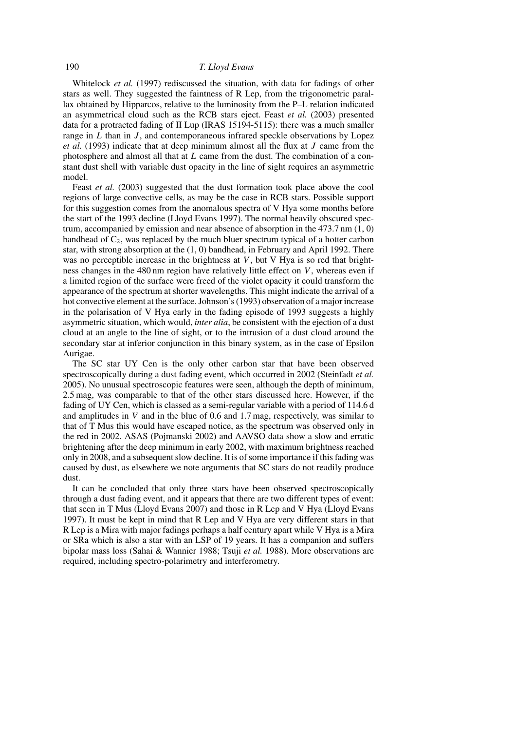Whitelock *et al.* (1997) rediscussed the situation, with data for fadings of other stars as well. They suggested the faintness of R Lep, from the trigonometric parallax obtained by Hipparcos, relative to the luminosity from the P–L relation indicated an asymmetrical cloud such as the RCB stars eject. Feast *et al.* (2003) presented data for a protracted fading of II Lup (IRAS 15194-5115): there was a much smaller range in $L$ than in $J$, and contemporaneous infrared speckle observations by Lopez *et al.* (1993) indicate that at deep minimum almost all the flux at $J$ came from the photosphere and almost all that at $L$ came from the dust. The combination of a constant dust shell with variable dust opacity in the line of sight requires an asymmetric model.

Feast *et al.* (2003) suggested that the dust formation took place above the cool regions of large convective cells, as may be the case in RCB stars. Possible support for this suggestion comes from the anomalous spectra of V Hya some months before the start of the 1993 decline (Lloyd Evans 1997). The normal heavily obscured spectrum, accompanied by emission and near absence of absorption in the 473.7 nm (1, 0) bandhead of $C_2$, was replaced by the much bluer spectrum typical of a hotter carbon star, with strong absorption at the (1, 0) bandhead, in February and April 1992. There was no perceptible increase in the brightness at $V$, but V Hya is so red that brightness changes in the 480 nm region have relatively little effect on $V$, whereas even if a limited region of the surface were freed of the violet opacity it could transform the appearance of the spectrum at shorter wavelengths. This might indicate the arrival of a hot convective element at the surface. Johnson's (1993) observation of a major increase in the polarisation of V Hya early in the fading episode of 1993 suggests a highly asymmetric situation, which would, *inter alia*, be consistent with the ejection of a dust cloud at an angle to the line of sight, or to the intrusion of a dust cloud around the secondary star at inferior conjunction in this binary system, as in the case of Epsilon Aurigae.

The SC star UY Cen is the only other carbon star that have been observed spectroscopically during a dust fading event, which occurred in 2002 (Steinfadt *et al.* 2005). No unusual spectroscopic features were seen, although the depth of minimum, 2.5 mag, was comparable to that of the other stars discussed here. However, if the fading of UY Cen, which is classed as a semi-regular variable with a period of 114.6 d and amplitudes in $V$ and in the blue of 0.6 and 1.7 mag, respectively, was similar to that of T Mus this would have escaped notice, as the spectrum was observed only in the red in 2002. ASAS (Pojmanski 2002) and AAVSO data show a slow and erratic brightening after the deep minimum in early 2002, with maximum brightness reached only in 2008, and a subsequent slow decline. It is of some importance if this fading was caused by dust, as elsewhere we note arguments that SC stars do not readily produce dust.

It can be concluded that only three stars have been observed spectroscopically through a dust fading event, and it appears that there are two different types of event: that seen in T Mus (Lloyd Evans 2007) and those in R Lep and V Hya (Lloyd Evans 1997). It must be kept in mind that R Lep and V Hya are very different stars in that R Lep is a Mira with major fadings perhaps a half century apart while V Hya is a Mira or SRa which is also a star with an LSP of 19 years. It has a companion and suffers bipolar mass loss (Sahai & Wannier 1988; Tsuji *et al.* 1988). More observations are required, including spectro-polarimetry and interferometry.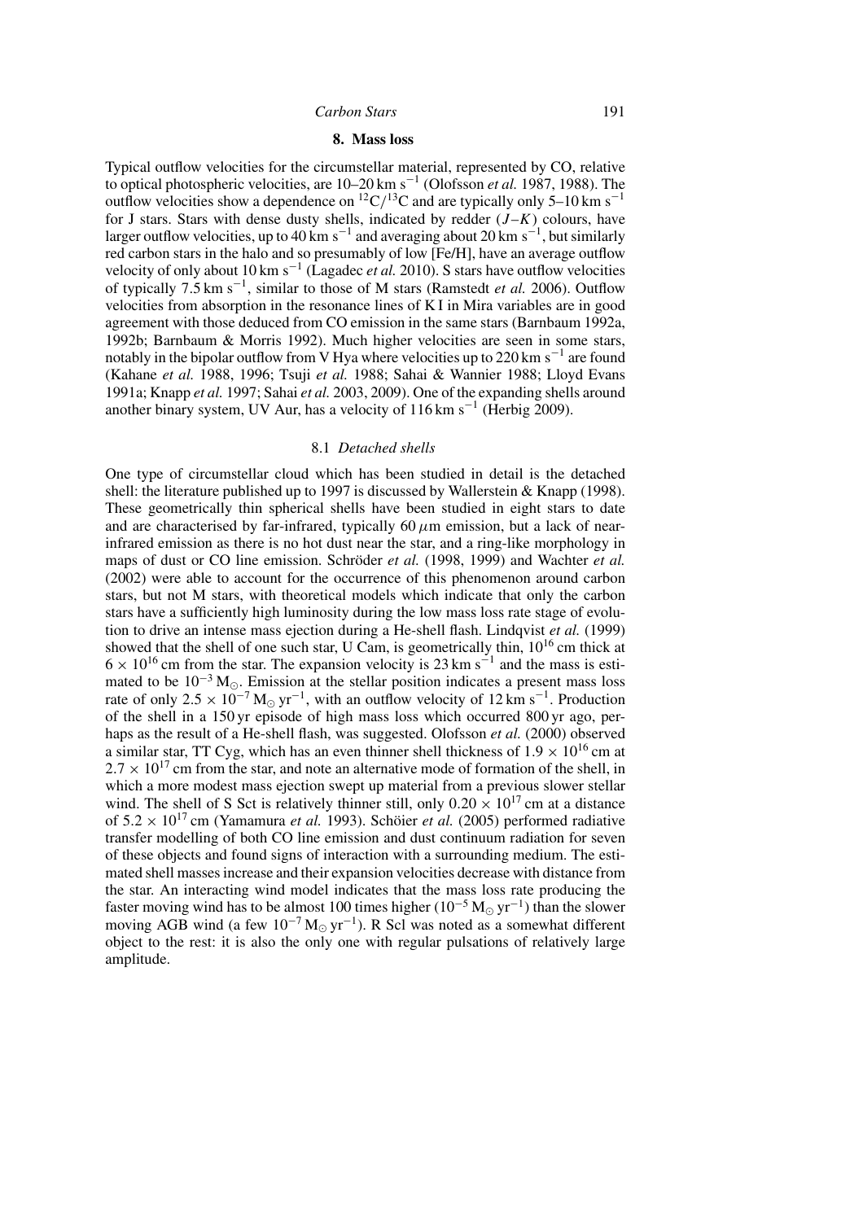## 8. Mass loss

Typical outflow velocities for the circumstellar material, represented by CO, relative to optical photospheric velocities, are 10–20 km $s^{-1}$ (Olofsson *et al.* 1987, 1988). The outflow velocities show a dependence on $^{12}C/^{13}C$ and are typically only 5–10 km $s^{-1}$ for J stars. Stars with dense dusty shells, indicated by redder $(J–K)$ colours, have larger outflow velocities, up to 40 km $s^{-1}$ and averaging about 20 km $s^{-1}$, but similarly red carbon stars in the halo and so presumably of low [Fe/H], have an average outflow velocity of only about 10 km $s^{-1}$ (Lagadec *et al.* 2010). S stars have outflow velocities of typically 7.5 km $s^{-1}$, similar to those of M stars (Ramstedt *et al.* 2006). Outflow velocities from absorption in the resonance lines of K I in Mira variables are in good agreement with those deduced from CO emission in the same stars (Barnbaum 1992a, 1992b; Barnbaum & Morris 1992). Much higher velocities are seen in some stars, notably in the bipolar outflow from V Hya where velocities up to 220 km $s^{-1}$ are found (Kahane *et al.* 1988, 1996; Tsuji *et al.* 1988; Sahai & Wannier 1988; Lloyd Evans 1991a; Knapp *et al.* 1997; Sahai *et al.* 2003, 2009). One of the expanding shells around another binary system, UV Aur, has a velocity of 116 km $s^{-1}$ (Herbig 2009).

### 8.1 *Detached shells*

One type of circumstellar cloud which has been studied in detail is the detached shell: the literature published up to 1997 is discussed by Wallerstein & Knapp (1998). These geometrically thin spherical shells have been studied in eight stars to date and are characterised by far-infrared, typically 60 $\mu$m emission, but a lack of near-infrared emission as there is no hot dust near the star, and a ring-like morphology in maps of dust or CO line emission. Schröder *et al.* (1998, 1999) and Wachter *et al.* (2002) were able to account for the occurrence of this phenomenon around carbon stars, but not M stars, with theoretical models which indicate that only the carbon stars have a sufficiently high luminosity during the low mass loss rate stage of evolution to drive an intense mass ejection during a He-shell flash. Lindqvist *et al.* (1999) showed that the shell of one such star, U Cam, is geometrically thin, $10^{16}$ cm thick at $6 \times 10^{16}$ cm from the star. The expansion velocity is 23 km $s^{-1}$ and the mass is estimated to be $10^{-3}$ $M_{\odot}$. Emission at the stellar position indicates a present mass loss rate of only $2.5 \times 10^{-7}$ $M_{\odot}$ $yr^{-1}$, with an outflow velocity of 12 km $s^{-1}$. Production of the shell in a 150 yr episode of high mass loss which occurred 800 yr ago, perhaps as the result of a He-shell flash, was suggested. Olofsson *et al.* (2000) observed a similar star, TT Cyg, which has an even thinner shell thickness of $1.9 \times 10^{16}$ cm at $2.7 \times 10^{17}$ cm from the star, and note an alternative mode of formation of the shell, in which a more modest mass ejection swept up material from a previous slower stellar wind. The shell of S Sct is relatively thinner still, only $0.20 \times 10^{17}$ cm at a distance of $5.2 \times 10^{17}$ cm (Yamamura *et al.* 1993). Schöier *et al.* (2005) performed radiative transfer modelling of both CO line emission and dust continuum radiation for seven of these objects and found signs of interaction with a surrounding medium. The estimated shell masses increase and their expansion velocities decrease with distance from the star. An interacting wind model indicates that the mass loss rate producing the faster moving wind has to be almost 100 times higher ($10^{-5}$ $M_{\odot}$ $yr^{-1}$) than the slower moving AGB wind (a few $10^{-7}$ $M_{\odot}$ $yr^{-1}$). R Scl was noted as a somewhat different object to the rest: it is also the only one with regular pulsations of relatively large amplitude.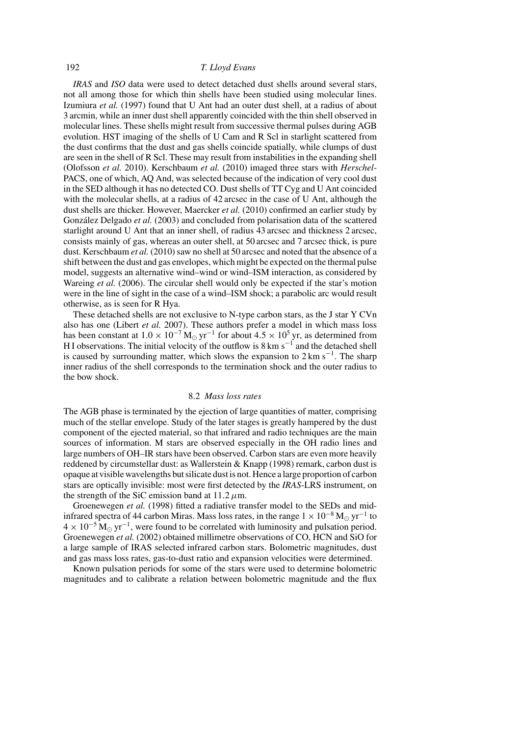*IRAS* and *ISO* data were used to detect detached dust shells around several stars, not all among those for which thin shells have been studied using molecular lines. Izumiura *et al.* (1997) found that U Ant had an outer dust shell, at a radius of about 3 arcmin, while an inner dust shell apparently coincided with the thin shell observed in molecular lines. These shells might result from successive thermal pulses during AGB evolution. HST imaging of the shells of U Cam and R Scl in starlight scattered from the dust confirms that the dust and gas shells coincide spatially, while clumps of dust are seen in the shell of R Scl. These may result from instabilities in the expanding shell (Olofsson *et al.* 2010). Kerschbaum *et al.* (2010) imaged three stars with *Herschel*-PACS, one of which, AQ And, was selected because of the indication of very cool dust in the SED although it has no detected CO. Dust shells of TT Cyg and U Ant coincided with the molecular shells, at a radius of 42 arcsec in the case of U Ant, although the dust shells are thicker. However, Maercker *et al.* (2010) confirmed an earlier study by González Delgado *et al.* (2003) and concluded from polarisation data of the scattered starlight around U Ant that an inner shell, of radius 43 arcsec and thickness 2 arcsec, consists mainly of gas, whereas an outer shell, at 50 arcsec and 7 arcsec thick, is pure dust. Kerschbaum *et al.* (2010) saw no shell at 50 arcsec and noted that the absence of a shift between the dust and gas envelopes, which might be expected on the thermal pulse model, suggests an alternative wind–wind or wind–ISM interaction, as considered by Wareing *et al.* (2006). The circular shell would only be expected if the star's motion were in the line of sight in the case of a wind–ISM shock; a parabolic arc would result otherwise, as is seen for R Hya.

These detached shells are not exclusive to N-type carbon stars, as the J star Y CVn also has one (Libert *et al.* 2007). These authors prefer a model in which mass loss has been constant at $1.0 \times 10^{-7}\,M_\odot\,yr^{-1}$ for about $4.5 \times 10^5$ yr, as determined from H I observations. The initial velocity of the outflow is $8\,km\,s^{-1}$ and the detached shell is caused by surrounding matter, which slows the expansion to $2\,km\,s^{-1}$. The sharp inner radius of the shell corresponds to the termination shock and the outer radius to the bow shock.

### 8.2 *Mass loss rates*

The AGB phase is terminated by the ejection of large quantities of matter, comprising much of the stellar envelope. Study of the later stages is greatly hampered by the dust component of the ejected material, so that infrared and radio techniques are the main sources of information. M stars are observed especially in the OH radio lines and large numbers of OH–IR stars have been observed. Carbon stars are even more heavily reddened by circumstellar dust: as Wallerstein & Knapp (1998) remark, carbon dust is opaque at visible wavelengths but silicate dust is not. Hence a large proportion of carbon stars are optically invisible: most were first detected by the *IRAS*-LRS instrument, on the strength of the SiC emission band at $11.2\,\mu$m.

Groenewegen *et al.* (1998) fitted a radiative transfer model to the SEDs and mid-infrared spectra of 44 carbon Miras. Mass loss rates, in the range $1 \times 10^{-8}\,M_\odot\,yr^{-1}$ to $4 \times 10^{-5}\,M_\odot\,yr^{-1}$, were found to be correlated with luminosity and pulsation period. Groenewegen *et al.* (2002) obtained millimetre observations of CO, HCN and SiO for a large sample of IRAS selected infrared carbon stars. Bolometric magnitudes, dust and gas mass loss rates, gas-to-dust ratio and expansion velocities were determined.

Known pulsation periods for some of the stars were used to determine bolometric magnitudes and to calibrate a relation between bolometric magnitude and the flux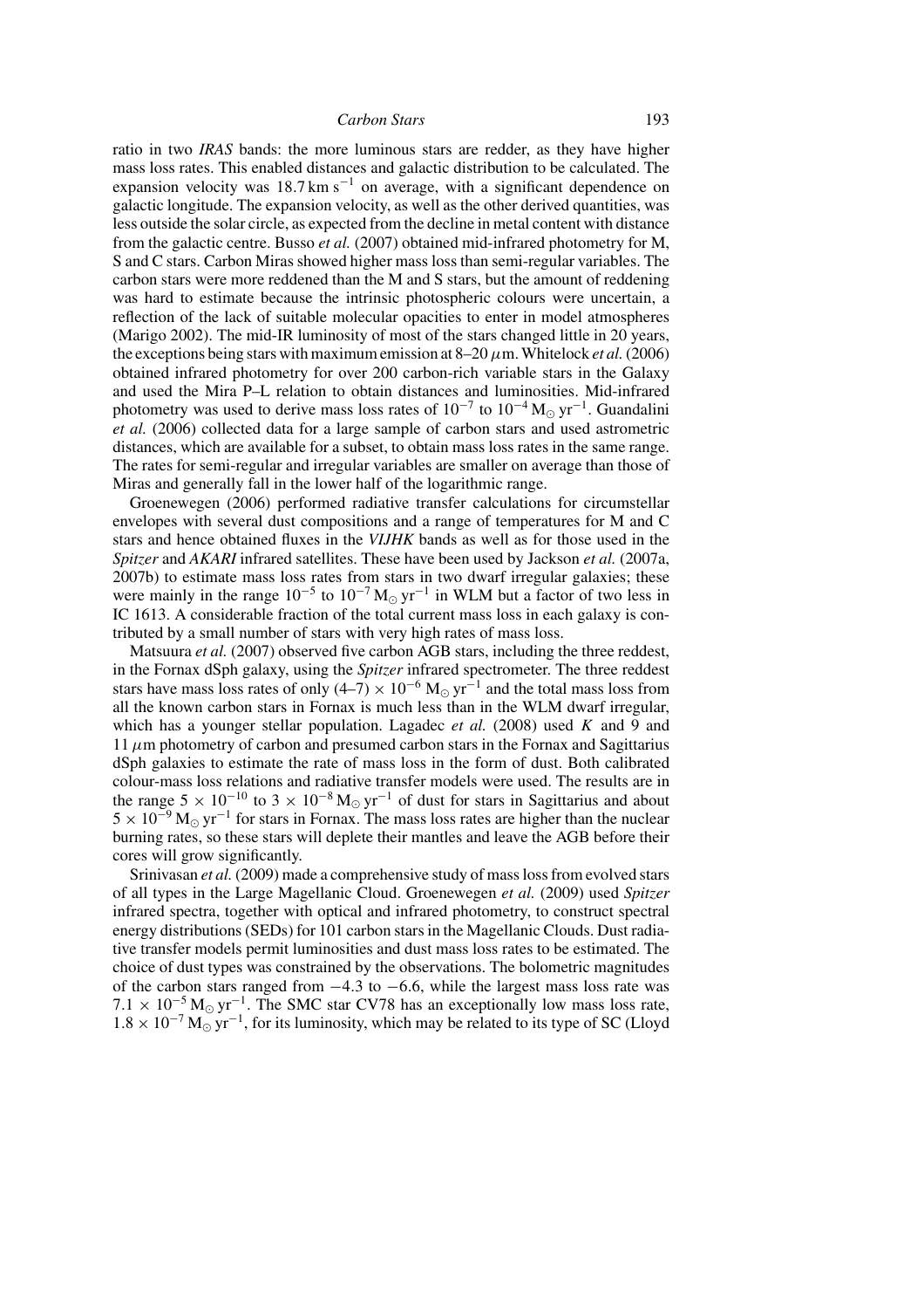ratio in two *IRAS* bands: the more luminous stars are redder, as they have higher mass loss rates. This enabled distances and galactic distribution to be calculated. The expansion velocity was 18.7 km s$^{-1}$ on average, with a significant dependence on galactic longitude. The expansion velocity, as well as the other derived quantities, was less outside the solar circle, as expected from the decline in metal content with distance from the galactic centre. Busso *et al.* (2007) obtained mid-infrared photometry for M, S and C stars. Carbon Miras showed higher mass loss than semi-regular variables. The carbon stars were more reddened than the M and S stars, but the amount of reddening was hard to estimate because the intrinsic photospheric colours were uncertain, a reflection of the lack of suitable molecular opacities to enter in model atmospheres (Marigo 2002). The mid-IR luminosity of most of the stars changed little in 20 years, the exceptions being stars with maximum emission at 8–20 $\mu$m. Whitelock *et al.* (2006) obtained infrared photometry for over 200 carbon-rich variable stars in the Galaxy and used the Mira P–L relation to obtain distances and luminosities. Mid-infrared photometry was used to derive mass loss rates of $10^{-7}$ to $10^{-4}$ M$_\odot$ yr$^{-1}$. Guandalini *et al.* (2006) collected data for a large sample of carbon stars and used astrometric distances, which are available for a subset, to obtain mass loss rates in the same range. The rates for semi-regular and irregular variables are smaller on average than those of Miras and generally fall in the lower half of the logarithmic range.

Groenewegen (2006) performed radiative transfer calculations for circumstellar envelopes with several dust compositions and a range of temperatures for M and C stars and hence obtained fluxes in the *VIJHK* bands as well as for those used in the *Spitzer* and *AKARI* infrared satellites. These have been used by Jackson *et al.* (2007a, 2007b) to estimate mass loss rates from stars in two dwarf irregular galaxies; these were mainly in the range $10^{-5}$ to $10^{-7}$ M$_\odot$ yr$^{-1}$ in WLM but a factor of two less in IC 1613. A considerable fraction of the total current mass loss in each galaxy is contributed by a small number of stars with very high rates of mass loss.

Matsuura *et al.* (2007) observed five carbon AGB stars, including the three reddest, in the Fornax dSph galaxy, using the *Spitzer* infrared spectrometer. The three reddest stars have mass loss rates of only $(4–7) \times 10^{-6}$ M$_\odot$ yr$^{-1}$ and the total mass loss from all the known carbon stars in Fornax is much less than in the WLM dwarf irregular, which has a younger stellar population. Lagadec *et al.* (2008) used *K* and 9 and 11 $\mu$m photometry of carbon and presumed carbon stars in the Fornax and Sagittarius dSph galaxies to estimate the rate of mass loss in the form of dust. Both calibrated colour-mass loss relations and radiative transfer models were used. The results are in the range $5 \times 10^{-10}$ to $3 \times 10^{-8}$ M$_\odot$ yr$^{-1}$ of dust for stars in Sagittarius and about $5 \times 10^{-9}$ M$_\odot$ yr$^{-1}$ for stars in Fornax. The mass loss rates are higher than the nuclear burning rates, so these stars will deplete their mantles and leave the AGB before their cores will grow significantly.

Srinivasan *et al.* (2009) made a comprehensive study of mass loss from evolved stars of all types in the Large Magellanic Cloud. Groenewegen *et al.* (2009) used *Spitzer* infrared spectra, together with optical and infrared photometry, to construct spectral energy distributions (SEDs) for 101 carbon stars in the Magellanic Clouds. Dust radiative transfer models permit luminosities and dust mass loss rates to be estimated. The choice of dust types was constrained by the observations. The bolometric magnitudes of the carbon stars ranged from $-4.3$ to $-6.6$, while the largest mass loss rate was $7.1 \times 10^{-5}$ M$_\odot$ yr$^{-1}$. The SMC star CV78 has an exceptionally low mass loss rate, $1.8 \times 10^{-7}$ M$_\odot$ yr$^{-1}$, for its luminosity, which may be related to its type of SC (Lloyd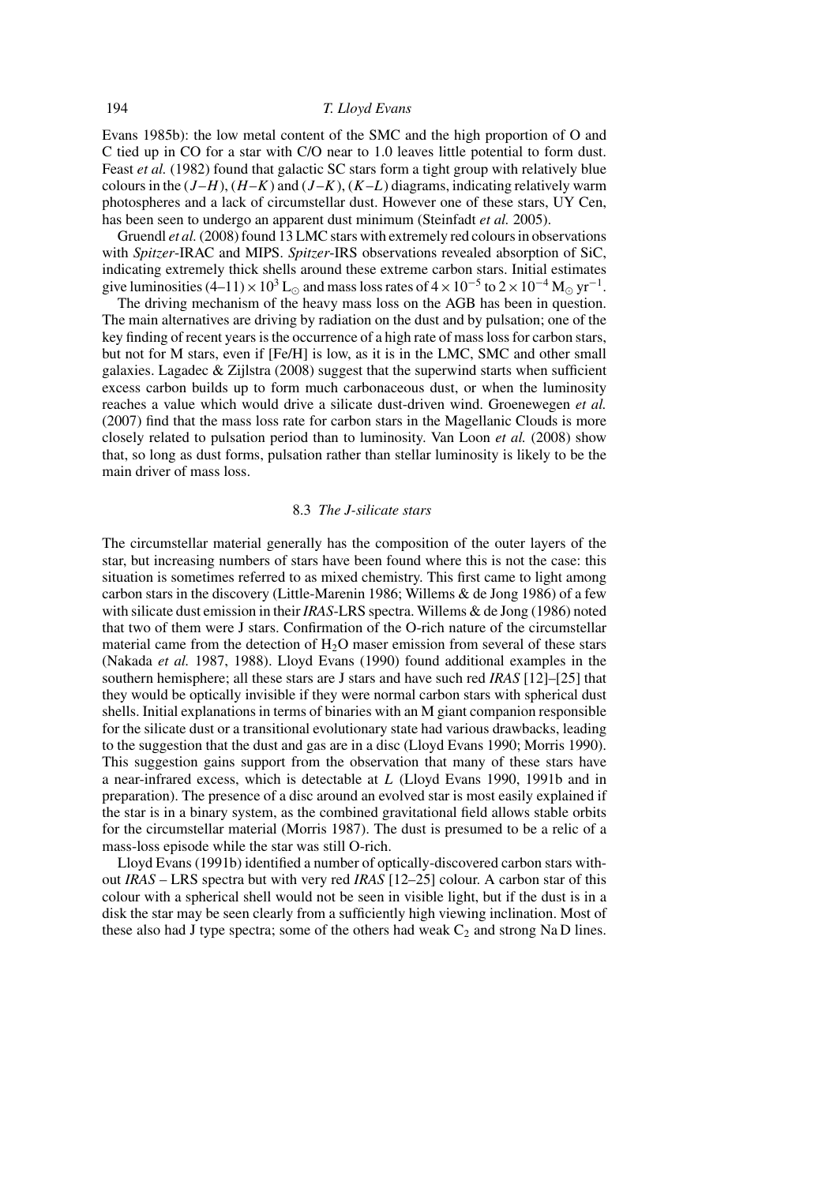Evans 1985b): the low metal content of the SMC and the high proportion of O and C tied up in CO for a star with C/O near to 1.0 leaves little potential to form dust. Feast *et al.* (1982) found that galactic SC stars form a tight group with relatively blue colours in the $(J–H)$, $(H–K)$ and $(J–K)$, $(K–L)$ diagrams, indicating relatively warm photospheres and a lack of circumstellar dust. However one of these stars, UY Cen, has been seen to undergo an apparent dust minimum (Steinfadt *et al.* 2005).

Gruendl *et al.* (2008) found 13 LMC stars with extremely red colours in observations with *Spitzer*-IRAC and MIPS. *Spitzer*-IRS observations revealed absorption of SiC, indicating extremely thick shells around these extreme carbon stars. Initial estimates give luminosities $(4–11) \times 10^3$ $L_\odot$ and mass loss rates of $4 \times 10^{-5}$ to $2 \times 10^{-4}$ $M_\odot$ $yr^{-1}$.

The driving mechanism of the heavy mass loss on the AGB has been in question. The main alternatives are driving by radiation on the dust and by pulsation; one of the key finding of recent years is the occurrence of a high rate of mass loss for carbon stars, but not for M stars, even if [Fe/H] is low, as it is in the LMC, SMC and other small galaxies. Lagadec & Zijlstra (2008) suggest that the superwind starts when sufficient excess carbon builds up to form much carbonaceous dust, or when the luminosity reaches a value which would drive a silicate dust-driven wind. Groenewegen *et al.* (2007) find that the mass loss rate for carbon stars in the Magellanic Clouds is more closely related to pulsation period than to luminosity. Van Loon *et al.* (2008) show that, so long as dust forms, pulsation rather than stellar luminosity is likely to be the main driver of mass loss.

### 8.3 *The J-silicate stars*

The circumstellar material generally has the composition of the outer layers of the star, but increasing numbers of stars have been found where this is not the case: this situation is sometimes referred to as mixed chemistry. This first came to light among carbon stars in the discovery (Little-Marenin 1986; Willems & de Jong 1986) of a few with silicate dust emission in their *IRAS*-LRS spectra. Willems & de Jong (1986) noted that two of them were J stars. Confirmation of the O-rich nature of the circumstellar material came from the detection of $H_2O$ maser emission from several of these stars (Nakada *et al.* 1987, 1988). Lloyd Evans (1990) found additional examples in the southern hemisphere; all these stars are J stars and have such red *IRAS* [12]–[25] that they would be optically invisible if they were normal carbon stars with spherical dust shells. Initial explanations in terms of binaries with an M giant companion responsible for the silicate dust or a transitional evolutionary state had various drawbacks, leading to the suggestion that the dust and gas are in a disc (Lloyd Evans 1990; Morris 1990). This suggestion gains support from the observation that many of these stars have a near-infrared excess, which is detectable at $L$ (Lloyd Evans 1990, 1991b and in preparation). The presence of a disc around an evolved star is most easily explained if the star is in a binary system, as the combined gravitational field allows stable orbits for the circumstellar material (Morris 1987). The dust is presumed to be a relic of a mass-loss episode while the star was still O-rich.

Lloyd Evans (1991b) identified a number of optically-discovered carbon stars without *IRAS* – LRS spectra but with very red *IRAS* [12–25] colour. A carbon star of this colour with a spherical shell would not be seen in visible light, but if the dust is in a disk the star may be seen clearly from a sufficiently high viewing inclination. Most of these also had J type spectra; some of the others had weak $C_2$ and strong Na D lines.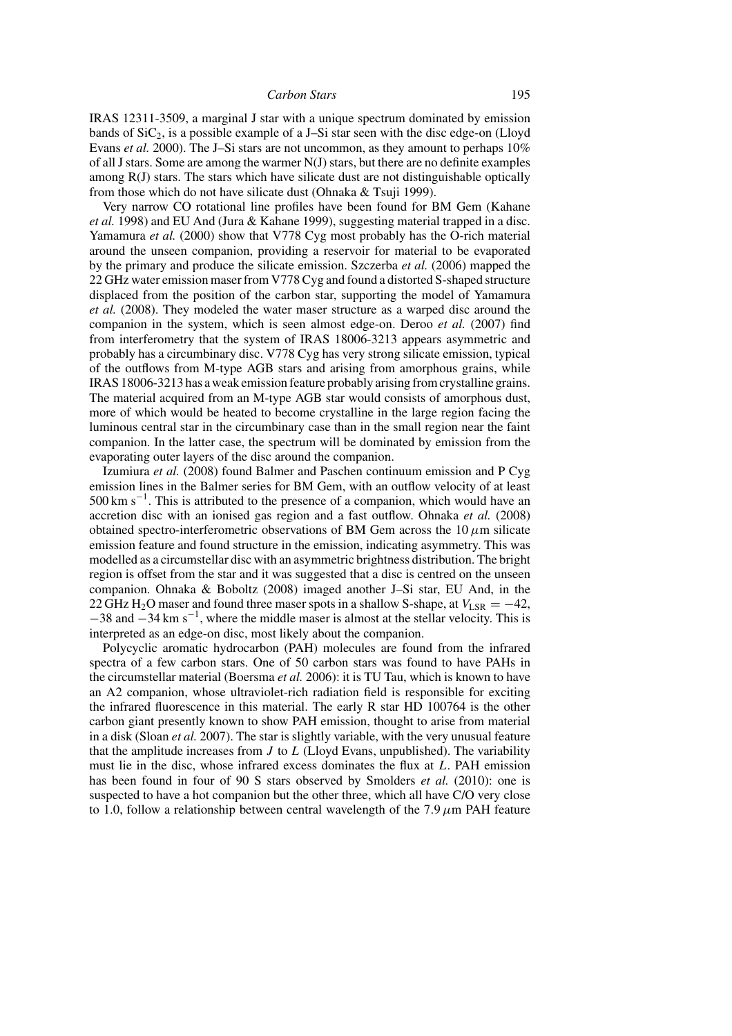IRAS 12311-3509, a marginal J star with a unique spectrum dominated by emission bands of $SiC_2$, is a possible example of a J–Si star seen with the disc edge-on (Lloyd Evans *et al.* 2000). The J–Si stars are not uncommon, as they amount to perhaps 10% of all J stars. Some are among the warmer N(J) stars, but there are no definite examples among R(J) stars. The stars which have silicate dust are not distinguishable optically from those which do not have silicate dust (Ohnaka & Tsuji 1999).

Very narrow CO rotational line profiles have been found for BM Gem (Kahane *et al.* 1998) and EU And (Jura & Kahane 1999), suggesting material trapped in a disc. Yamamura *et al.* (2000) show that V778 Cyg most probably has the O-rich material around the unseen companion, providing a reservoir for material to be evaporated by the primary and produce the silicate emission. Szczerba *et al.* (2006) mapped the 22 GHz water emission maser from V778 Cyg and found a distorted S-shaped structure displaced from the position of the carbon star, supporting the model of Yamamura *et al.* (2008). They modeled the water maser structure as a warped disc around the companion in the system, which is seen almost edge-on. Deroo *et al.* (2007) find from interferometry that the system of IRAS 18006-3213 appears asymmetric and probably has a circumbinary disc. V778 Cyg has very strong silicate emission, typical of the outflows from M-type AGB stars and arising from amorphous grains, while IRAS 18006-3213 has a weak emission feature probably arising from crystalline grains. The material acquired from an M-type AGB star would consists of amorphous dust, more of which would be heated to become crystalline in the large region facing the luminous central star in the circumbinary case than in the small region near the faint companion. In the latter case, the spectrum will be dominated by emission from the evaporating outer layers of the disc around the companion.

Izumiura *et al.* (2008) found Balmer and Paschen continuum emission and P Cyg emission lines in the Balmer series for BM Gem, with an outflow velocity of at least 500 km $s^{-1}$. This is attributed to the presence of a companion, which would have an accretion disc with an ionised gas region and a fast outflow. Ohnaka *et al.* (2008) obtained spectro-interferometric observations of BM Gem across the 10 $\mu$m silicate emission feature and found structure in the emission, indicating asymmetry. This was modelled as a circumstellar disc with an asymmetric brightness distribution. The bright region is offset from the star and it was suggested that a disc is centred on the unseen companion. Ohnaka & Boboltz (2008) imaged another J–Si star, EU And, in the 22 GHz $H_2O$ maser and found three maser spots in a shallow S-shape, at $V_{LSR} = -42$, $-38$ and $-34$ km $s^{-1}$, where the middle maser is almost at the stellar velocity. This is interpreted as an edge-on disc, most likely about the companion.

Polycyclic aromatic hydrocarbon (PAH) molecules are found from the infrared spectra of a few carbon stars. One of 50 carbon stars was found to have PAHs in the circumstellar material (Boersma *et al.* 2006): it is TU Tau, which is known to have an A2 companion, whose ultraviolet-rich radiation field is responsible for exciting the infrared fluorescence in this material. The early R star HD 100764 is the other carbon giant presently known to show PAH emission, thought to arise from material in a disk (Sloan *et al.* 2007). The star is slightly variable, with the very unusual feature that the amplitude increases from $J$ to $L$ (Lloyd Evans, unpublished). The variability must lie in the disc, whose infrared excess dominates the flux at $L$. PAH emission has been found in four of 90 S stars observed by Smolders *et al.* (2010): one is suspected to have a hot companion but the other three, which all have C/O very close to 1.0, follow a relationship between central wavelength of the 7.9 $\mu$m PAH feature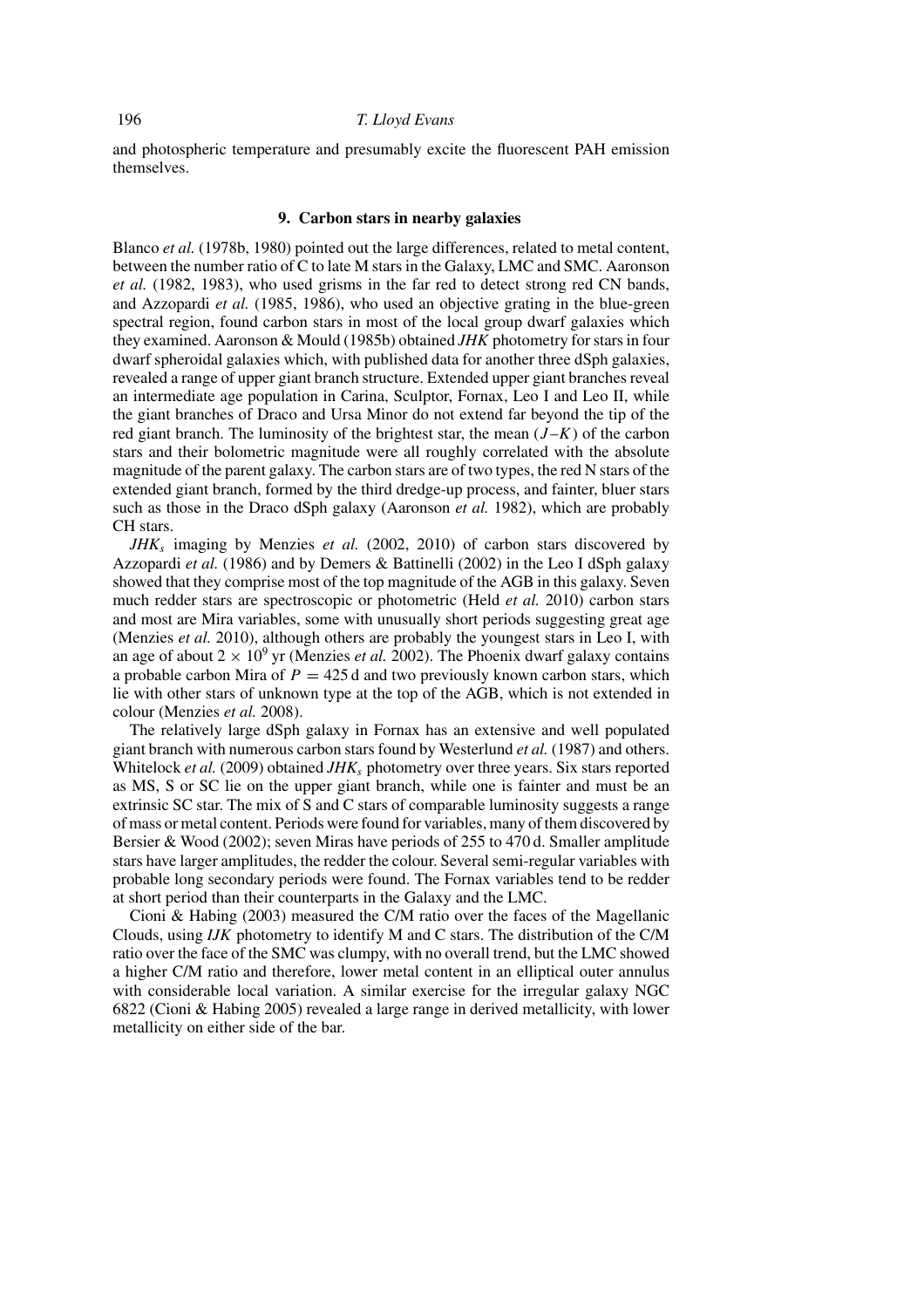and photospheric temperature and presumably excite the fluorescent PAH emission themselves.

## 9. Carbon stars in nearby galaxies

Blanco *et al.* (1978b, 1980) pointed out the large differences, related to metal content, between the number ratio of C to late M stars in the Galaxy, LMC and SMC. Aaronson *et al.* (1982, 1983), who used grisms in the far red to detect strong red CN bands, and Azzopardi *et al.* (1985, 1986), who used an objective grating in the blue-green spectral region, found carbon stars in most of the local group dwarf galaxies which they examined. Aaronson & Mould (1985b) obtained *JHK* photometry for stars in four dwarf spheroidal galaxies which, with published data for another three dSph galaxies, revealed a range of upper giant branch structure. Extended upper giant branches reveal an intermediate age population in Carina, Sculptor, Fornax, Leo I and Leo II, while the giant branches of Draco and Ursa Minor do not extend far beyond the tip of the red giant branch. The luminosity of the brightest star, the mean $(J{-}K)$ of the carbon stars and their bolometric magnitude were all roughly correlated with the absolute magnitude of the parent galaxy. The carbon stars are of two types, the red N stars of the extended giant branch, formed by the third dredge-up process, and fainter, bluer stars such as those in the Draco dSph galaxy (Aaronson *et al.* 1982), which are probably CH stars.

$JHK_s$ imaging by Menzies *et al.* (2002, 2010) of carbon stars discovered by Azzopardi *et al.* (1986) and by Demers & Battinelli (2002) in the Leo I dSph galaxy showed that they comprise most of the top magnitude of the AGB in this galaxy. Seven much redder stars are spectroscopic or photometric (Held *et al.* 2010) carbon stars and most are Mira variables, some with unusually short periods suggesting great age (Menzies *et al.* 2010), although others are probably the youngest stars in Leo I, with an age of about $2 \times 10^9$ yr (Menzies *et al.* 2002). The Phoenix dwarf galaxy contains a probable carbon Mira of $P = 425$ d and two previously known carbon stars, which lie with other stars of unknown type at the top of the AGB, which is not extended in colour (Menzies *et al.* 2008).

The relatively large dSph galaxy in Fornax has an extensive and well populated giant branch with numerous carbon stars found by Westerlund *et al.* (1987) and others. Whitelock *et al.* (2009) obtained $JHK_s$ photometry over three years. Six stars reported as MS, S or SC lie on the upper giant branch, while one is fainter and must be an extrinsic SC star. The mix of S and C stars of comparable luminosity suggests a range of mass or metal content. Periods were found for variables, many of them discovered by Bersier & Wood (2002); seven Miras have periods of 255 to 470 d. Smaller amplitude stars have larger amplitudes, the redder the colour. Several semi-regular variables with probable long secondary periods were found. The Fornax variables tend to be redder at short period than their counterparts in the Galaxy and the LMC.

Cioni & Habing (2003) measured the C/M ratio over the faces of the Magellanic Clouds, using *IJK* photometry to identify M and C stars. The distribution of the C/M ratio over the face of the SMC was clumpy, with no overall trend, but the LMC showed a higher C/M ratio and therefore, lower metal content in an elliptical outer annulus with considerable local variation. A similar exercise for the irregular galaxy NGC 6822 (Cioni & Habing 2005) revealed a large range in derived metallicity, with lower metallicity on either side of the bar.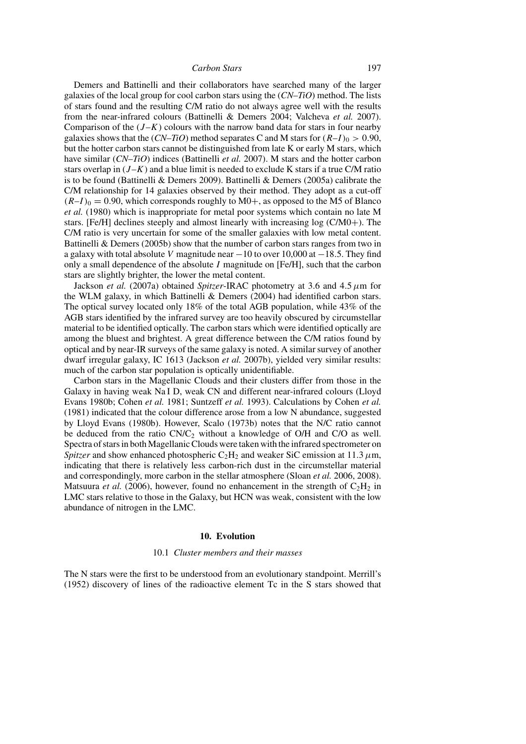Demers and Battinelli and their collaborators have searched many of the larger galaxies of the local group for cool carbon stars using the (*CN–TiO*) method. The lists of stars found and the resulting C/M ratio do not always agree well with the results from the near-infrared colours (Battinelli & Demers 2004; Valcheva *et al.* 2007). Comparison of the $(J–K)$ colours with the narrow band data for stars in four nearby galaxies shows that the (*CN–TiO*) method separates C and M stars for $(R–I)_0 > 0.90$, but the hotter carbon stars cannot be distinguished from late K or early M stars, which have similar (*CN–TiO*) indices (Battinelli *et al.* 2007). M stars and the hotter carbon stars overlap in $(J–K)$ and a blue limit is needed to exclude K stars if a true C/M ratio is to be found (Battinelli & Demers 2009). Battinelli & Demers (2005a) calibrate the C/M relationship for 14 galaxies observed by their method. They adopt as a cut-off $(R–I)_0 = 0.90$, which corresponds roughly to M0+, as opposed to the M5 of Blanco *et al.* (1980) which is inappropriate for metal poor systems which contain no late M stars. [Fe/H] declines steeply and almost linearly with increasing log (C/M0+). The C/M ratio is very uncertain for some of the smaller galaxies with low metal content. Battinelli & Demers (2005b) show that the number of carbon stars ranges from two in a galaxy with total absolute $V$ magnitude near $-10$ to over 10,000 at $-18.5$. They find only a small dependence of the absolute $I$ magnitude on [Fe/H], such that the carbon stars are slightly brighter, the lower the metal content.

Jackson *et al.* (2007a) obtained *Spitzer*-IRAC photometry at 3.6 and 4.5 $\mu$m for the WLM galaxy, in which Battinelli & Demers (2004) had identified carbon stars. The optical survey located only 18% of the total AGB population, while 43% of the AGB stars identified by the infrared survey are too heavily obscured by circumstellar material to be identified optically. The carbon stars which were identified optically are among the bluest and brightest. A great difference between the C/M ratios found by optical and by near-IR surveys of the same galaxy is noted. A similar survey of another dwarf irregular galaxy, IC 1613 (Jackson *et al.* 2007b), yielded very similar results: much of the carbon star population is optically unidentifiable.

Carbon stars in the Magellanic Clouds and their clusters differ from those in the Galaxy in having weak Na I D, weak CN and different near-infrared colours (Lloyd Evans 1980b; Cohen *et al.* 1981; Suntzeff *et al.* 1993). Calculations by Cohen *et al.* (1981) indicated that the colour difference arose from a low N abundance, suggested by Lloyd Evans (1980b). However, Scalo (1973b) notes that the N/C ratio cannot be deduced from the ratio $CN/C_2$ without a knowledge of O/H and C/O as well. Spectra of stars in both Magellanic Clouds were taken with the infrared spectrometer on *Spitzer* and show enhanced photospheric $C_2H_2$ and weaker SiC emission at 11.3 $\mu$m, indicating that there is relatively less carbon-rich dust in the circumstellar material and correspondingly, more carbon in the stellar atmosphere (Sloan *et al.* 2006, 2008). Matsuura *et al.* (2006), however, found no enhancement in the strength of $C_2H_2$ in LMC stars relative to those in the Galaxy, but HCN was weak, consistent with the low abundance of nitrogen in the LMC.

## 10. Evolution

### 10.1 *Cluster members and their masses*

The N stars were the first to be understood from an evolutionary standpoint. Merrill's (1952) discovery of lines of the radioactive element Tc in the S stars showed that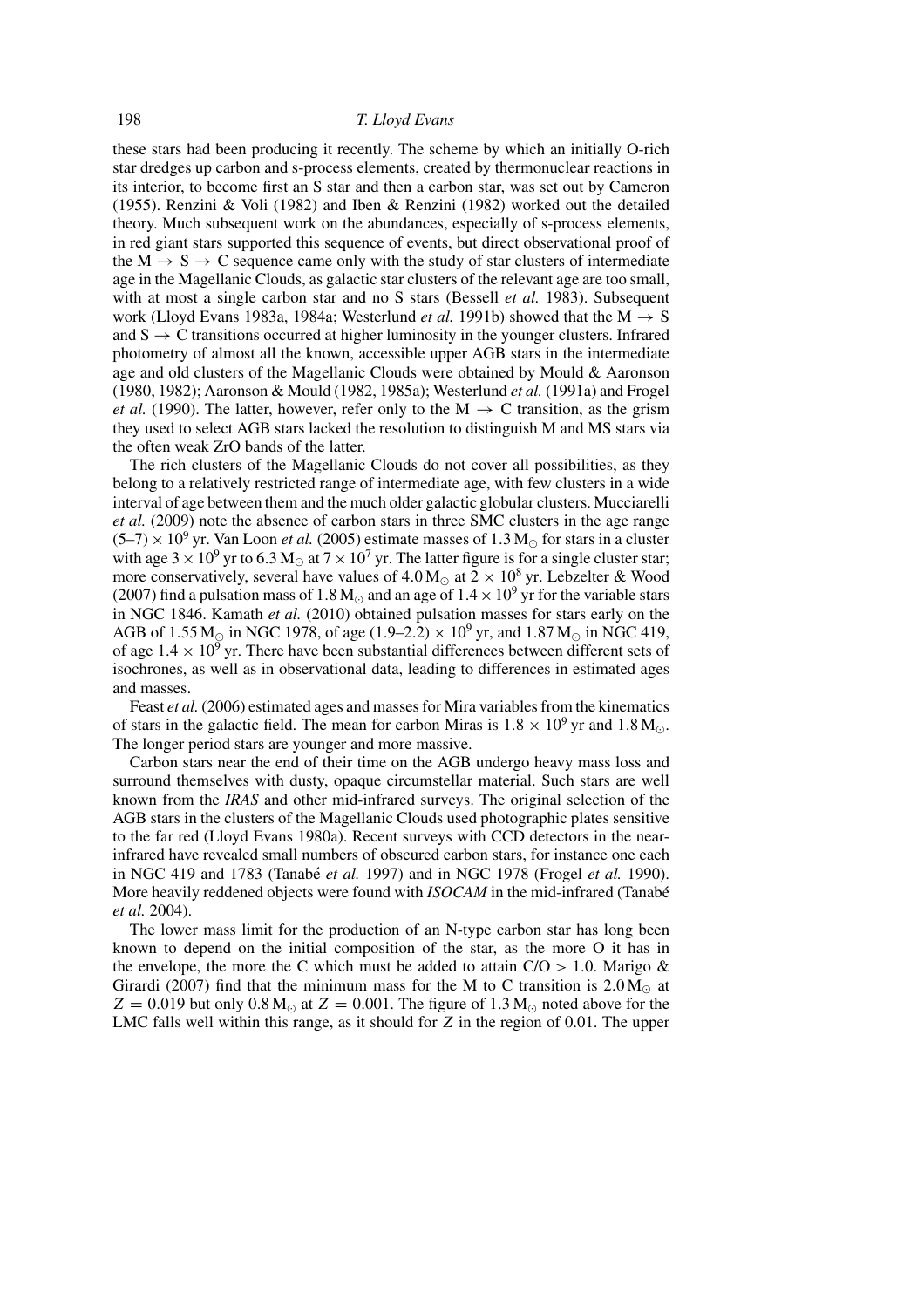these stars had been producing it recently. The scheme by which an initially O-rich star dredges up carbon and s-process elements, created by thermonuclear reactions in its interior, to become first an S star and then a carbon star, was set out by Cameron (1955). Renzini & Voli (1982) and Iben & Renzini (1982) worked out the detailed theory. Much subsequent work on the abundances, especially of s-process elements, in red giant stars supported this sequence of events, but direct observational proof of the M $\rightarrow$ S $\rightarrow$ C sequence came only with the study of star clusters of intermediate age in the Magellanic Clouds, as galactic star clusters of the relevant age are too small, with at most a single carbon star and no S stars (Bessell *et al.* 1983). Subsequent work (Lloyd Evans 1983a, 1984a; Westerlund *et al.* 1991b) showed that the M $\rightarrow$ S and S $\rightarrow$ C transitions occurred at higher luminosity in the younger clusters. Infrared photometry of almost all the known, accessible upper AGB stars in the intermediate age and old clusters of the Magellanic Clouds were obtained by Mould & Aaronson (1980, 1982); Aaronson & Mould (1982, 1985a); Westerlund *et al.* (1991a) and Frogel *et al.* (1990). The latter, however, refer only to the M $\rightarrow$ C transition, as the grism they used to select AGB stars lacked the resolution to distinguish M and MS stars via the often weak ZrO bands of the latter.

The rich clusters of the Magellanic Clouds do not cover all possibilities, as they belong to a relatively restricted range of intermediate age, with few clusters in a wide interval of age between them and the much older galactic globular clusters. Mucciarelli *et al.* (2009) note the absence of carbon stars in three SMC clusters in the age range $(5–7) \times 10^9$ yr. Van Loon *et al.* (2005) estimate masses of 1.3 $M_\odot$ for stars in a cluster with age $3 \times 10^9$ yr to 6.3 $M_\odot$ at $7 \times 10^7$ yr. The latter figure is for a single cluster star; more conservatively, several have values of 4.0 $M_\odot$ at $2 \times 10^8$ yr. Lebzelter & Wood (2007) find a pulsation mass of 1.8 $M_\odot$ and an age of $1.4 \times 10^9$ yr for the variable stars in NGC 1846. Kamath *et al.* (2010) obtained pulsation masses for stars early on the AGB of 1.55 $M_\odot$ in NGC 1978, of age $(1.9–2.2) \times 10^9$ yr, and 1.87 $M_\odot$ in NGC 419, of age $1.4 \times 10^9$ yr. There have been substantial differences between different sets of isochrones, as well as in observational data, leading to differences in estimated ages and masses.

Feast *et al.* (2006) estimated ages and masses for Mira variables from the kinematics of stars in the galactic field. The mean for carbon Miras is $1.8 \times 10^9$ yr and 1.8 $M_\odot$. The longer period stars are younger and more massive.

Carbon stars near the end of their time on the AGB undergo heavy mass loss and surround themselves with dusty, opaque circumstellar material. Such stars are well known from the *IRAS* and other mid-infrared surveys. The original selection of the AGB stars in the clusters of the Magellanic Clouds used photographic plates sensitive to the far red (Lloyd Evans 1980a). Recent surveys with CCD detectors in the near-infrared have revealed small numbers of obscured carbon stars, for instance one each in NGC 419 and 1783 (Tanabé *et al.* 1997) and in NGC 1978 (Frogel *et al.* 1990). More heavily reddened objects were found with *ISOCAM* in the mid-infrared (Tanabé *et al.* 2004).

The lower mass limit for the production of an N-type carbon star has long been known to depend on the initial composition of the star, as the more O it has in the envelope, the more the C which must be added to attain C/O > 1.0. Marigo & Girardi (2007) find that the minimum mass for the M to C transition is 2.0 $M_\odot$ at $Z = 0.019$ but only 0.8 $M_\odot$ at $Z = 0.001$. The figure of 1.3 $M_\odot$ noted above for the LMC falls well within this range, as it should for $Z$ in the region of 0.01. The upper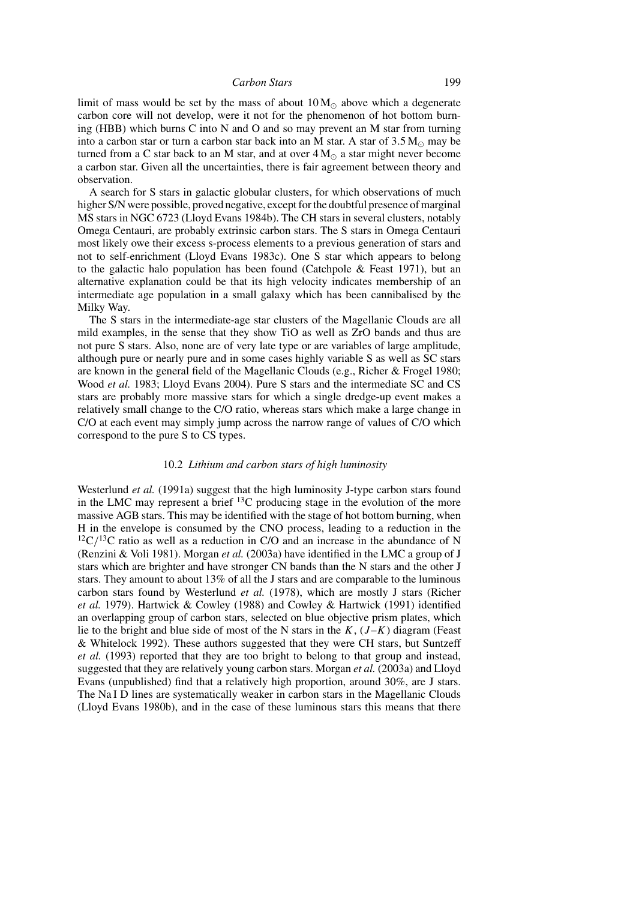limit of mass would be set by the mass of about $10\,M_\odot$ above which a degenerate carbon core will not develop, were it not for the phenomenon of hot bottom burning (HBB) which burns C into N and O and so may prevent an M star from turning into a carbon star or turn a carbon star back into an M star. A star of $3.5\,M_\odot$ may be turned from a C star back to an M star, and at over $4\,M_\odot$ a star might never become a carbon star. Given all the uncertainties, there is fair agreement between theory and observation.

A search for S stars in galactic globular clusters, for which observations of much higher S/N were possible, proved negative, except for the doubtful presence of marginal MS stars in NGC 6723 (Lloyd Evans 1984b). The CH stars in several clusters, notably Omega Centauri, are probably extrinsic carbon stars. The S stars in Omega Centauri most likely owe their excess s-process elements to a previous generation of stars and not to self-enrichment (Lloyd Evans 1983c). One S star which appears to belong to the galactic halo population has been found (Catchpole & Feast 1971), but an alternative explanation could be that its high velocity indicates membership of an intermediate age population in a small galaxy which has been cannibalised by the Milky Way.

The S stars in the intermediate-age star clusters of the Magellanic Clouds are all mild examples, in the sense that they show TiO as well as ZrO bands and thus are not pure S stars. Also, none are of very late type or are variables of large amplitude, although pure or nearly pure and in some cases highly variable S as well as SC stars are known in the general field of the Magellanic Clouds (e.g., Richer & Frogel 1980; Wood *et al.* 1983; Lloyd Evans 2004). Pure S stars and the intermediate SC and CS stars are probably more massive stars for which a single dredge-up event makes a relatively small change to the C/O ratio, whereas stars which make a large change in C/O at each event may simply jump across the narrow range of values of C/O which correspond to the pure S to CS types.

### 10.2 *Lithium and carbon stars of high luminosity*

Westerlund *et al.* (1991a) suggest that the high luminosity J-type carbon stars found in the LMC may represent a brief $^{13}C$ producing stage in the evolution of the more massive AGB stars. This may be identified with the stage of hot bottom burning, when H in the envelope is consumed by the CNO process, leading to a reduction in the $^{12}C/^{13}C$ ratio as well as a reduction in C/O and an increase in the abundance of N (Renzini & Voli 1981). Morgan *et al.* (2003a) have identified in the LMC a group of J stars which are brighter and have stronger CN bands than the N stars and the other J stars. They amount to about 13% of all the J stars and are comparable to the luminous carbon stars found by Westerlund *et al.* (1978), which are mostly J stars (Richer *et al.* 1979). Hartwick & Cowley (1988) and Cowley & Hartwick (1991) identified an overlapping group of carbon stars, selected on blue objective prism plates, which lie to the bright and blue side of most of the N stars in the $K$, $(J-K)$ diagram (Feast & Whitelock 1992). These authors suggested that they were CH stars, but Suntzeff *et al.* (1993) reported that they are too bright to belong to that group and instead, suggested that they are relatively young carbon stars. Morgan *et al.* (2003a) and Lloyd Evans (unpublished) find that a relatively high proportion, around 30%, are J stars. The Na I D lines are systematically weaker in carbon stars in the Magellanic Clouds (Lloyd Evans 1980b), and in the case of these luminous stars this means that there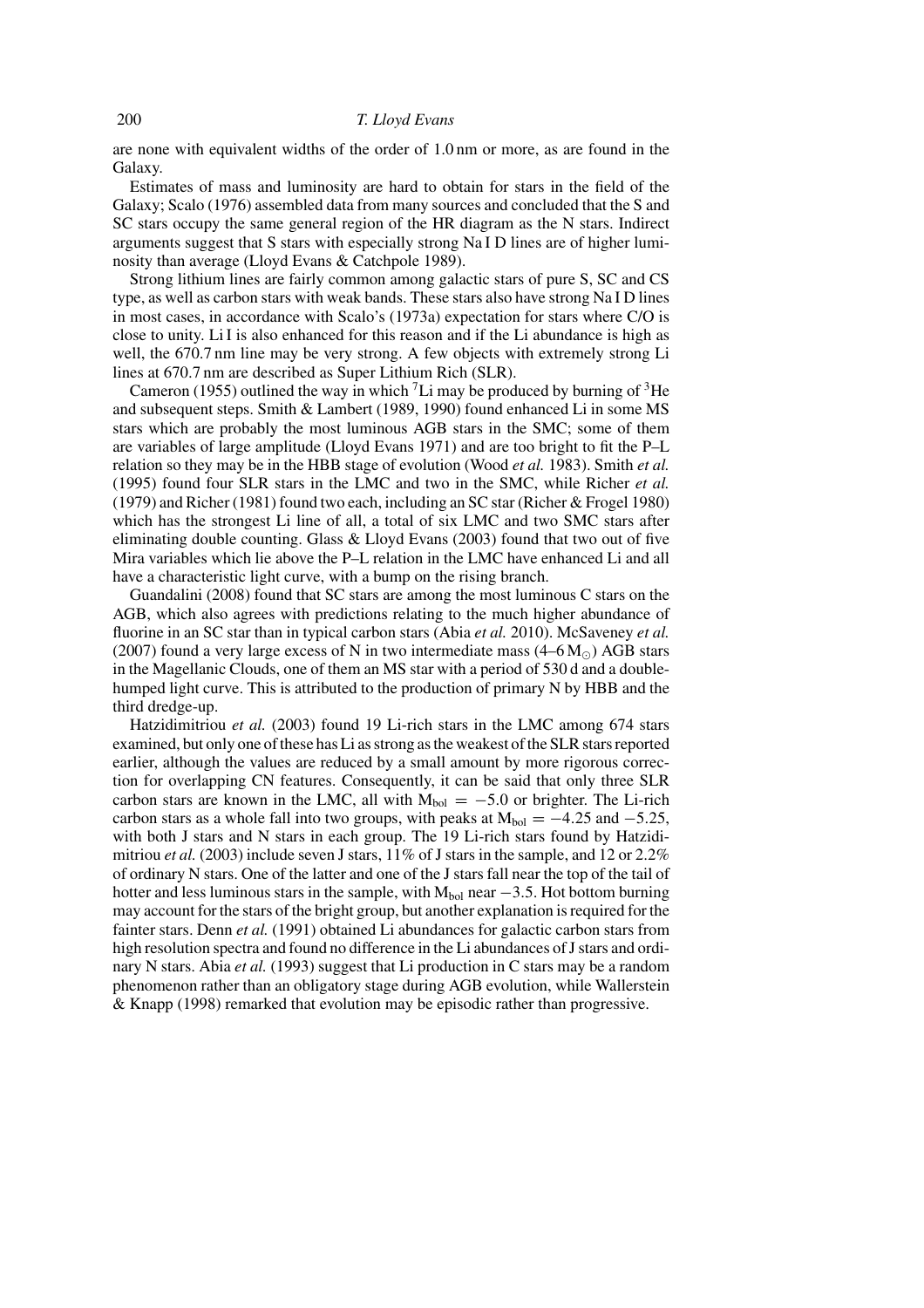are none with equivalent widths of the order of 1.0 nm or more, as are found in the Galaxy.

Estimates of mass and luminosity are hard to obtain for stars in the field of the Galaxy; Scalo (1976) assembled data from many sources and concluded that the S and SC stars occupy the same general region of the HR diagram as the N stars. Indirect arguments suggest that S stars with especially strong Na I D lines are of higher luminosity than average (Lloyd Evans & Catchpole 1989).

Strong lithium lines are fairly common among galactic stars of pure S, SC and CS type, as well as carbon stars with weak bands. These stars also have strong Na I D lines in most cases, in accordance with Scalo's (1973a) expectation for stars where C/O is close to unity. Li I is also enhanced for this reason and if the Li abundance is high as well, the 670.7 nm line may be very strong. A few objects with extremely strong Li lines at 670.7 nm are described as Super Lithium Rich (SLR).

Cameron (1955) outlined the way in which $^{7}$Li may be produced by burning of $^{3}$He and subsequent steps. Smith & Lambert (1989, 1990) found enhanced Li in some MS stars which are probably the most luminous AGB stars in the SMC; some of them are variables of large amplitude (Lloyd Evans 1971) and are too bright to fit the P–L relation so they may be in the HBB stage of evolution (Wood *et al.* 1983). Smith *et al.* (1995) found four SLR stars in the LMC and two in the SMC, while Richer *et al.* (1979) and Richer (1981) found two each, including an SC star (Richer & Frogel 1980) which has the strongest Li line of all, a total of six LMC and two SMC stars after eliminating double counting. Glass & Lloyd Evans (2003) found that two out of five Mira variables which lie above the P–L relation in the LMC have enhanced Li and all have a characteristic light curve, with a bump on the rising branch.

Guandalini (2008) found that SC stars are among the most luminous C stars on the AGB, which also agrees with predictions relating to the much higher abundance of fluorine in an SC star than in typical carbon stars (Abia *et al.* 2010). McSaveney *et al.* (2007) found a very large excess of N in two intermediate mass (4–6 $M_{\odot}$) AGB stars in the Magellanic Clouds, one of them an MS star with a period of 530 d and a double-humped light curve. This is attributed to the production of primary N by HBB and the third dredge-up.

Hatzidimitriou *et al.* (2003) found 19 Li-rich stars in the LMC among 674 stars examined, but only one of these has Li as strong as the weakest of the SLR stars reported earlier, although the values are reduced by a small amount by more rigorous correction for overlapping CN features. Consequently, it can be said that only three SLR carbon stars are known in the LMC, all with $M_{bol} = -5.0$ or brighter. The Li-rich carbon stars as a whole fall into two groups, with peaks at $M_{bol} = -4.25$ and $-5.25$, with both J stars and N stars in each group. The 19 Li-rich stars found by Hatzidimitriou *et al.* (2003) include seven J stars, 11% of J stars in the sample, and 12 or 2.2% of ordinary N stars. One of the latter and one of the J stars fall near the top of the tail of hotter and less luminous stars in the sample, with $M_{bol}$ near $-3.5$. Hot bottom burning may account for the stars of the bright group, but another explanation is required for the fainter stars. Denn *et al.* (1991) obtained Li abundances for galactic carbon stars from high resolution spectra and found no difference in the Li abundances of J stars and ordinary N stars. Abia *et al.* (1993) suggest that Li production in C stars may be a random phenomenon rather than an obligatory stage during AGB evolution, while Wallerstein & Knapp (1998) remarked that evolution may be episodic rather than progressive.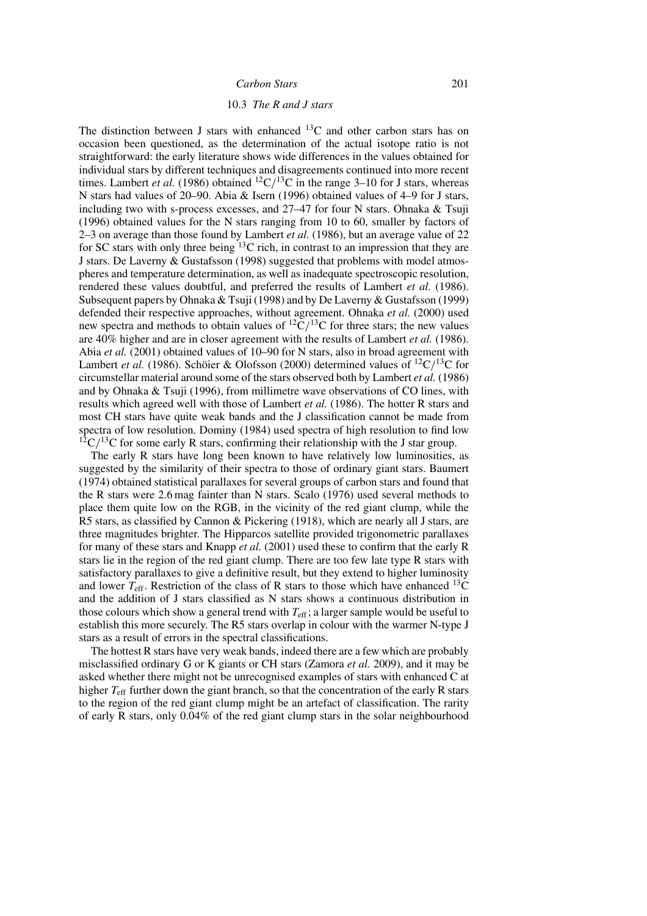The distinction between J stars with enhanced $^{13}C$ and other carbon stars has on occasion been questioned, as the determination of the actual isotope ratio is not straightforward: the early literature shows wide differences in the values obtained for individual stars by different techniques and disagreements continued into more recent times. Lambert *et al.* (1986) obtained $^{12}C/^{13}C$ in the range 3–10 for J stars, whereas N stars had values of 20–90. Abia & Isern (1996) obtained values of 4–9 for J stars, including two with s-process excesses, and 27–47 for four N stars. Ohnaka & Tsuji (1996) obtained values for the N stars ranging from 10 to 60, smaller by factors of 2–3 on average than those found by Lambert *et al.* (1986), but an average value of 22 for SC stars with only three being $^{13}C$ rich, in contrast to an impression that they are J stars. De Laverny & Gustafsson (1998) suggested that problems with model atmospheres and temperature determination, as well as inadequate spectroscopic resolution, rendered these values doubtful, and preferred the results of Lambert *et al.* (1986). Subsequent papers by Ohnaka & Tsuji (1998) and by De Laverny & Gustafsson (1999) defended their respective approaches, without agreement. Ohnaka *et al.* (2000) used new spectra and methods to obtain values of $^{12}C/^{13}C$ for three stars; the new values are 40% higher and are in closer agreement with the results of Lambert *et al.* (1986). Abia *et al.* (2001) obtained values of 10–90 for N stars, also in broad agreement with Lambert *et al.* (1986). Schöier & Olofsson (2000) determined values of $^{12}C/^{13}C$ for circumstellar material around some of the stars observed both by Lambert *et al.* (1986) and by Ohnaka & Tsuji (1996), from millimetre wave observations of CO lines, with results which agreed well with those of Lambert *et al.* (1986). The hotter R stars and most CH stars have quite weak bands and the J classification cannot be made from spectra of low resolution. Dominy (1984) used spectra of high resolution to find low $^{12}C/^{13}C$ for some early R stars, confirming their relationship with the J star group.

The early R stars have long been known to have relatively low luminosities, as suggested by the similarity of their spectra to those of ordinary giant stars. Baumert (1974) obtained statistical parallaxes for several groups of carbon stars and found that the R stars were 2.6 mag fainter than N stars. Scalo (1976) used several methods to place them quite low on the RGB, in the vicinity of the red giant clump, while the R5 stars, as classified by Cannon & Pickering (1918), which are nearly all J stars, are three magnitudes brighter. The Hipparcos satellite provided trigonometric parallaxes for many of these stars and Knapp *et al.* (2001) used these to confirm that the early R stars lie in the region of the red giant clump. There are too few late type R stars with satisfactory parallaxes to give a definitive result, but they extend to higher luminosity and lower $T_{\rm eff}$. Restriction of the class of R stars to those which have enhanced $^{13}C$ and the addition of J stars classified as N stars shows a continuous distribution in those colours which show a general trend with $T_{\rm eff}$; a larger sample would be useful to establish this more securely. The R5 stars overlap in colour with the warmer N-type J stars as a result of errors in the spectral classifications.

The hottest R stars have very weak bands, indeed there are a few which are probably misclassified ordinary G or K giants or CH stars (Zamora *et al.* 2009), and it may be asked whether there might not be unrecognised examples of stars with enhanced C at higher $T_{\rm eff}$ further down the giant branch, so that the concentration of the early R stars to the region of the red giant clump might be an artefact of classification. The rarity of early R stars, only 0.04% of the red giant clump stars in the solar neighbourhood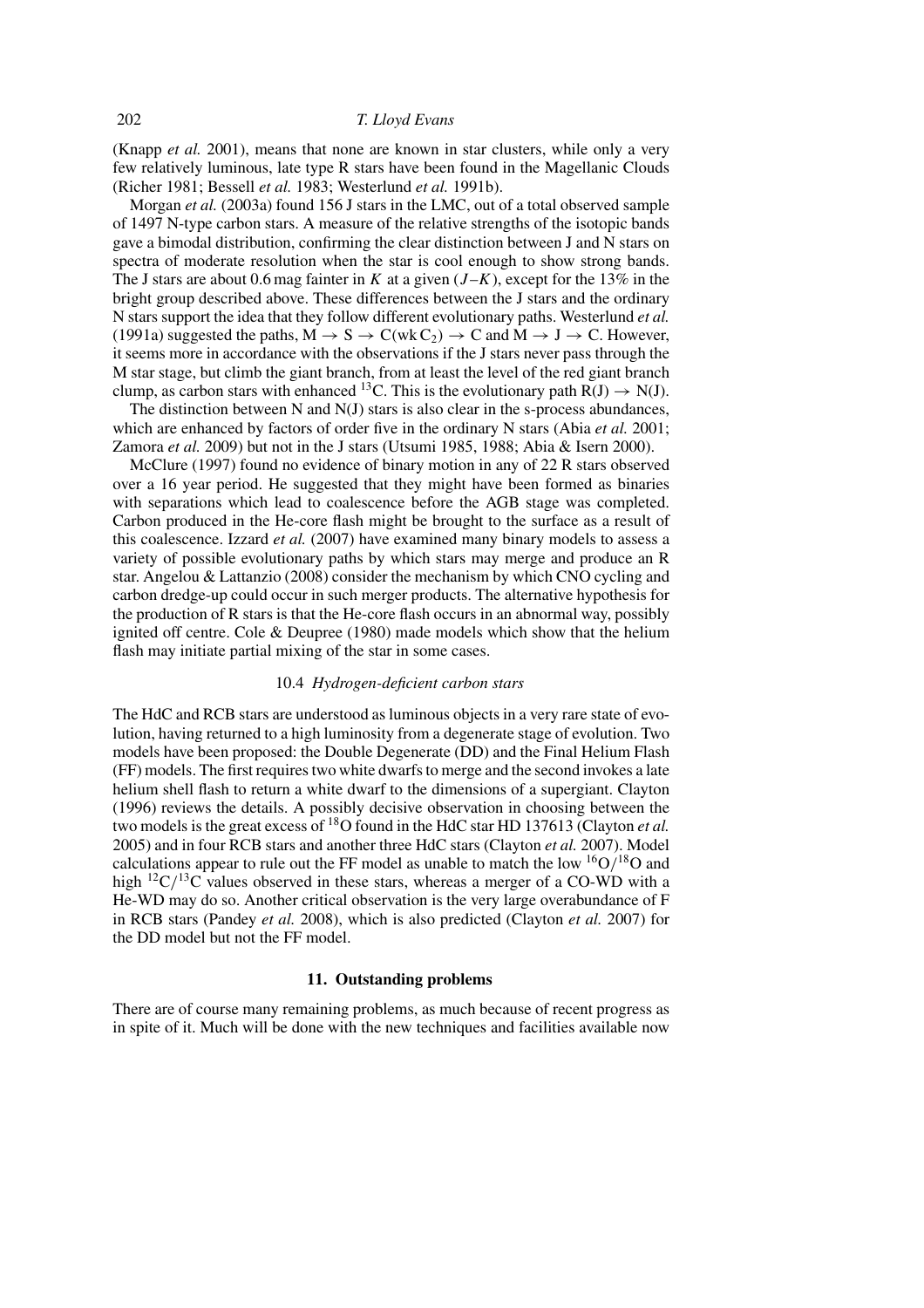(Knapp *et al.* 2001), means that none are known in star clusters, while only a very few relatively luminous, late type R stars have been found in the Magellanic Clouds (Richer 1981; Bessell *et al.* 1983; Westerlund *et al.* 1991b).

Morgan *et al.* (2003a) found 156 J stars in the LMC, out of a total observed sample of 1497 N-type carbon stars. A measure of the relative strengths of the isotopic bands gave a bimodal distribution, confirming the clear distinction between J and N stars on spectra of moderate resolution when the star is cool enough to show strong bands. The J stars are about 0.6 mag fainter in $K$ at a given $(J–K)$, except for the 13% in the bright group described above. These differences between the J stars and the ordinary N stars support the idea that they follow different evolutionary paths. Westerlund *et al.* (1991a) suggested the paths, $\mathrm{M} \rightarrow \mathrm{S} \rightarrow \mathrm{C(wk\,C_2)} \rightarrow \mathrm{C}$ and $\mathrm{M} \rightarrow \mathrm{J} \rightarrow \mathrm{C}$. However, it seems more in accordance with the observations if the J stars never pass through the M star stage, but climb the giant branch, from at least the level of the red giant branch clump, as carbon stars with enhanced $^{13}$C. This is the evolutionary path $\mathrm{R(J)} \rightarrow \mathrm{N(J)}$.

The distinction between N and N(J) stars is also clear in the s-process abundances, which are enhanced by factors of order five in the ordinary N stars (Abia *et al.* 2001; Zamora *et al.* 2009) but not in the J stars (Utsumi 1985, 1988; Abia & Isern 2000).

McClure (1997) found no evidence of binary motion in any of 22 R stars observed over a 16 year period. He suggested that they might have been formed as binaries with separations which lead to coalescence before the AGB stage was completed. Carbon produced in the He-core flash might be brought to the surface as a result of this coalescence. Izzard *et al.* (2007) have examined many binary models to assess a variety of possible evolutionary paths by which stars may merge and produce an R star. Angelou & Lattanzio (2008) consider the mechanism by which CNO cycling and carbon dredge-up could occur in such merger products. The alternative hypothesis for the production of R stars is that the He-core flash occurs in an abnormal way, possibly ignited off centre. Cole & Deupree (1980) made models which show that the helium flash may initiate partial mixing of the star in some cases.

### 10.4 *Hydrogen-deficient carbon stars*

The HdC and RCB stars are understood as luminous objects in a very rare state of evolution, having returned to a high luminosity from a degenerate stage of evolution. Two models have been proposed: the Double Degenerate (DD) and the Final Helium Flash (FF) models. The first requires two white dwarfs to merge and the second invokes a late helium shell flash to return a white dwarf to the dimensions of a supergiant. Clayton (1996) reviews the details. A possibly decisive observation in choosing between the two models is the great excess of $^{18}$O found in the HdC star HD 137613 (Clayton *et al.* 2005) and in four RCB stars and another three HdC stars (Clayton *et al.* 2007). Model calculations appear to rule out the FF model as unable to match the low $^{16}\mathrm{O}/^{18}\mathrm{O}$ and high $^{12}\mathrm{C}/^{13}\mathrm{C}$ values observed in these stars, whereas a merger of a CO-WD with a He-WD may do so. Another critical observation is the very large overabundance of F in RCB stars (Pandey *et al.* 2008), which is also predicted (Clayton *et al.* 2007) for the DD model but not the FF model.

## 11. Outstanding problems

There are of course many remaining problems, as much because of recent progress as in spite of it. Much will be done with the new techniques and facilities available now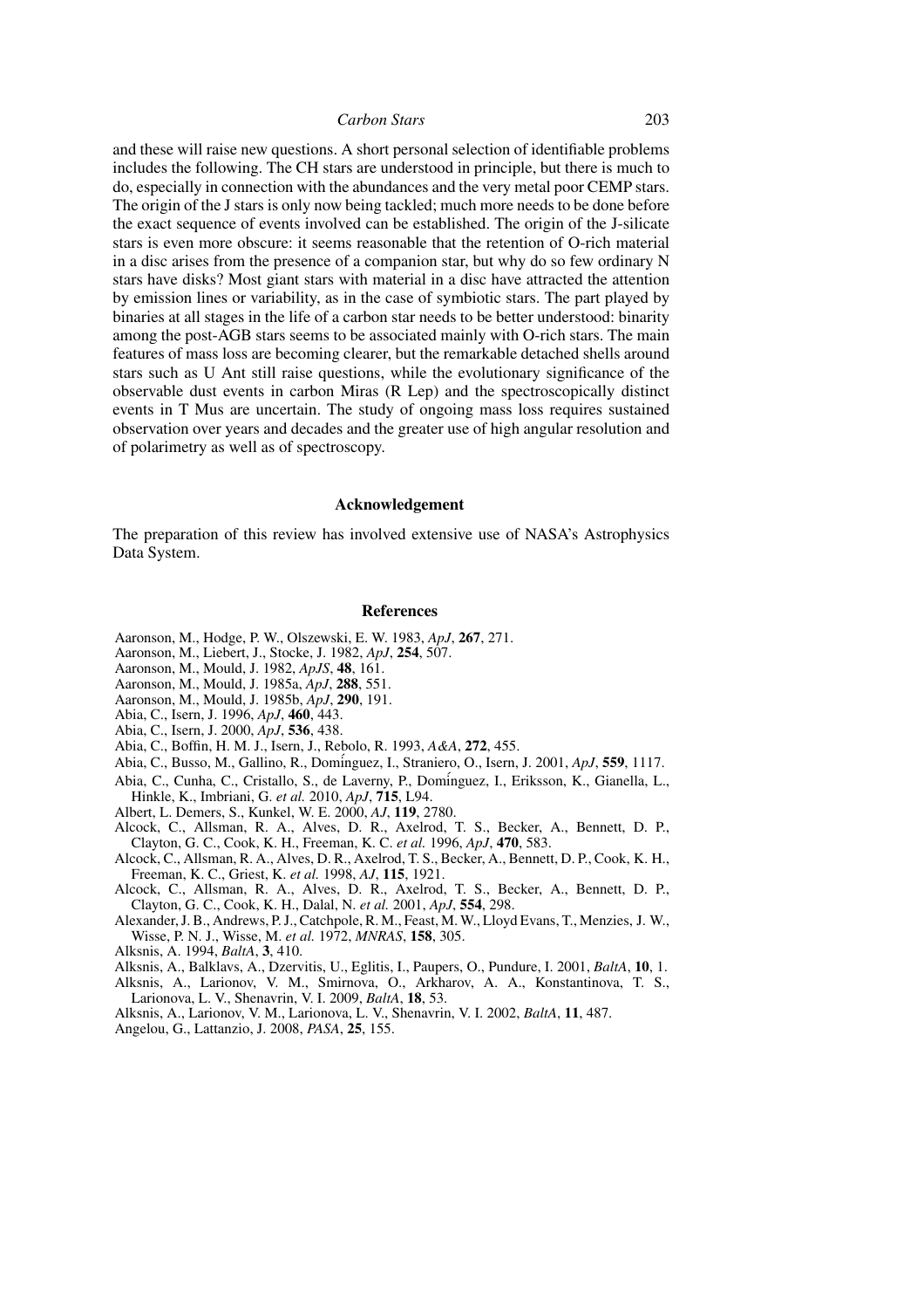and these will raise new questions. A short personal selection of identifiable problems includes the following. The CH stars are understood in principle, but there is much to do, especially in connection with the abundances and the very metal poor CEMP stars. The origin of the J stars is only now being tackled; much more needs to be done before the exact sequence of events involved can be established. The origin of the J-silicate stars is even more obscure: it seems reasonable that the retention of O-rich material in a disc arises from the presence of a companion star, but why do so few ordinary N stars have disks? Most giant stars with material in a disc have attracted the attention by emission lines or variability, as in the case of symbiotic stars. The part played by binaries at all stages in the life of a carbon star needs to be better understood: binarity among the post-AGB stars seems to be associated mainly with O-rich stars. The main features of mass loss are becoming clearer, but the remarkable detached shells around stars such as U Ant still raise questions, while the evolutionary significance of the observable dust events in carbon Miras (R Lep) and the spectroscopically distinct events in T Mus are uncertain. The study of ongoing mass loss requires sustained observation over years and decades and the greater use of high angular resolution and of polarimetry as well as of spectroscopy.

## Acknowledgement

The preparation of this review has involved extensive use of NASA's Astrophysics Data System.

## References

Aaronson, M., Hodge, P. W., Olszewski, E. W. 1983, *ApJ*, **267**, 271.
Aaronson, M., Liebert, J., Stocke, J. 1982, *ApJ*, **254**, 507.
Aaronson, M., Mould, J. 1982, *ApJS*, **48**, 161.
Aaronson, M., Mould, J. 1985a, *ApJ*, **288**, 551.
Aaronson, M., Mould, J. 1985b, *ApJ*, **290**, 191.
Abia, C., Isern, J. 1996, *ApJ*, **460**, 443.
Abia, C., Isern, J. 2000, *ApJ*, **536**, 438.
Abia, C., Boffin, H. M. J., Isern, J., Rebolo, R. 1993, *A&A*, **272**, 455.
Abia, C., Busso, M., Gallino, R., Domínguez, I., Straniero, O., Isern, J. 2001, *ApJ*, **559**, 1117.
Abia, C., Cunha, C., Cristallo, S., de Laverny, P., Domínguez, I., Eriksson, K., Gianella, L., Hinkle, K., Imbriani, G. *et al.* 2010, *ApJ*, **715**, L94.
Albert, L. Demers, S., Kunkel, W. E. 2000, *AJ*, **119**, 2780.
Alcock, C., Allsman, R. A., Alves, D. R., Axelrod, T. S., Becker, A., Bennett, D. P., Clayton, G. C., Cook, K. H., Freeman, K. C. *et al.* 1996, *ApJ*, **470**, 583.
Alcock, C., Allsman, R. A., Alves, D. R., Axelrod, T. S., Becker, A., Bennett, D. P., Cook, K. H., Freeman, K. C., Griest, K. *et al.* 1998, *AJ*, **115**, 1921.
Alcock, C., Allsman, R. A., Alves, D. R., Axelrod, T. S., Becker, A., Bennett, D. P., Clayton, G. C., Cook, K. H., Dalal, N. *et al.* 2001, *ApJ*, **554**, 298.
Alexander, J. B., Andrews, P. J., Catchpole, R. M., Feast, M. W., Lloyd Evans, T., Menzies, J. W., Wisse, P. N. J., Wisse, M. *et al.* 1972, *MNRAS*, **158**, 305.
Alksnis, A. 1994, *BaltA*, **3**, 410.
Alksnis, A., Balklavs, A., Dzervitis, U., Eglitis, I., Paupers, O., Pundure, I. 2001, *BaltA*, **10**, 1.
Alksnis, A., Larionov, V. M., Smirnova, O., Arkharov, A. A., Konstantinova, T. S., Larionova, L. V., Shenavrin, V. I. 2009, *BaltA*, **18**, 53.
Alksnis, A., Larionov, V. M., Larionova, L. V., Shenavrin, V. I. 2002, *BaltA*, **11**, 487.
Angelou, G., Lattanzio, J. 2008, *PASA*, **25**, 155.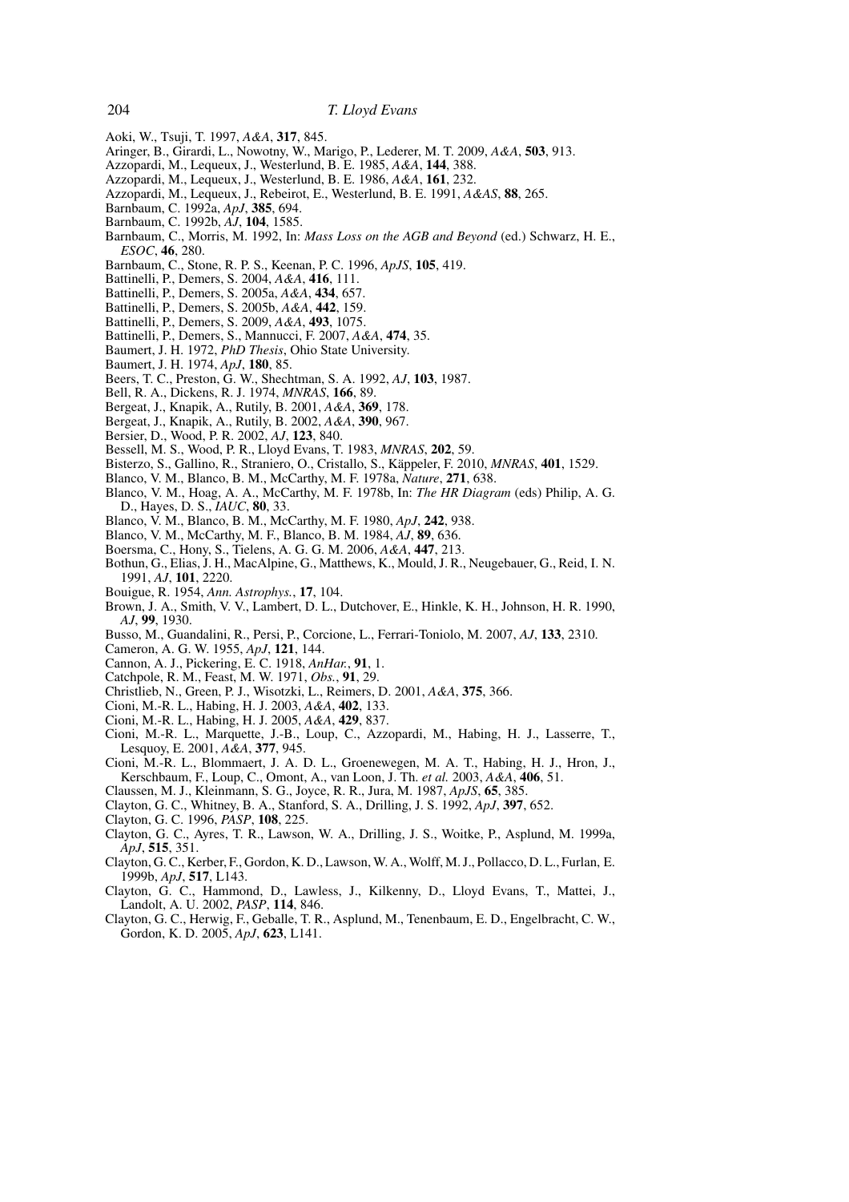Aoki, W., Tsuji, T. 1997, *A&A*, **317**, 845.

Aringer, B., Girardi, L., Nowotny, W., Marigo, P., Lederer, M. T. 2009, *A&A*, **503**, 913.

Azzopardi, M., Lequeux, J., Westerlund, B. E. 1985, *A&A*, **144**, 388.

Azzopardi, M., Lequeux, J., Westerlund, B. E. 1986, *A&A*, **161**, 232.

Azzopardi, M., Lequeux, J., Rebeirot, E., Westerlund, B. E. 1991, *A&AS*, **88**, 265.

Barnbaum, C. 1992a, *ApJ*, **385**, 694.

Barnbaum, C. 1992b, *AJ*, **104**, 1585.

Barnbaum, C., Morris, M. 1992, In: *Mass Loss on the AGB and Beyond* (ed.) Schwarz, H. E., *ESOC*, **46**, 280.

Barnbaum, C., Stone, R. P. S., Keenan, P. C. 1996, *ApJS*, **105**, 419.

Battinelli, P., Demers, S. 2004, *A&A*, **416**, 111.

Battinelli, P., Demers, S. 2005a, *A&A*, **434**, 657.

Battinelli, P., Demers, S. 2005b, *A&A*, **442**, 159.

Battinelli, P., Demers, S. 2009, *A&A*, **493**, 1075.

Battinelli, P., Demers, S., Mannucci, F. 2007, *A&A*, **474**, 35.

Baumert, J. H. 1972, *PhD Thesis*, Ohio State University.

Baumert, J. H. 1974, *ApJ*, **180**, 85.

Beers, T. C., Preston, G. W., Shechtman, S. A. 1992, *AJ*, **103**, 1987.

Bell, R. A., Dickens, R. J. 1974, *MNRAS*, **166**, 89.

Bergeat, J., Knapik, A., Rutily, B. 2001, *A&A*, **369**, 178.

Bergeat, J., Knapik, A., Rutily, B. 2002, *A&A*, **390**, 967.

Bersier, D., Wood, P. R. 2002, *AJ*, **123**, 840.

Bessell, M. S., Wood, P. R., Lloyd Evans, T. 1983, *MNRAS*, **202**, 59.

Bisterzo, S., Gallino, R., Straniero, O., Cristallo, S., Käppeler, F. 2010, *MNRAS*, **401**, 1529.

Blanco, V. M., Blanco, B. M., McCarthy, M. F. 1978a, *Nature*, **271**, 638.

Blanco, V. M., Hoag, A. A., McCarthy, M. F. 1978b, In: *The HR Diagram* (eds) Philip, A. G. D., Hayes, D. S., *IAUC*, **80**, 33.

Blanco, V. M., Blanco, B. M., McCarthy, M. F. 1980, *ApJ*, **242**, 938.

Blanco, V. M., McCarthy, M. F., Blanco, B. M. 1984, *AJ*, **89**, 636.

Boersma, C., Hony, S., Tielens, A. G. G. M. 2006, *A&A*, **447**, 213.

Bothun, G., Elias, J. H., MacAlpine, G., Matthews, K., Mould, J. R., Neugebauer, G., Reid, I. N. 1991, *AJ*, **101**, 2220.

Bouigue, R. 1954, *Ann. Astrophys.*, **17**, 104.

Brown, J. A., Smith, V. V., Lambert, D. L., Dutchover, E., Hinkle, K. H., Johnson, H. R. 1990, *AJ*, **99**, 1930.

Busso, M., Guandalini, R., Persi, P., Corcione, L., Ferrari-Toniolo, M. 2007, *AJ*, **133**, 2310.

Cameron, A. G. W. 1955, *ApJ*, **121**, 144.

Cannon, A. J., Pickering, E. C. 1918, *AnHar.*, **91**, 1.

Catchpole, R. M., Feast, M. W. 1971, *Obs.*, **91**, 29.

Christlieb, N., Green, P. J., Wisotzki, L., Reimers, D. 2001, *A&A*, **375**, 366.

Cioni, M.-R. L., Habing, H. J. 2003, *A&A*, **402**, 133.

Cioni, M.-R. L., Habing, H. J. 2005, *A&A*, **429**, 837.

Cioni, M.-R. L., Marquette, J.-B., Loup, C., Azzopardi, M., Habing, H. J., Lasserre, T., Lesquoy, E. 2001, *A&A*, **377**, 945.

Cioni, M.-R. L., Blommaert, J. A. D. L., Groenewegen, M. A. T., Habing, H. J., Hron, J., Kerschbaum, F., Loup, C., Omont, A., van Loon, J. Th. *et al.* 2003, *A&A*, **406**, 51.

Claussen, M. J., Kleinmann, S. G., Joyce, R. R., Jura, M. 1987, *ApJS*, **65**, 385.

Clayton, G. C., Whitney, B. A., Stanford, S. A., Drilling, J. S. 1992, *ApJ*, **397**, 652.

Clayton, G. C. 1996, *PASP*, **108**, 225.

Clayton, G. C., Ayres, T. R., Lawson, W. A., Drilling, J. S., Woitke, P., Asplund, M. 1999a, *ApJ*, **515**, 351.

Clayton, G. C., Kerber, F., Gordon, K. D., Lawson, W. A., Wolff, M. J., Pollacco, D. L., Furlan, E. 1999b, *ApJ*, **517**, L143.

Clayton, G. C., Hammond, D., Lawless, J., Kilkenny, D., Lloyd Evans, T., Mattei, J., Landolt, A. U. 2002, *PASP*, **114**, 846.

Clayton, G. C., Herwig, F., Geballe, T. R., Asplund, M., Tenenbaum, E. D., Engelbracht, C. W., Gordon, K. D. 2005, *ApJ*, **623**, L141.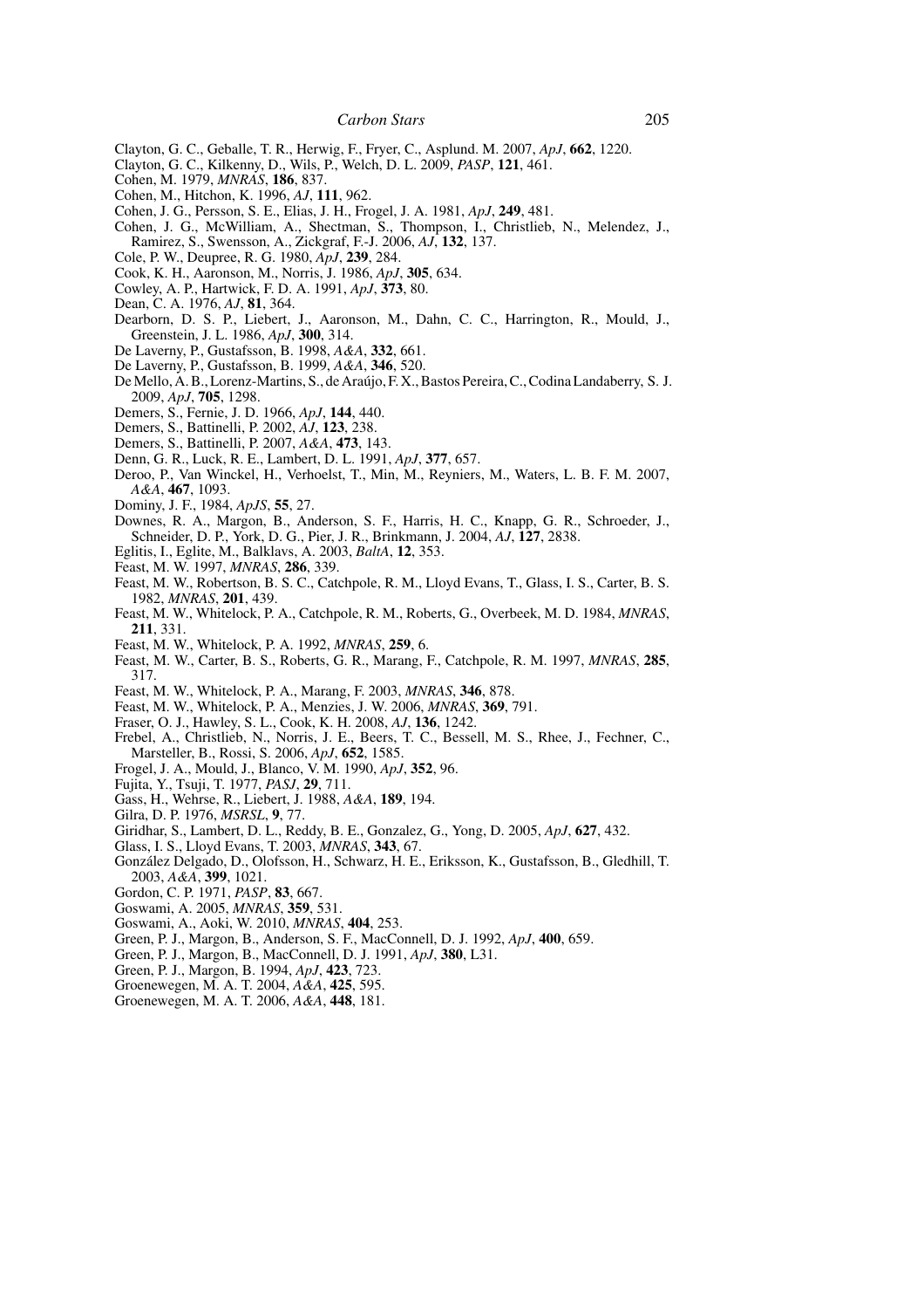Clayton, G. C., Geballe, T. R., Herwig, F., Fryer, C., Asplund. M. 2007, *ApJ*, **662**, 1220.

Clayton, G. C., Kilkenny, D., Wils, P., Welch, D. L. 2009, *PASP*, **121**, 461.

Cohen, M. 1979, *MNRAS*, **186**, 837.

Cohen, M., Hitchon, K. 1996, *AJ*, **111**, 962.

Cohen, J. G., Persson, S. E., Elias, J. H., Frogel, J. A. 1981, *ApJ*, **249**, 481.

Cohen, J. G., McWilliam, A., Shectman, S., Thompson, I., Christlieb, N., Melendez, J., Ramirez, S., Swensson, A., Zickgraf, F.-J. 2006, *AJ*, **132**, 137.

Cole, P. W., Deupree, R. G. 1980, *ApJ*, **239**, 284.

Cook, K. H., Aaronson, M., Norris, J. 1986, *ApJ*, **305**, 634.

Cowley, A. P., Hartwick, F. D. A. 1991, *ApJ*, **373**, 80.

Dean, C. A. 1976, *AJ*, **81**, 364.

Dearborn, D. S. P., Liebert, J., Aaronson, M., Dahn, C. C., Harrington, R., Mould, J., Greenstein, J. L. 1986, *ApJ*, **300**, 314.

De Laverny, P., Gustafsson, B. 1998, *A&A*, **332**, 661.

De Laverny, P., Gustafsson, B. 1999, *A&A*, **346**, 520.

De Mello, A. B., Lorenz-Martins, S., de Araújo, F. X., Bastos Pereira, C., Codina Landaberry, S. J. 2009, *ApJ*, **705**, 1298.

Demers, S., Fernie, J. D. 1966, *ApJ*, **144**, 440.

Demers, S., Battinelli, P. 2002, *AJ*, **123**, 238.

Demers, S., Battinelli, P. 2007, *A&A*, **473**, 143.

Denn, G. R., Luck, R. E., Lambert, D. L. 1991, *ApJ*, **377**, 657.

Deroo, P., Van Winckel, H., Verhoelst, T., Min, M., Reyniers, M., Waters, L. B. F. M. 2007, *A&A*, **467**, 1093.

Dominy, J. F., 1984, *ApJS*, **55**, 27.

Downes, R. A., Margon, B., Anderson, S. F., Harris, H. C., Knapp, G. R., Schroeder, J., Schneider, D. P., York, D. G., Pier, J. R., Brinkmann, J. 2004, *AJ*, **127**, 2838.

Eglitis, I., Eglite, M., Balklavs, A. 2003, *BaltA*, **12**, 353.

Feast, M. W. 1997, *MNRAS*, **286**, 339.

Feast, M. W., Robertson, B. S. C., Catchpole, R. M., Lloyd Evans, T., Glass, I. S., Carter, B. S. 1982, *MNRAS*, **201**, 439.

Feast, M. W., Whitelock, P. A., Catchpole, R. M., Roberts, G., Overbeek, M. D. 1984, *MNRAS*, **211**, 331.

Feast, M. W., Whitelock, P. A. 1992, *MNRAS*, **259**, 6.

Feast, M. W., Carter, B. S., Roberts, G. R., Marang, F., Catchpole, R. M. 1997, *MNRAS*, **285**, 317.

Feast, M. W., Whitelock, P. A., Marang, F. 2003, *MNRAS*, **346**, 878.

Feast, M. W., Whitelock, P. A., Menzies, J. W. 2006, *MNRAS*, **369**, 791.

Fraser, O. J., Hawley, S. L., Cook, K. H. 2008, *AJ*, **136**, 1242.

Frebel, A., Christlieb, N., Norris, J. E., Beers, T. C., Bessell, M. S., Rhee, J., Fechner, C., Marsteller, B., Rossi, S. 2006, *ApJ*, **652**, 1585.

Frogel, J. A., Mould, J., Blanco, V. M. 1990, *ApJ*, **352**, 96.

Fujita, Y., Tsuji, T. 1977, *PASJ*, **29**, 711.

Gass, H., Wehrse, R., Liebert, J. 1988, *A&A*, **189**, 194.

Gilra, D. P. 1976, *MSRSL*, **9**, 77.

Giridhar, S., Lambert, D. L., Reddy, B. E., Gonzalez, G., Yong, D. 2005, *ApJ*, **627**, 432.

Glass, I. S., Lloyd Evans, T. 2003, *MNRAS*, **343**, 67.

González Delgado, D., Olofsson, H., Schwarz, H. E., Eriksson, K., Gustafsson, B., Gledhill, T. 2003, *A&A*, **399**, 1021.

Gordon, C. P. 1971, *PASP*, **83**, 667.

Goswami, A. 2005, *MNRAS*, **359**, 531.

Goswami, A., Aoki, W. 2010, *MNRAS*, **404**, 253.

Green, P. J., Margon, B., Anderson, S. F., MacConnell, D. J. 1992, *ApJ*, **400**, 659.

Green, P. J., Margon, B., MacConnell, D. J. 1991, *ApJ*, **380**, L31.

Green, P. J., Margon, B. 1994, *ApJ*, **423**, 723.

Groenewegen, M. A. T. 2004, *A&A*, **425**, 595.

Groenewegen, M. A. T. 2006, *A&A*, **448**, 181.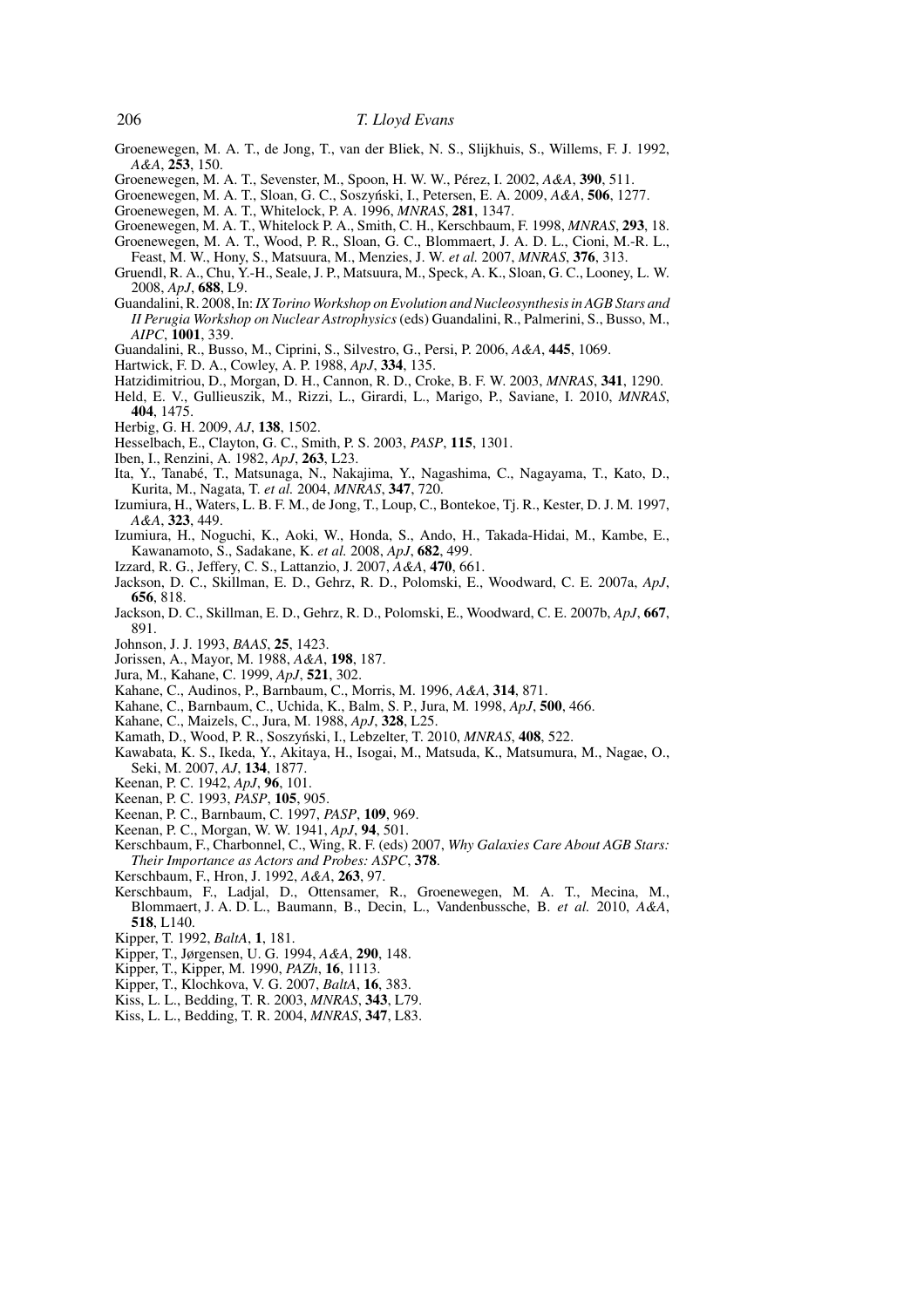Groenewegen, M. A. T., de Jong, T., van der Bliek, N. S., Slijkhuis, S., Willems, F. J. 1992, *A&A*, **253**, 150.

Groenewegen, M. A. T., Sevenster, M., Spoon, H. W. W., Pérez, I. 2002, *A&A*, **390**, 511.

Groenewegen, M. A. T., Sloan, G. C., Soszyński, I., Petersen, E. A. 2009, *A&A*, **506**, 1277.

Groenewegen, M. A. T., Whitelock, P. A. 1996, *MNRAS*, **281**, 1347.

Groenewegen, M. A. T., Whitelock P. A., Smith, C. H., Kerschbaum, F. 1998, *MNRAS*, **293**, 18.

Groenewegen, M. A. T., Wood, P. R., Sloan, G. C., Blommaert, J. A. D. L., Cioni, M.-R. L., Feast, M. W., Hony, S., Matsuura, M., Menzies, J. W. *et al.* 2007, *MNRAS*, **376**, 313.

Gruendl, R. A., Chu, Y.-H., Seale, J. P., Matsuura, M., Speck, A. K., Sloan, G. C., Looney, L. W. 2008, *ApJ*, **688**, L9.

Guandalini, R. 2008, In: *IX Torino Workshop on Evolution and Nucleosynthesis in AGB Stars and II Perugia Workshop on Nuclear Astrophysics* (eds) Guandalini, R., Palmerini, S., Busso, M., *AIPC*, **1001**, 339.

Guandalini, R., Busso, M., Ciprini, S., Silvestro, G., Persi, P. 2006, *A&A*, **445**, 1069.

Hartwick, F. D. A., Cowley, A. P. 1988, *ApJ*, **334**, 135.

Hatzidimitriou, D., Morgan, D. H., Cannon, R. D., Croke, B. F. W. 2003, *MNRAS*, **341**, 1290.

Held, E. V., Gullieuszik, M., Rizzi, L., Girardi, L., Marigo, P., Saviane, I. 2010, *MNRAS*, **404**, 1475.

Herbig, G. H. 2009, *AJ*, **138**, 1502.

Hesselbach, E., Clayton, G. C., Smith, P. S. 2003, *PASP*, **115**, 1301.

Iben, I., Renzini, A. 1982, *ApJ*, **263**, L23.

Ita, Y., Tanabé, T., Matsunaga, N., Nakajima, Y., Nagashima, C., Nagayama, T., Kato, D., Kurita, M., Nagata, T. *et al.* 2004, *MNRAS*, **347**, 720.

Izumiura, H., Waters, L. B. F. M., de Jong, T., Loup, C., Bontekoe, Tj. R., Kester, D. J. M. 1997, *A&A*, **323**, 449.

Izumiura, H., Noguchi, K., Aoki, W., Honda, S., Ando, H., Takada-Hidai, M., Kambe, E., Kawanamoto, S., Sadakane, K. *et al.* 2008, *ApJ*, **682**, 499.

Izzard, R. G., Jeffery, C. S., Lattanzio, J. 2007, *A&A*, **470**, 661.

Jackson, D. C., Skillman, E. D., Gehrz, R. D., Polomski, E., Woodward, C. E. 2007a, *ApJ*, **656**, 818.

Jackson, D. C., Skillman, E. D., Gehrz, R. D., Polomski, E., Woodward, C. E. 2007b, *ApJ*, **667**, 891.

Johnson, J. J. 1993, *BAAS*, **25**, 1423.

Jorissen, A., Mayor, M. 1988, *A&A*, **198**, 187.

Jura, M., Kahane, C. 1999, *ApJ*, **521**, 302.

Kahane, C., Audinos, P., Barnbaum, C., Morris, M. 1996, *A&A*, **314**, 871.

Kahane, C., Barnbaum, C., Uchida, K., Balm, S. P., Jura, M. 1998, *ApJ*, **500**, 466.

Kahane, C., Maizels, C., Jura, M. 1988, *ApJ*, **328**, L25.

Kamath, D., Wood, P. R., Soszyński, I., Lebzelter, T. 2010, *MNRAS*, **408**, 522.

Kawabata, K. S., Ikeda, Y., Akitaya, H., Isogai, M., Matsuda, K., Matsumura, M., Nagae, O., Seki, M. 2007, *AJ*, **134**, 1877.

Keenan, P. C. 1942, *ApJ*, **96**, 101.

Keenan, P. C. 1993, *PASP*, **105**, 905.

Keenan, P. C., Barnbaum, C. 1997, *PASP*, **109**, 969.

Keenan, P. C., Morgan, W. W. 1941, *ApJ*, **94**, 501.

Kerschbaum, F., Charbonnel, C., Wing, R. F. (eds) 2007, *Why Galaxies Care About AGB Stars: Their Importance as Actors and Probes: ASPC*, **378**.

Kerschbaum, F., Hron, J. 1992, *A&A*, **263**, 97.

Kerschbaum, F., Ladjal, D., Ottensamer, R., Groenewegen, M. A. T., Mecina, M., Blommaert, J. A. D. L., Baumann, B., Decin, L., Vandenbussche, B. *et al.* 2010, *A&A*, **518**, L140.

Kipper, T. 1992, *BaltA*, **1**, 181.

Kipper, T., Jørgensen, U. G. 1994, *A&A*, **290**, 148.

Kipper, T., Kipper, M. 1990, *PAZh*, **16**, 1113.

Kipper, T., Klochkova, V. G. 2007, *BaltA*, **16**, 383.

Kiss, L. L., Bedding, T. R. 2003, *MNRAS*, **343**, L79.

Kiss, L. L., Bedding, T. R. 2004, *MNRAS*, **347**, L83.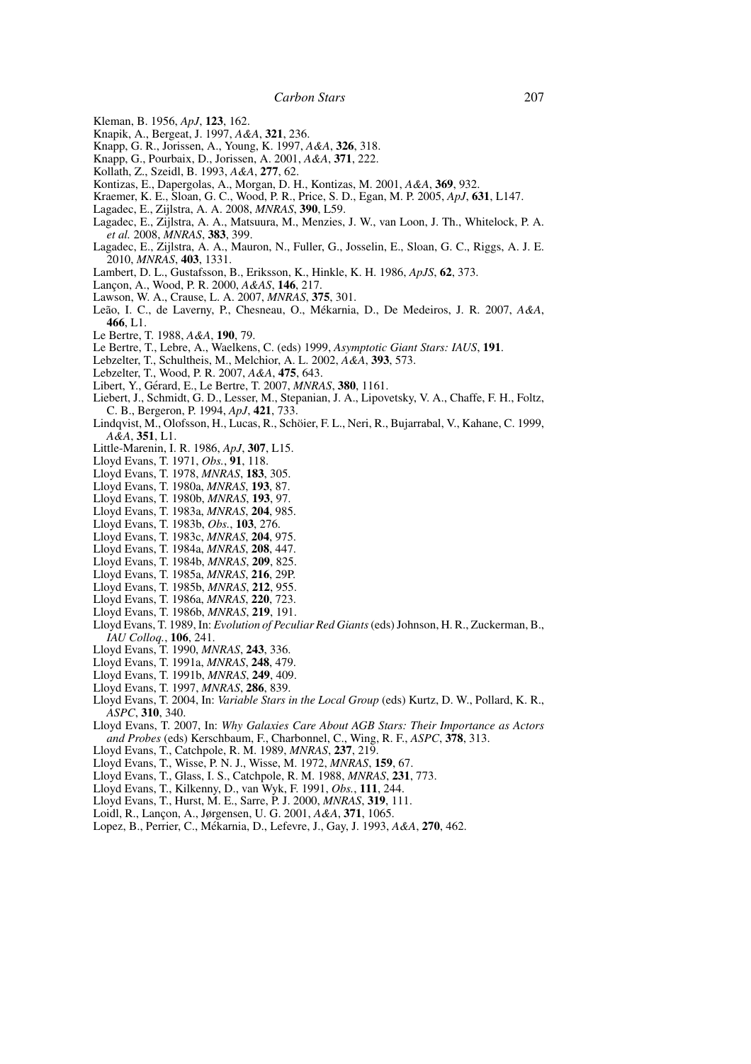Kleman, B. 1956, *ApJ*, **123**, 162.
Knapik, A., Bergeat, J. 1997, *A&A*, **321**, 236.
Knapp, G. R., Jorissen, A., Young, K. 1997, *A&A*, **326**, 318.
Knapp, G., Pourbaix, D., Jorissen, A. 2001, *A&A*, **371**, 222.
Kollath, Z., Szeidl, B. 1993, *A&A*, **277**, 62.
Kontizas, E., Dapergolas, A., Morgan, D. H., Kontizas, M. 2001, *A&A*, **369**, 932.
Kraemer, K. E., Sloan, G. C., Wood, P. R., Price, S. D., Egan, M. P. 2005, *ApJ*, **631**, L147.
Lagadec, E., Zijlstra, A. A. 2008, *MNRAS*, **390**, L59.
Lagadec, E., Zijlstra, A. A., Matsuura, M., Menzies, J. W., van Loon, J. Th., Whitelock, P. A. *et al.* 2008, *MNRAS*, **383**, 399.
Lagadec, E., Zijlstra, A. A., Mauron, N., Fuller, G., Josselin, E., Sloan, G. C., Riggs, A. J. E. 2010, *MNRAS*, **403**, 1331.
Lambert, D. L., Gustafsson, B., Eriksson, K., Hinkle, K. H. 1986, *ApJS*, **62**, 373.
Lançon, A., Wood, P. R. 2000, *A&AS*, **146**, 217.
Lawson, W. A., Crause, L. A. 2007, *MNRAS*, **375**, 301.
Leão, I. C., de Laverny, P., Chesneau, O., Mékarnia, D., De Medeiros, J. R. 2007, *A&A*, **466**, L1.
Le Bertre, T. 1988, *A&A*, **190**, 79.
Le Bertre, T., Lebre, A., Waelkens, C. (eds) 1999, *Asymptotic Giant Stars: IAUS*, **191**.
Lebzelter, T., Schultheis, M., Melchior, A. L. 2002, *A&A*, **393**, 573.
Lebzelter, T., Wood, P. R. 2007, *A&A*, **475**, 643.
Libert, Y., Gérard, E., Le Bertre, T. 2007, *MNRAS*, **380**, 1161.
Liebert, J., Schmidt, G. D., Lesser, M., Stepanian, J. A., Lipovetsky, V. A., Chaffe, F. H., Foltz, C. B., Bergeron, P. 1994, *ApJ*, **421**, 733.
Lindqvist, M., Olofsson, H., Lucas, R., Schöier, F. L., Neri, R., Bujarrabal, V., Kahane, C. 1999, *A&A*, **351**, L1.
Little-Marenin, I. R. 1986, *ApJ*, **307**, L15.
Lloyd Evans, T. 1971, *Obs.*, **91**, 118.
Lloyd Evans, T. 1978, *MNRAS*, **183**, 305.
Lloyd Evans, T. 1980a, *MNRAS*, **193**, 87.
Lloyd Evans, T. 1980b, *MNRAS*, **193**, 97.
Lloyd Evans, T. 1983a, *MNRAS*, **204**, 985.
Lloyd Evans, T. 1983b, *Obs.*, **103**, 276.
Lloyd Evans, T. 1983c, *MNRAS*, **204**, 975.
Lloyd Evans, T. 1984a, *MNRAS*, **208**, 447.
Lloyd Evans, T. 1984b, *MNRAS*, **209**, 825.
Lloyd Evans, T. 1985a, *MNRAS*, **216**, 29P.
Lloyd Evans, T. 1985b, *MNRAS*, **212**, 955.
Lloyd Evans, T. 1986a, *MNRAS*, **220**, 723.
Lloyd Evans, T. 1986b, *MNRAS*, **219**, 191.
Lloyd Evans, T. 1989, In: *Evolution of Peculiar Red Giants* (eds) Johnson, H. R., Zuckerman, B., *IAU Colloq.*, **106**, 241.
Lloyd Evans, T. 1990, *MNRAS*, **243**, 336.
Lloyd Evans, T. 1991a, *MNRAS*, **248**, 479.
Lloyd Evans, T. 1991b, *MNRAS*, **249**, 409.
Lloyd Evans, T. 1997, *MNRAS*, **286**, 839.
Lloyd Evans, T. 2004, In: *Variable Stars in the Local Group* (eds) Kurtz, D. W., Pollard, K. R., *ASPC*, **310**, 340.
Lloyd Evans, T. 2007, In: *Why Galaxies Care About AGB Stars: Their Importance as Actors and Probes* (eds) Kerschbaum, F., Charbonnel, C., Wing, R. F., *ASPC*, **378**, 313.
Lloyd Evans, T., Catchpole, R. M. 1989, *MNRAS*, **237**, 219.
Lloyd Evans, T., Wisse, P. N. J., Wisse, M. 1972, *MNRAS*, **159**, 67.
Lloyd Evans, T., Glass, I. S., Catchpole, R. M. 1988, *MNRAS*, **231**, 773.
Lloyd Evans, T., Kilkenny, D., van Wyk, F. 1991, *Obs.*, **111**, 244.
Lloyd Evans, T., Hurst, M. E., Sarre, P. J. 2000, *MNRAS*, **319**, 111.
Loidl, R., Lançon, A., Jørgensen, U. G. 2001, *A&A*, **371**, 1065.
Lopez, B., Perrier, C., Mékarnia, D., Lefevre, J., Gay, J. 1993, *A&A*, **270**, 462.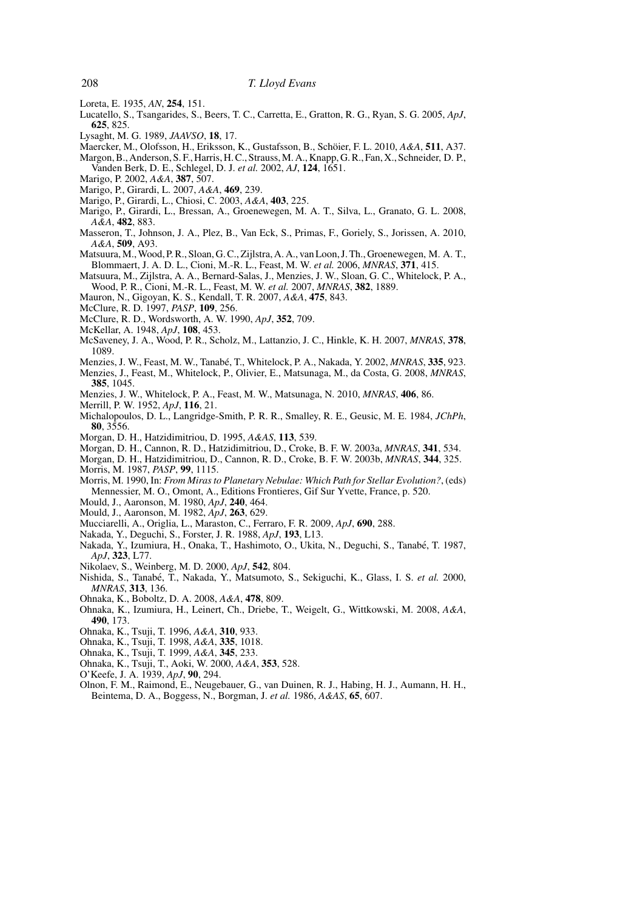Loreta, E. 1935, *AN*, **254**, 151.

Lucatello, S., Tsangarides, S., Beers, T. C., Carretta, E., Gratton, R. G., Ryan, S. G. 2005, *ApJ*, **625**, 825.

Lysaght, M. G. 1989, *JAAVSO*, **18**, 17.

Maercker, M., Olofsson, H., Eriksson, K., Gustafsson, B., Schöier, F. L. 2010, *A&A*, **511**, A37.

Margon, B., Anderson, S. F., Harris, H. C., Strauss, M. A., Knapp, G. R., Fan, X., Schneider, D. P., Vanden Berk, D. E., Schlegel, D. J. *et al.* 2002, *AJ*, **124**, 1651.

Marigo, P. 2002, *A&A*, **387**, 507.

Marigo, P., Girardi, L. 2007, *A&A*, **469**, 239.

Marigo, P., Girardi, L., Chiosi, C. 2003, *A&A*, **403**, 225.

Marigo, P., Girardi, L., Bressan, A., Groenewegen, M. A. T., Silva, L., Granato, G. L. 2008, *A&A*, **482**, 883.

Masseron, T., Johnson, J. A., Plez, B., Van Eck, S., Primas, F., Goriely, S., Jorissen, A. 2010, *A&A*, **509**, A93.

Matsuura, M., Wood, P. R., Sloan, G. C., Zijlstra, A. A., van Loon, J. Th., Groenewegen, M. A. T., Blommaert, J. A. D. L., Cioni, M.-R. L., Feast, M. W. *et al.* 2006, *MNRAS*, **371**, 415.

Matsuura, M., Zijlstra, A. A., Bernard-Salas, J., Menzies, J. W., Sloan, G. C., Whitelock, P. A., Wood, P. R., Cioni, M.-R. L., Feast, M. W. *et al.* 2007, *MNRAS*, **382**, 1889.

Mauron, N., Gigoyan, K. S., Kendall, T. R. 2007, *A&A*, **475**, 843.

McClure, R. D. 1997, *PASP*, **109**, 256.

McClure, R. D., Wordsworth, A. W. 1990, *ApJ*, **352**, 709.

McKellar, A. 1948, *ApJ*, **108**, 453.

McSaveney, J. A., Wood, P. R., Scholz, M., Lattanzio, J. C., Hinkle, K. H. 2007, *MNRAS*, **378**, 1089.

Menzies, J. W., Feast, M. W., Tanabé, T., Whitelock, P. A., Nakada, Y. 2002, *MNRAS*, **335**, 923.

Menzies, J., Feast, M., Whitelock, P., Olivier, E., Matsunaga, M., da Costa, G. 2008, *MNRAS*, **385**, 1045.

Menzies, J. W., Whitelock, P. A., Feast, M. W., Matsunaga, N. 2010, *MNRAS*, **406**, 86.

Merrill, P. W. 1952, *ApJ*, **116**, 21.

Michalopoulos, D. L., Langridge-Smith, P. R. R., Smalley, R. E., Geusic, M. E. 1984, *JChPh*, **80**, 3556.

Morgan, D. H., Hatzidimitriou, D. 1995, *A&AS*, **113**, 539.

Morgan, D. H., Cannon, R. D., Hatzidimitriou, D., Croke, B. F. W. 2003a, *MNRAS*, **341**, 534.

Morgan, D. H., Hatzidimitriou, D., Cannon, R. D., Croke, B. F. W. 2003b, *MNRAS*, **344**, 325.

Morris, M. 1987, *PASP*, **99**, 1115.

Morris, M. 1990, In: *From Miras to Planetary Nebulae: Which Path for Stellar Evolution?*, (eds) Mennessier, M. O., Omont, A., Editions Frontieres, Gif Sur Yvette, France, p. 520.

Mould, J., Aaronson, M. 1980, *ApJ*, **240**, 464.

Mould, J., Aaronson, M. 1982, *ApJ*, **263**, 629.

Mucciarelli, A., Origlia, L., Maraston, C., Ferraro, F. R. 2009, *ApJ*, **690**, 288.

Nakada, Y., Deguchi, S., Forster, J. R. 1988, *ApJ*, **193**, L13.

Nakada, Y., Izumiura, H., Onaka, T., Hashimoto, O., Ukita, N., Deguchi, S., Tanabé, T. 1987, *ApJ*, **323**, L77.

Nikolaev, S., Weinberg, M. D. 2000, *ApJ*, **542**, 804.

Nishida, S., Tanabé, T., Nakada, Y., Matsumoto, S., Sekiguchi, K., Glass, I. S. *et al.* 2000, *MNRAS*, **313**, 136.

Ohnaka, K., Boboltz, D. A. 2008, *A&A*, **478**, 809.

Ohnaka, K., Izumiura, H., Leinert, Ch., Driebe, T., Weigelt, G., Wittkowski, M. 2008, *A&A*, **490**, 173.

Ohnaka, K., Tsuji, T. 1996, *A&A*, **310**, 933.

Ohnaka, K., Tsuji, T. 1998, *A&A*, **335**, 1018.

Ohnaka, K., Tsuji, T. 1999, *A&A*, **345**, 233.

Ohnaka, K., Tsuji, T., Aoki, W. 2000, *A&A*, **353**, 528.

O'Keefe, J. A. 1939, *ApJ*, **90**, 294.

Olnon, F. M., Raimond, E., Neugebauer, G., van Duinen, R. J., Habing, H. J., Aumann, H. H., Beintema, D. A., Boggess, N., Borgman, J. *et al.* 1986, *A&AS*, **65**, 607.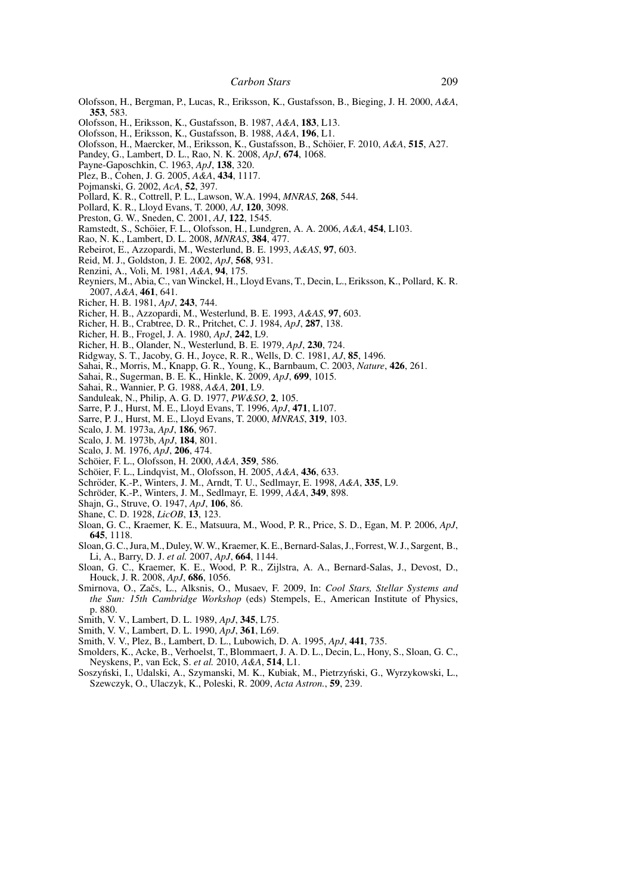Olofsson, H., Bergman, P., Lucas, R., Eriksson, K., Gustafsson, B., Bieging, J. H. 2000, *A&A*, **353**, 583.

Olofsson, H., Eriksson, K., Gustafsson, B. 1987, *A&A*, **183**, L13.

Olofsson, H., Eriksson, K., Gustafsson, B. 1988, *A&A*, **196**, L1.

Olofsson, H., Maercker, M., Eriksson, K., Gustafsson, B., Schöier, F. 2010, *A&A*, **515**, A27.

Pandey, G., Lambert, D. L., Rao, N. K. 2008, *ApJ*, **674**, 1068.

Payne-Gaposchkin, C. 1963, *ApJ*, **138**, 320.

Plez, B., Cohen, J. G. 2005, *A&A*, **434**, 1117.

Pojmanski, G. 2002, *AcA*, **52**, 397.

Pollard, K. R., Cottrell, P. L., Lawson, W.A. 1994, *MNRAS*, **268**, 544.

Pollard, K. R., Lloyd Evans, T. 2000, *AJ*, **120**, 3098.

Preston, G. W., Sneden, C. 2001, *AJ*, **122**, 1545.

Ramstedt, S., Schöier, F. L., Olofsson, H., Lundgren, A. A. 2006, *A&A*, **454**, L103.

Rao, N. K., Lambert, D. L. 2008, *MNRAS*, **384**, 477.

Rebeirot, E., Azzopardi, M., Westerlund, B. E. 1993, *A&AS*, **97**, 603.

Reid, M. J., Goldston, J. E. 2002, *ApJ*, **568**, 931.

Renzini, A., Voli, M. 1981, *A&A*, **94**, 175.

Reyniers, M., Abia, C., van Winckel, H., Lloyd Evans, T., Decin, L., Eriksson, K., Pollard, K. R. 2007, *A&A*, **461**, 641.

Richer, H. B. 1981, *ApJ*, **243**, 744.

Richer, H. B., Azzopardi, M., Westerlund, B. E. 1993, *A&AS*, **97**, 603.

Richer, H. B., Crabtree, D. R., Pritchet, C. J. 1984, *ApJ*, **287**, 138.

Richer, H. B., Frogel, J. A. 1980, *ApJ*, **242**, L9.

Richer, H. B., Olander, N., Westerlund, B. E. 1979, *ApJ*, **230**, 724.

Ridgway, S. T., Jacoby, G. H., Joyce, R. R., Wells, D. C. 1981, *AJ*, **85**, 1496.

Sahai, R., Morris, M., Knapp, G. R., Young, K., Barnbaum, C. 2003, *Nature*, **426**, 261.

Sahai, R., Sugerman, B. E. K., Hinkle, K. 2009, *ApJ*, **699**, 1015.

Sahai, R., Wannier, P. G. 1988, *A&A*, **201**, L9.

Sanduleak, N., Philip, A. G. D. 1977, *PW&SO*, **2**, 105.

Sarre, P. J., Hurst, M. E., Lloyd Evans, T. 1996, *ApJ*, **471**, L107.

Sarre, P. J., Hurst, M. E., Lloyd Evans, T. 2000, *MNRAS*, **319**, 103.

Scalo, J. M. 1973a, *ApJ*, **186**, 967.

Scalo, J. M. 1973b, *ApJ*, **184**, 801.

Scalo, J. M. 1976, *ApJ*, **206**, 474.

Schöier, F. L., Olofsson, H. 2000, *A&A*, **359**, 586.

Schöier, F. L., Lindqvist, M., Olofsson, H. 2005, *A&A*, **436**, 633.

Schröder, K.-P., Winters, J. M., Arndt, T. U., Sedlmayr, E. 1998, *A&A*, **335**, L9.

Schröder, K.-P., Winters, J. M., Sedlmayr, E. 1999, *A&A*, **349**, 898.

Shajn, G., Struve, O. 1947, *ApJ*, **106**, 86.

Shane, C. D. 1928, *LicOB*, **13**, 123.

Sloan, G. C., Kraemer, K. E., Matsuura, M., Wood, P. R., Price, S. D., Egan, M. P. 2006, *ApJ*, **645**, 1118.

Sloan, G. C., Jura, M., Duley, W. W., Kraemer, K. E., Bernard-Salas, J., Forrest, W. J., Sargent, B., Li, A., Barry, D. J. *et al.* 2007, *ApJ*, **664**, 1144.

Sloan, G. C., Kraemer, K. E., Wood, P. R., Zijlstra, A. A., Bernard-Salas, J., Devost, D., Houck, J. R. 2008, *ApJ*, **686**, 1056.

Smirnova, O., Začs, L., Alksnis, O., Musaev, F. 2009, In: *Cool Stars, Stellar Systems and the Sun: 15th Cambridge Workshop* (eds) Stempels, E., American Institute of Physics, p. 880.

Smith, V. V., Lambert, D. L. 1989, *ApJ*, **345**, L75.

Smith, V. V., Lambert, D. L. 1990, *ApJ*, **361**, L69.

Smith, V. V., Plez, B., Lambert, D. L., Lubowich, D. A. 1995, *ApJ*, **441**, 735.

Smolders, K., Acke, B., Verhoelst, T., Blommaert, J. A. D. L., Decin, L., Hony, S., Sloan, G. C., Neyskens, P., van Eck, S. *et al.* 2010, *A&A*, **514**, L1.

Soszyński, I., Udalski, A., Szymanski, M. K., Kubiak, M., Pietrzyński, G., Wyrzykowski, L., Szewczyk, O., Ulaczyk, K., Poleski, R. 2009, *Acta Astron.*, **59**, 239.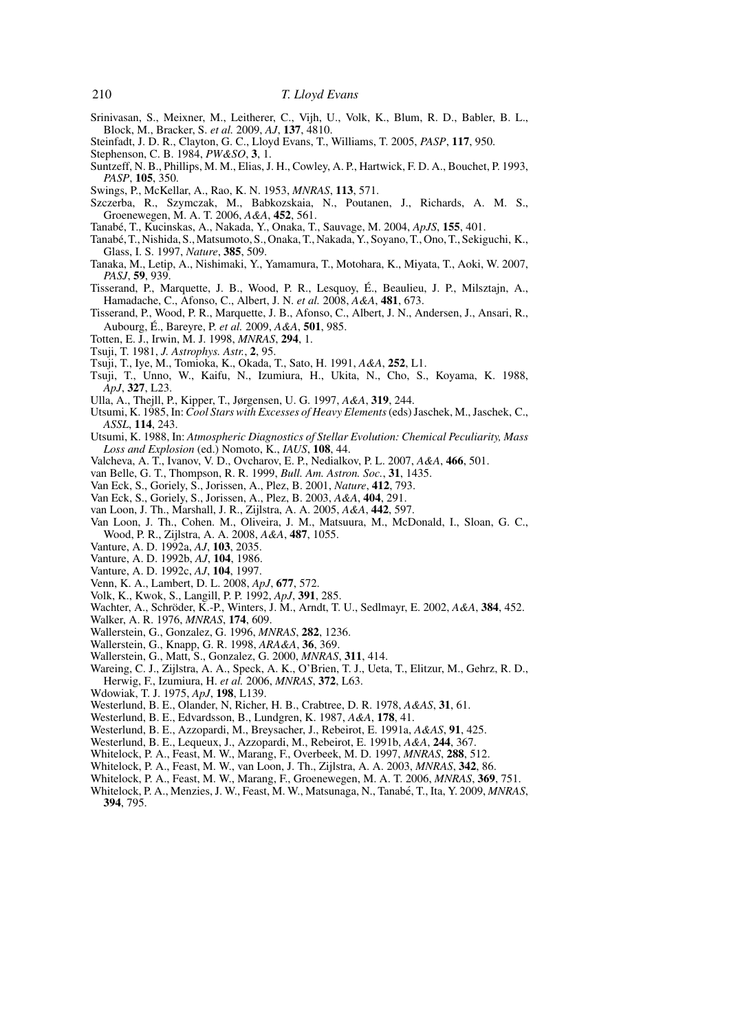Srinivasan, S., Meixner, M., Leitherer, C., Vijh, U., Volk, K., Blum, R. D., Babler, B. L., Block, M., Bracker, S. *et al.* 2009, *AJ*, **137**, 4810.

Steinfadt, J. D. R., Clayton, G. C., Lloyd Evans, T., Williams, T. 2005, *PASP*, **117**, 950.

Stephenson, C. B. 1984, *PW&SO*, **3**, 1.

Suntzeff, N. B., Phillips, M. M., Elias, J. H., Cowley, A. P., Hartwick, F. D. A., Bouchet, P. 1993, *PASP*, **105**, 350.

Swings, P., McKellar, A., Rao, K. N. 1953, *MNRAS*, **113**, 571.

Szczerba, R., Szymczak, M., Babkozskaia, N., Poutanen, J., Richards, A. M. S., Groenewegen, M. A. T. 2006, *A&A*, **452**, 561.

Tanabé, T., Kucinskas, A., Nakada, Y., Onaka, T., Sauvage, M. 2004, *ApJS*, **155**, 401.

Tanabé, T., Nishida, S., Matsumoto, S., Onaka, T., Nakada, Y., Soyano, T., Ono, T., Sekiguchi, K., Glass, I. S. 1997, *Nature*, **385**, 509.

Tanaka, M., Letip, A., Nishimaki, Y., Yamamura, T., Motohara, K., Miyata, T., Aoki, W. 2007, *PASJ*, **59**, 939.

Tisserand, P., Marquette, J. B., Wood, P. R., Lesquoy, É., Beaulieu, J. P., Milsztajn, A., Hamadache, C., Afonso, C., Albert, J. N. *et al.* 2008, *A&A*, **481**, 673.

Tisserand, P., Wood, P. R., Marquette, J. B., Afonso, C., Albert, J. N., Andersen, J., Ansari, R., Aubourg, É., Bareyre, P. *et al.* 2009, *A&A*, **501**, 985.

Totten, E. J., Irwin, M. J. 1998, *MNRAS*, **294**, 1.

Tsuji, T. 1981, *J. Astrophys. Astr.*, **2**, 95.

Tsuji, T., Iye, M., Tomioka, K., Okada, T., Sato, H. 1991, *A&A*, **252**, L1.

Tsuji, T., Unno, W., Kaifu, N., Izumiura, H., Ukita, N., Cho, S., Koyama, K. 1988, *ApJ*, **327**, L23.

Ulla, A., Thejll, P., Kipper, T., Jørgensen, U. G. 1997, *A&A*, **319**, 244.

Utsumi, K. 1985, In: *Cool Stars with Excesses of Heavy Elements* (eds) Jaschek, M., Jaschek, C., *ASSL*, **114**, 243.

Utsumi, K. 1988, In: *Atmospheric Diagnostics of Stellar Evolution: Chemical Peculiarity, Mass Loss and Explosion* (ed.) Nomoto, K., *IAUS*, **108**, 44.

Valcheva, A. T., Ivanov, V. D., Ovcharov, E. P., Nedialkov, P. L. 2007, *A&A*, **466**, 501.

van Belle, G. T., Thompson, R. R. 1999, *Bull. Am. Astron. Soc.*, **31**, 1435.

Van Eck, S., Goriely, S., Jorissen, A., Plez, B. 2001, *Nature*, **412**, 793.

Van Eck, S., Goriely, S., Jorissen, A., Plez, B. 2003, *A&A*, **404**, 291.

van Loon, J. Th., Marshall, J. R., Zijlstra, A. A. 2005, *A&A*, **442**, 597.

Van Loon, J. Th., Cohen. M., Oliveira, J. M., Matsuura, M., McDonald, I., Sloan, G. C., Wood, P. R., Zijlstra, A. A. 2008, *A&A*, **487**, 1055.

Vanture, A. D. 1992a, *AJ*, **103**, 2035.

Vanture, A. D. 1992b, *AJ*, **104**, 1986.

Vanture, A. D. 1992c, *AJ*, **104**, 1997.

Venn, K. A., Lambert, D. L. 2008, *ApJ*, **677**, 572.

Volk, K., Kwok, S., Langill, P. P. 1992, *ApJ*, **391**, 285.

Wachter, A., Schröder, K.-P., Winters, J. M., Arndt, T. U., Sedlmayr, E. 2002, *A&A*, **384**, 452.

Walker, A. R. 1976, *MNRAS*, **174**, 609.

Wallerstein, G., Gonzalez, G. 1996, *MNRAS*, **282**, 1236.

Wallerstein, G., Knapp, G. R. 1998, *ARA&A*, **36**, 369.

Wallerstein, G., Matt, S., Gonzalez, G. 2000, *MNRAS*, **311**, 414.

Wareing, C. J., Zijlstra, A. A., Speck, A. K., O'Brien, T. J., Ueta, T., Elitzur, M., Gehrz, R. D., Herwig, F., Izumiura, H. *et al.* 2006, *MNRAS*, **372**, L63.

Wdowiak, T. J. 1975, *ApJ*, **198**, L139.

Westerlund, B. E., Olander, N, Richer, H. B., Crabtree, D. R. 1978, *A&AS*, **31**, 61.

Westerlund, B. E., Edvardsson, B., Lundgren, K. 1987, *A&A*, **178**, 41.

Westerlund, B. E., Azzopardi, M., Breysacher, J., Rebeirot, E. 1991a, *A&AS*, **91**, 425.

Westerlund, B. E., Lequeux, J., Azzopardi, M., Rebeirot, E. 1991b, *A&A*, **244**, 367.

Whitelock, P. A., Feast, M. W., Marang, F., Overbeek, M. D. 1997, *MNRAS*, **288**, 512.

Whitelock, P. A., Feast, M. W., van Loon, J. Th., Zijlstra, A. A. 2003, *MNRAS*, **342**, 86.

Whitelock, P. A., Feast, M. W., Marang, F., Groenewegen, M. A. T. 2006, *MNRAS*, **369**, 751.

Whitelock, P. A., Menzies, J. W., Feast, M. W., Matsunaga, N., Tanabé, T., Ita, Y. 2009, *MNRAS*, **394**, 795.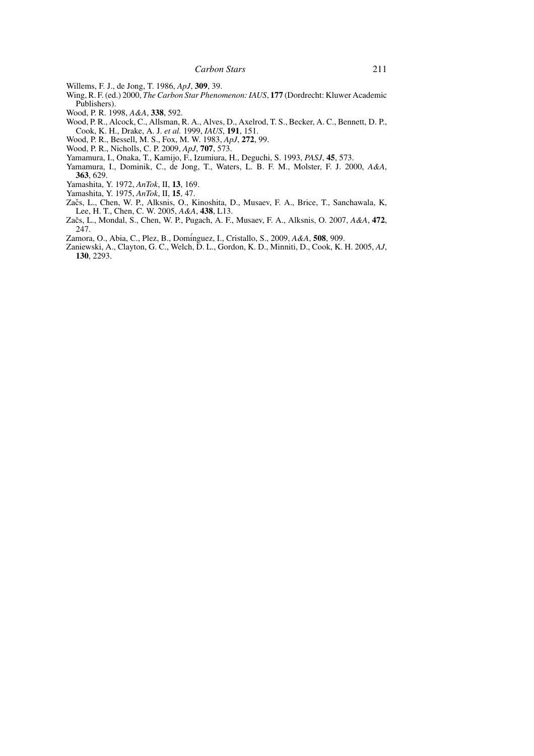Willems, F. J., de Jong, T. 1986, *ApJ*, **309**, 39.

Wing, R. F. (ed.) 2000, *The Carbon Star Phenomenon: IAUS*, **177** (Dordrecht: Kluwer Academic Publishers).

Wood, P. R. 1998, *A&A*, **338**, 592.

Wood, P. R., Alcock, C., Allsman, R. A., Alves, D., Axelrod, T. S., Becker, A. C., Bennett, D. P., Cook, K. H., Drake, A. J. *et al.* 1999, *IAUS*, **191**, 151.

Wood, P. R., Bessell, M. S., Fox, M. W. 1983, *ApJ*, **272**, 99.

Wood, P. R., Nicholls, C. P. 2009, *ApJ*, **707**, 573.

Yamamura, I., Onaka, T., Kamijo, F., Izumiura, H., Deguchi, S. 1993, *PASJ*, **45**, 573.

Yamamura, I., Dominik, C., de Jong, T., Waters, L. B. F. M., Molster, F. J. 2000, *A&A*, **363**, 629.

Yamashita, Y. 1972, *AnTok*, II, **13**, 169.

Yamashita, Y. 1975, *AnTok*, II, **15**, 47.

Začs, L., Chen, W. P., Alksnis, O., Kinoshita, D., Musaev, F. A., Brice, T., Sanchawala, K, Lee, H. T., Chen, C. W. 2005, *A&A*, **438**, L13.

Začs, L., Mondal, S., Chen, W. P., Pugach, A. F., Musaev, F. A., Alksnis, O. 2007, *A&A*, **472**, 247.

Zamora, O., Abia, C., Plez, B., Domínguez, I., Cristallo, S., 2009, *A&A*, **508**, 909.

Zaniewski, A., Clayton, G. C., Welch, D. L., Gordon, K. D., Minniti, D., Cook, K. H. 2005, *AJ*, **130**, 2293.